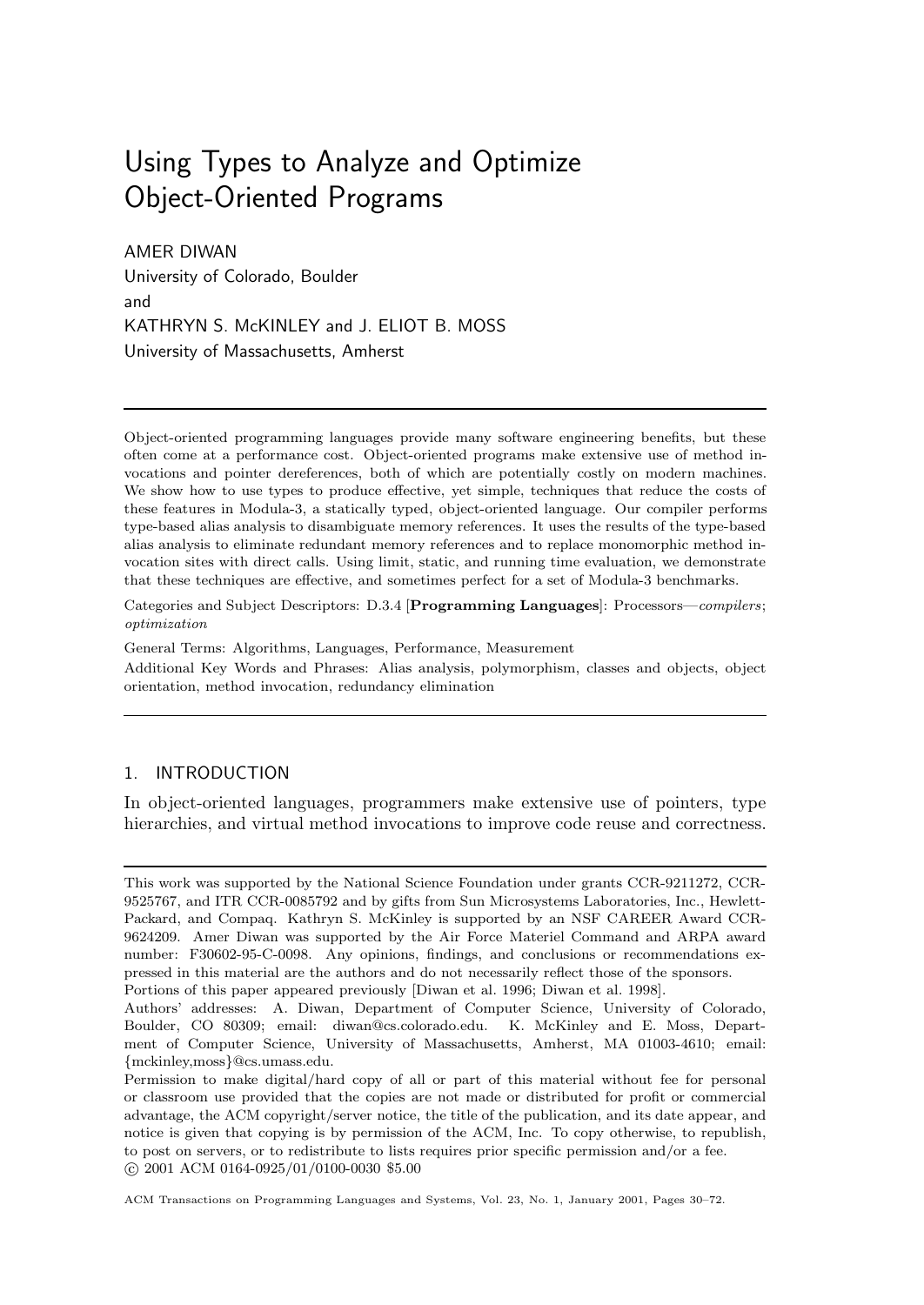# Using Types to Analyze and Optimize Object-Oriented Programs

AMER DIWAN
University of Colorado, Boulder
and
KATHRYN S. McKINLEY and J. ELIOT B. MOSS
University of Massachusetts, Amherst

---

Object-oriented programming languages provide many software engineering benefits, but these often come at a performance cost. Object-oriented programs make extensive use of method invocations and pointer dereferences, both of which are potentially costly on modern machines. We show how to use types to produce effective, yet simple, techniques that reduce the costs of these features in Modula-3, a statically typed, object-oriented language. Our compiler performs type-based alias analysis to disambiguate memory references. It uses the results of the type-based alias analysis to eliminate redundant memory references and to replace monomorphic method invocation sites with direct calls. Using limit, static, and running time evaluation, we demonstrate that these techniques are effective, and sometimes perfect for a set of Modula-3 benchmarks.

Categories and Subject Descriptors: D.3.4 [**Programming Languages**]: Processors—*compilers*; *optimization*

General Terms: Algorithms, Languages, Performance, Measurement

Additional Key Words and Phrases: Alias analysis, polymorphism, classes and objects, object orientation, method invocation, redundancy elimination

---

## 1. INTRODUCTION

In object-oriented languages, programmers make extensive use of pointers, type hierarchies, and virtual method invocations to improve code reuse and correctness.

---

This work was supported by the National Science Foundation under grants CCR-9211272, CCR-9525767, and ITR CCR-0085792 and by gifts from Sun Microsystems Laboratories, Inc., Hewlett-Packard, and Compaq. Kathryn S. McKinley is supported by an NSF CAREER Award CCR-9624209. Amer Diwan was supported by the Air Force Materiel Command and ARPA award number: F30602-95-C-0098. Any opinions, findings, and conclusions or recommendations expressed in this material are the authors and do not necessarily reflect those of the sponsors.
Portions of this paper appeared previously [Diwan et al. 1996; Diwan et al. 1998].

Authors' addresses: A. Diwan, Department of Computer Science, University of Colorado, Boulder, CO 80309; email: diwan@cs.colorado.edu. K. McKinley and E. Moss, Department of Computer Science, University of Massachusetts, Amherst, MA 01003-4610; email: {mckinley,moss}@cs.umass.edu.

Permission to make digital/hard copy of all or part of this material without fee for personal or classroom use provided that the copies are not made or distributed for profit or commercial advantage, the ACM copyright/server notice, the title of the publication, and its date appear, and notice is given that copying is by permission of the ACM, Inc. To copy otherwise, to republish, to post on servers, or to redistribute to lists requires prior specific permission and/or a fee.
© 2001 ACM 0164-0925/01/0100-0030 $5.00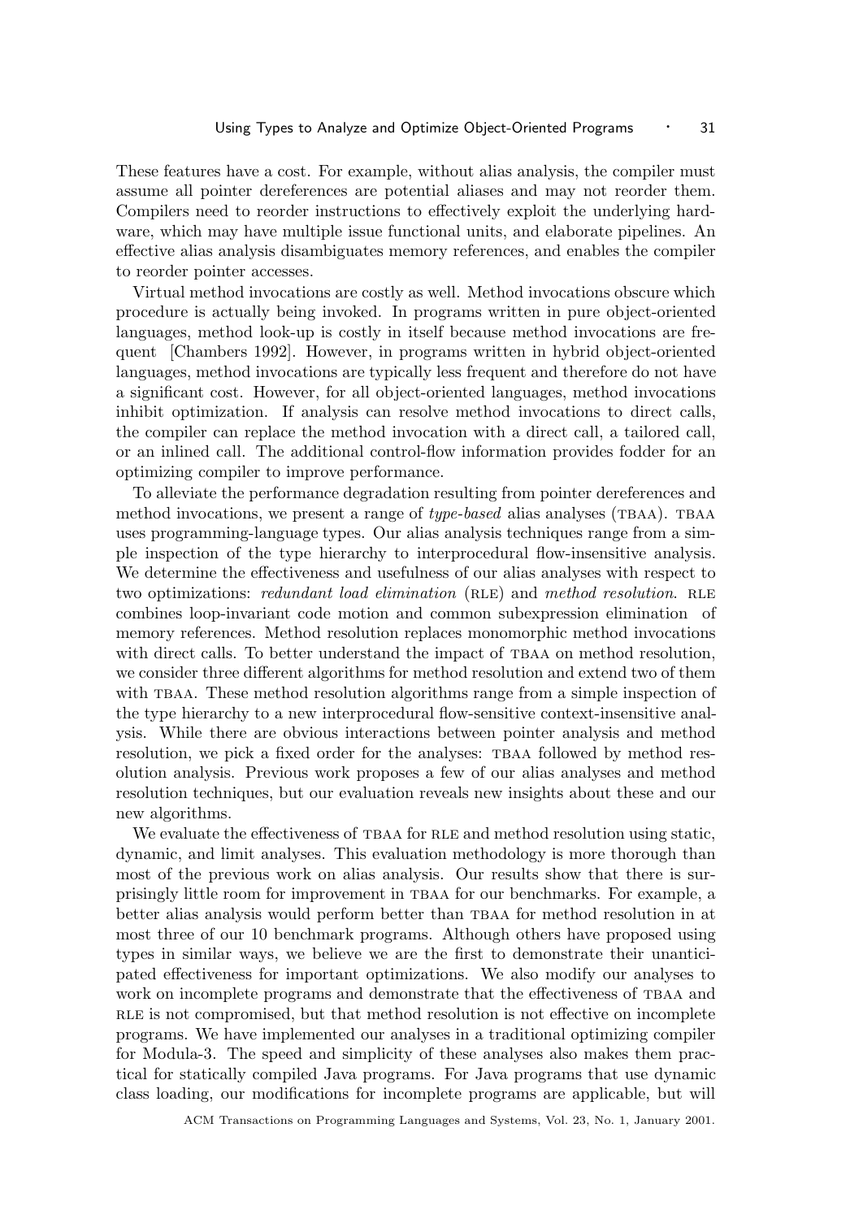These features have a cost. For example, without alias analysis, the compiler must assume all pointer dereferences are potential aliases and may not reorder them. Compilers need to reorder instructions to effectively exploit the underlying hardware, which may have multiple issue functional units, and elaborate pipelines. An effective alias analysis disambiguates memory references, and enables the compiler to reorder pointer accesses.

Virtual method invocations are costly as well. Method invocations obscure which procedure is actually being invoked. In programs written in pure object-oriented languages, method look-up is costly in itself because method invocations are frequent [Chambers 1992]. However, in programs written in hybrid object-oriented languages, method invocations are typically less frequent and therefore do not have a significant cost. However, for all object-oriented languages, method invocations inhibit optimization. If analysis can resolve method invocations to direct calls, the compiler can replace the method invocation with a direct call, a tailored call, or an inlined call. The additional control-flow information provides fodder for an optimizing compiler to improve performance.

To alleviate the performance degradation resulting from pointer dereferences and method invocations, we present a range of *type-based* alias analyses (TBAA). TBAA uses programming-language types. Our alias analysis techniques range from a simple inspection of the type hierarchy to interprocedural flow-insensitive analysis. We determine the effectiveness and usefulness of our alias analyses with respect to two optimizations: *redundant load elimination* (RLE) and *method resolution*. RLE combines loop-invariant code motion and common subexpression elimination of memory references. Method resolution replaces monomorphic method invocations with direct calls. To better understand the impact of TBAA on method resolution, we consider three different algorithms for method resolution and extend two of them with TBAA. These method resolution algorithms range from a simple inspection of the type hierarchy to a new interprocedural flow-sensitive context-insensitive analysis. While there are obvious interactions between pointer analysis and method resolution, we pick a fixed order for the analyses: TBAA followed by method resolution analysis. Previous work proposes a few of our alias analyses and method resolution techniques, but our evaluation reveals new insights about these and our new algorithms.

We evaluate the effectiveness of TBAA for RLE and method resolution using static, dynamic, and limit analyses. This evaluation methodology is more thorough than most of the previous work on alias analysis. Our results show that there is surprisingly little room for improvement in TBAA for our benchmarks. For example, a better alias analysis would perform better than TBAA for method resolution in at most three of our 10 benchmark programs. Although others have proposed using types in similar ways, we believe we are the first to demonstrate their unanticipated effectiveness for important optimizations. We also modify our analyses to work on incomplete programs and demonstrate that the effectiveness of TBAA and RLE is not compromised, but that method resolution is not effective on incomplete programs. We have implemented our analyses in a traditional optimizing compiler for Modula-3. The speed and simplicity of these analyses also makes them practical for statically compiled Java programs. For Java programs that use dynamic class loading, our modifications for incomplete programs are applicable, but will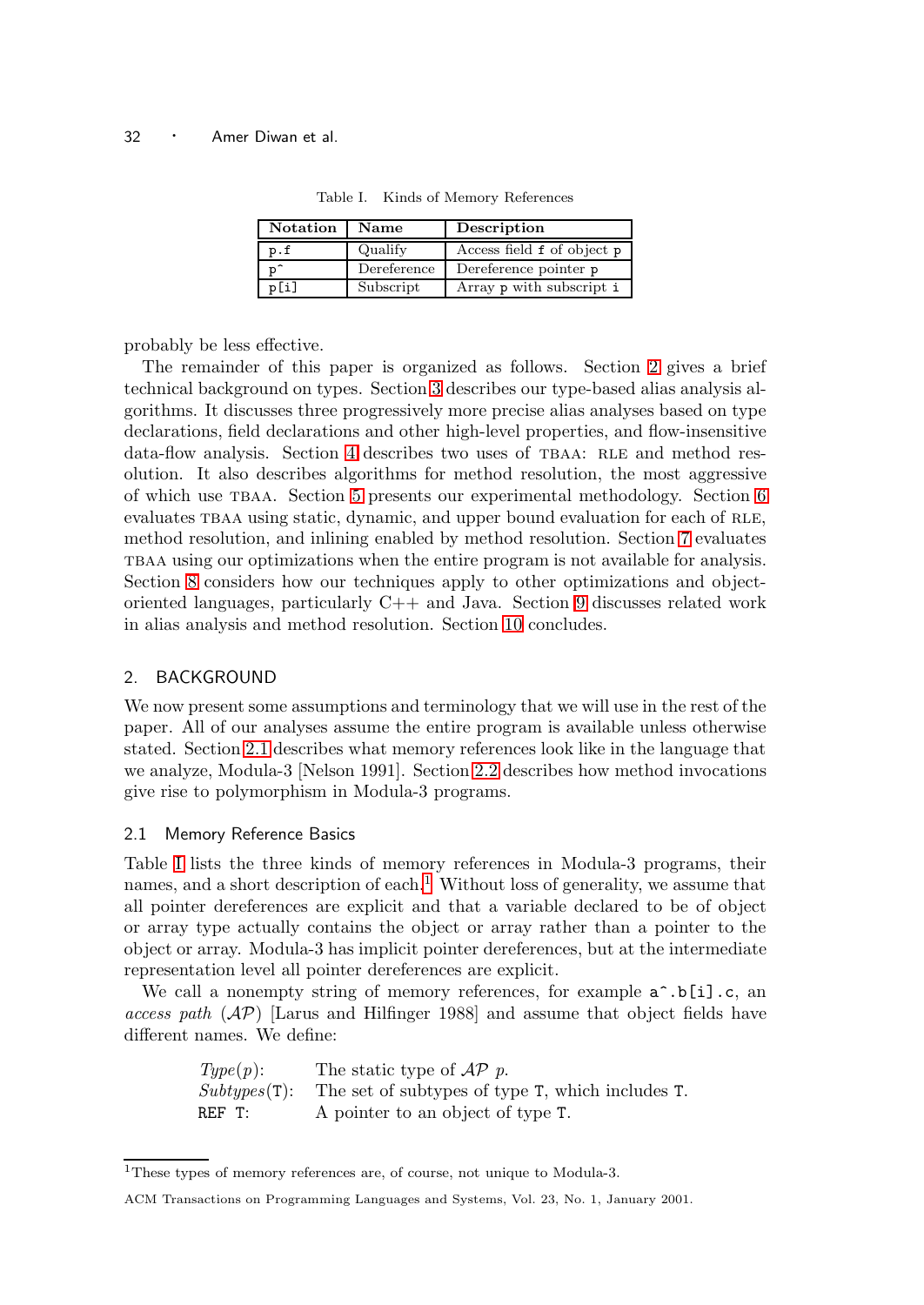Table I. Kinds of Memory References

| Notation | Name | Description |
|---|---|---|
| `p.f` | Qualify | Access field `f` of object `p` |
| `p^` | Dereference | Dereference pointer `p` |
| `p[i]` | Subscript | Array `p` with subscript `i` |

probably be less effective.

The remainder of this paper is organized as follows. Section 2 gives a brief technical background on types. Section 3 describes our type-based alias analysis algorithms. It discusses three progressively more precise alias analyses based on type declarations, field declarations and other high-level properties, and flow-insensitive data-flow analysis. Section 4 describes two uses of TBAA: RLE and method resolution. It also describes algorithms for method resolution, the most aggressive of which use TBAA. Section 5 presents our experimental methodology. Section 6 evaluates TBAA using static, dynamic, and upper bound evaluation for each of RLE, method resolution, and inlining enabled by method resolution. Section 7 evaluates TBAA using our optimizations when the entire program is not available for analysis. Section 8 considers how our techniques apply to other optimizations and object-oriented languages, particularly C++ and Java. Section 9 discusses related work in alias analysis and method resolution. Section 10 concludes.

## 2. BACKGROUND

We now present some assumptions and terminology that we will use in the rest of the paper. All of our analyses assume the entire program is available unless otherwise stated. Section 2.1 describes what memory references look like in the language that we analyze, Modula-3 [Nelson 1991]. Section 2.2 describes how method invocations give rise to polymorphism in Modula-3 programs.

### 2.1 Memory Reference Basics

Table I lists the three kinds of memory references in Modula-3 programs, their names, and a short description of each.[1] Without loss of generality, we assume that all pointer dereferences are explicit and that a variable declared to be of object or array type actually contains the object or array rather than a pointer to the object or array. Modula-3 has implicit pointer dereferences, but at the intermediate representation level all pointer dereferences are explicit.

We call a nonempty string of memory references, for example `a^.b[i].c`, an *access path* ($\mathcal{AP}$) [Larus and Hilfinger 1988] and assume that object fields have different names. We define:

| | |
|---|---|
| *Type*($p$): | The static type of $\mathcal{AP}$ $p$. |
| *Subtypes*(`T`): | The set of subtypes of type `T`, which includes `T`. |
| `REF T`: | A pointer to an object of type `T`. |

[1] These types of memory references are, of course, not unique to Modula-3.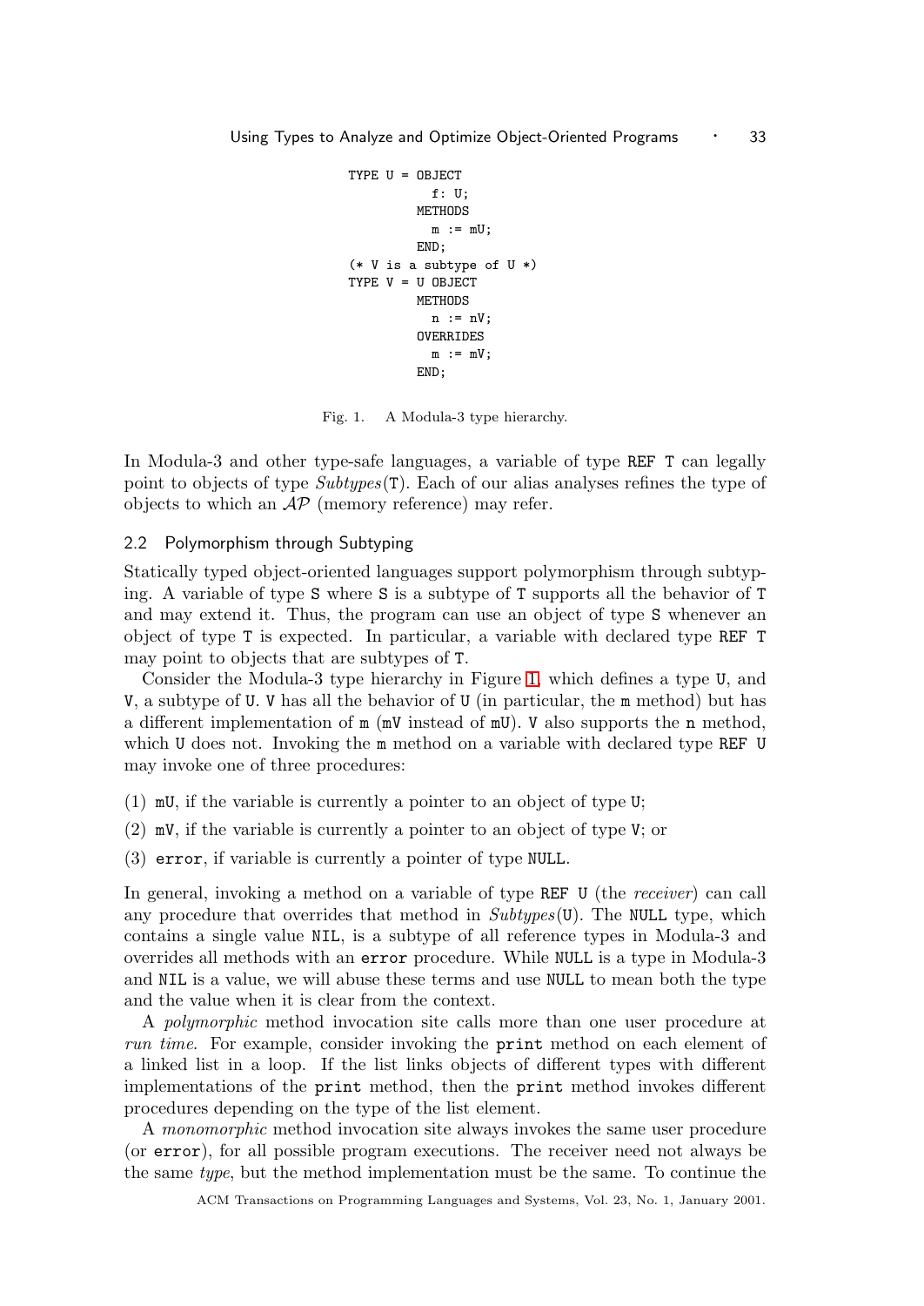```
TYPE U = OBJECT
           f: U;
         METHODS
           m := mU;
         END;
(* V is a subtype of U *)
TYPE V = U OBJECT
         METHODS
           n := nV;
         OVERRIDES
           m := mV;
         END;
```

Fig. 1. A Modula-3 type hierarchy.

In Modula-3 and other type-safe languages, a variable of type `REF T` can legally point to objects of type *Subtypes*(`T`). Each of our alias analyses refines the type of objects to which an $\mathcal{AP}$ (memory reference) may refer.

### 2.2 Polymorphism through Subtyping

Statically typed object-oriented languages support polymorphism through subtyping. A variable of type `S` where `S` is a subtype of `T` supports all the behavior of `T` and may extend it. Thus, the program can use an object of type `S` whenever an object of type `T` is expected. In particular, a variable with declared type `REF T` may point to objects that are subtypes of `T`.

Consider the Modula-3 type hierarchy in Figure 1, which defines a type `U`, and `V`, a subtype of `U`. `V` has all the behavior of `U` (in particular, the `m` method) but has a different implementation of `m` (`mV` instead of `mU`). `V` also supports the `n` method, which `U` does not. Invoking the `m` method on a variable with declared type `REF U` may invoke one of three procedures:

(1) `mU`, if the variable is currently a pointer to an object of type `U`;

(2) `mV`, if the variable is currently a pointer to an object of type `V`; or

(3) `error`, if variable is currently a pointer of type `NULL`.

In general, invoking a method on a variable of type `REF U` (the *receiver*) can call any procedure that overrides that method in *Subtypes*(`U`). The `NULL` type, which contains a single value `NIL`, is a subtype of all reference types in Modula-3 and overrides all methods with an `error` procedure. While `NULL` is a type in Modula-3 and `NIL` is a value, we will abuse these terms and use `NULL` to mean both the type and the value when it is clear from the context.

A *polymorphic* method invocation site calls more than one user procedure at *run time*. For example, consider invoking the `print` method on each element of a linked list in a loop. If the list links objects of different types with different implementations of the `print` method, then the `print` method invokes different procedures depending on the type of the list element.

A *monomorphic* method invocation site always invokes the same user procedure (or `error`), for all possible program executions. The receiver need not always be the same *type*, but the method implementation must be the same. To continue the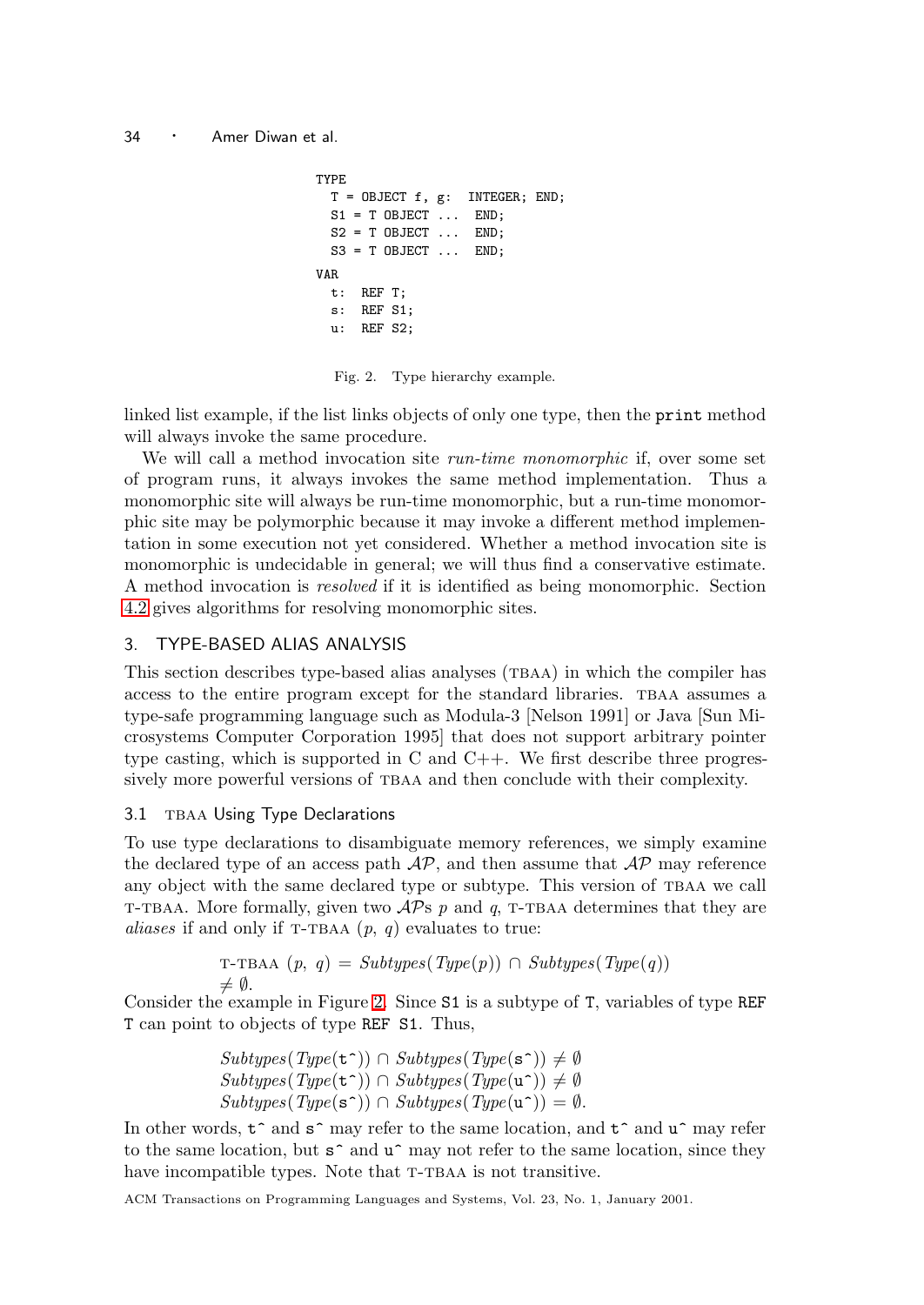```
TYPE
  T = OBJECT f, g:  INTEGER; END;
  S1 = T OBJECT ...  END;
  S2 = T OBJECT ...  END;
  S3 = T OBJECT ...  END;
VAR
  t:  REF T;
  s:  REF S1;
  u:  REF S2;
```

Fig. 2. Type hierarchy example.

linked list example, if the list links objects of only one type, then the `print` method will always invoke the same procedure.

We will call a method invocation site *run-time monomorphic* if, over some set of program runs, it always invokes the same method implementation. Thus a monomorphic site will always be run-time monomorphic, but a run-time monomorphic site may be polymorphic because it may invoke a different method implementation in some execution not yet considered. Whether a method invocation site is monomorphic is undecidable in general; we will thus find a conservative estimate. A method invocation is *resolved* if it is identified as being monomorphic. Section 4.2 gives algorithms for resolving monomorphic sites.

## 3. TYPE-BASED ALIAS ANALYSIS

This section describes type-based alias analyses (TBAA) in which the compiler has access to the entire program except for the standard libraries. TBAA assumes a type-safe programming language such as Modula-3 [Nelson 1991] or Java [Sun Microsystems Computer Corporation 1995] that does not support arbitrary pointer type casting, which is supported in C and C++. We first describe three progressively more powerful versions of TBAA and then conclude with their complexity.

### 3.1 TBAA Using Type Declarations

To use type declarations to disambiguate memory references, we simply examine the declared type of an access path $\mathcal{AP}$, and then assume that $\mathcal{AP}$ may reference any object with the same declared type or subtype. This version of TBAA we call T-TBAA. More formally, given two $\mathcal{AP}$s $p$ and $q$, T-TBAA determines that they are *aliases* if and only if T-TBAA $(p,\ q)$ evaluates to true:

$$\text{T-TBAA}\ (p,\ q) = \mathit{Subtypes}(\mathit{Type}(p)) \cap \mathit{Subtypes}(\mathit{Type}(q)) \neq \emptyset.$$

Consider the example in Figure 2. Since `S1` is a subtype of `T`, variables of type `REF T` can point to objects of type `REF S1`. Thus,

$$\mathit{Subtypes}(\mathit{Type}(\texttt{t\^{}})) \cap \mathit{Subtypes}(\mathit{Type}(\texttt{s\^{}})) \neq \emptyset$$
$$\mathit{Subtypes}(\mathit{Type}(\texttt{t\^{}})) \cap \mathit{Subtypes}(\mathit{Type}(\texttt{u\^{}})) \neq \emptyset$$
$$\mathit{Subtypes}(\mathit{Type}(\texttt{s\^{}})) \cap \mathit{Subtypes}(\mathit{Type}(\texttt{u\^{}})) = \emptyset.$$

In other words, `t^` and `s^` may refer to the same location, and `t^` and `u^` may refer to the same location, but `s^` and `u^` may not refer to the same location, since they have incompatible types. Note that T-TBAA is not transitive.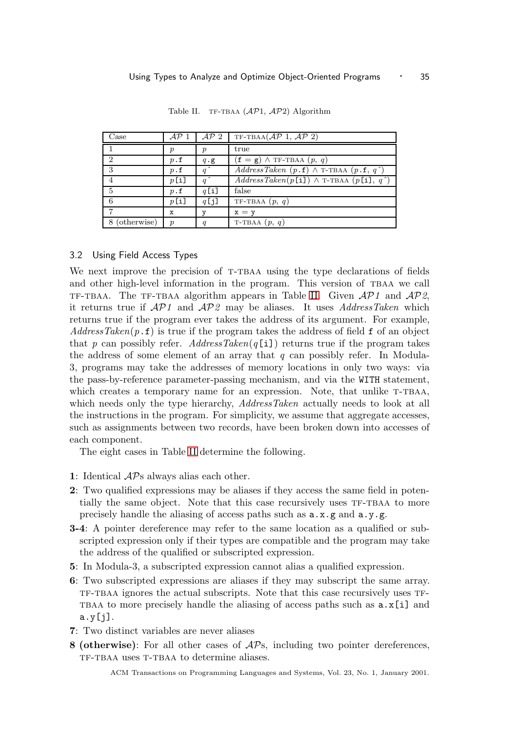Table II. TF-TBAA ($\mathcal{AP}$1, $\mathcal{AP}$2) Algorithm

| Case | $\mathcal{AP}$ 1 | $\mathcal{AP}$ 2 | TF-TBAA($\mathcal{AP}$ 1, $\mathcal{AP}$ 2) |
|---|---|---|---|
| 1 | $p$ | $p$ | true |
| 2 | $p$.f | $q$.g | (f = g) ∧ TF-TBAA ($p$, $q$) |
| 3 | $p$.f | $q$^ | *AddressTaken* ($p$.f) ∧ T-TBAA ($p$.f, $q$^) |
| 4 | $p$[i] | $q$^ | *AddressTaken*($p$[i]) ∧ T-TBAA ($p$[i], $q$^) |
| 5 | $p$.f | $q$[i] | false |
| 6 | $p$[i] | $q$[j] | TF-TBAA ($p$, $q$) |
| 7 | x | y | x = y |
| 8 (otherwise) | $p$ | $q$ | T-TBAA ($p$, $q$) |

### 3.2 Using Field Access Types

We next improve the precision of T-TBAA using the type declarations of fields and other high-level information in the program. This version of TBAA we call TF-TBAA. The TF-TBAA algorithm appears in Table II. Given $\mathcal{AP}$*1* and $\mathcal{AP}$*2*, it returns true if $\mathcal{AP}$*1* and $\mathcal{AP}$*2* may be aliases. It uses *AddressTaken* which returns true if the program ever takes the address of its argument. For example, *AddressTaken*($p$.f) is true if the program takes the address of field f of an object that $p$ can possibly refer. *AddressTaken*($q$[i]) returns true if the program takes the address of some element of an array that $q$ can possibly refer. In Modula-3, programs may take the addresses of memory locations in only two ways: via the pass-by-reference parameter-passing mechanism, and via the WITH statement, which creates a temporary name for an expression. Note, that unlike T-TBAA, which needs only the type hierarchy, *AddressTaken* actually needs to look at all the instructions in the program. For simplicity, we assume that aggregate accesses, such as assignments between two records, have been broken down into accesses of each component.

The eight cases in Table II determine the following.

- **1**: Identical $\mathcal{AP}$s always alias each other.
- **2**: Two qualified expressions may be aliases if they access the same field in potentially the same object. Note that this case recursively uses TF-TBAA to more precisely handle the aliasing of access paths such as a.x.g and a.y.g.
- **3-4**: A pointer dereference may refer to the same location as a qualified or subscripted expression only if their types are compatible and the program may take the address of the qualified or subscripted expression.
- **5**: In Modula-3, a subscripted expression cannot alias a qualified expression.
- **6**: Two subscripted expressions are aliases if they may subscript the same array. TF-TBAA ignores the actual subscripts. Note that this case recursively uses TF-TBAA to more precisely handle the aliasing of access paths such as a.x[i] and a.y[j].
- **7**: Two distinct variables are never aliases
- **8 (otherwise)**: For all other cases of $\mathcal{AP}$s, including two pointer dereferences, TF-TBAA uses T-TBAA to determine aliases.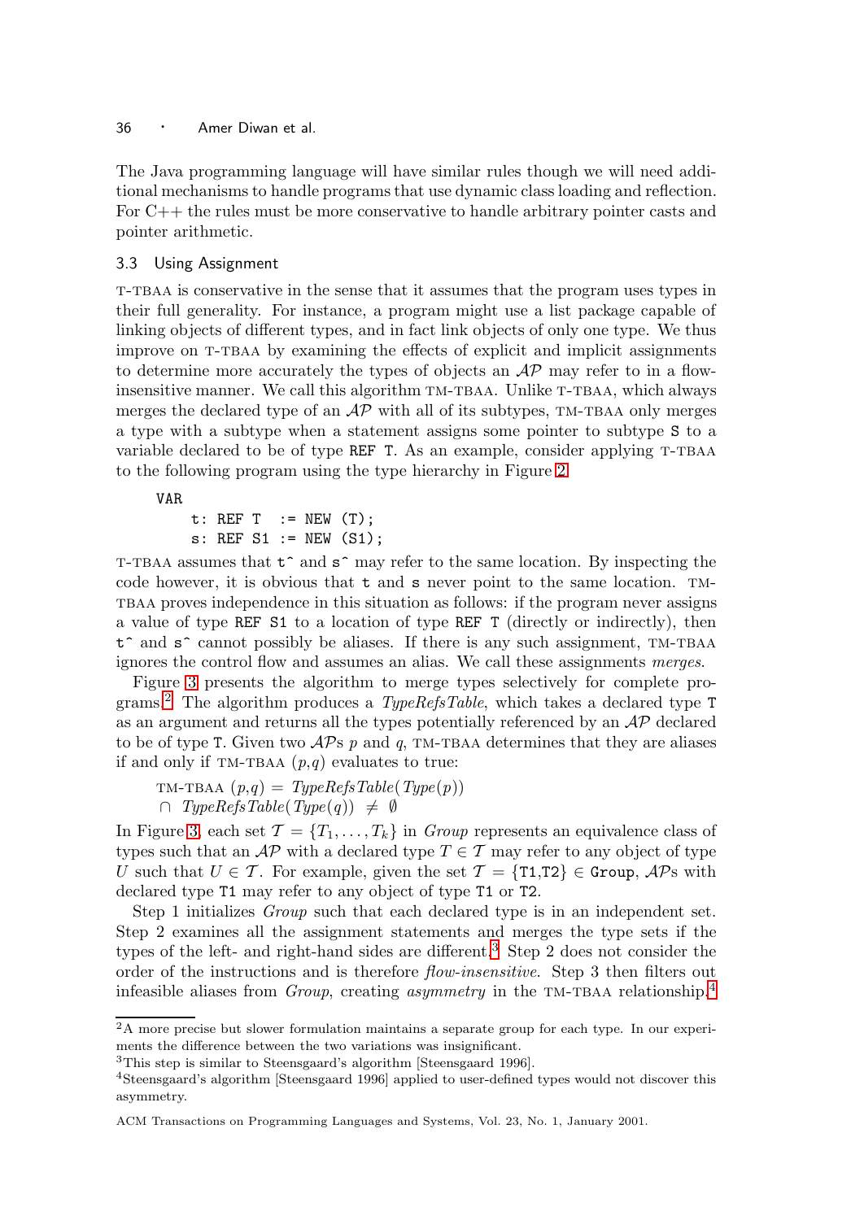The Java programming language will have similar rules though we will need additional mechanisms to handle programs that use dynamic class loading and reflection. For C++ the rules must be more conservative to handle arbitrary pointer casts and pointer arithmetic.

### 3.3 Using Assignment

T-TBAA is conservative in the sense that it assumes that the program uses types in their full generality. For instance, a program might use a list package capable of linking objects of different types, and in fact link objects of only one type. We thus improve on T-TBAA by examining the effects of explicit and implicit assignments to determine more accurately the types of objects an $\mathcal{AP}$ may refer to in a flow-insensitive manner. We call this algorithm TM-TBAA. Unlike T-TBAA, which always merges the declared type of an $\mathcal{AP}$ with all of its subtypes, TM-TBAA only merges a type with a subtype when a statement assigns some pointer to subtype `S` to a variable declared to be of type `REF T`. As an example, consider applying T-TBAA to the following program using the type hierarchy in Figure 2.

```
VAR
    t: REF T  := NEW (T);
    s: REF S1 := NEW (S1);
```

T-TBAA assumes that `t^` and `s^` may refer to the same location. By inspecting the code however, it is obvious that `t` and `s` never point to the same location. TM-TBAA proves independence in this situation as follows: if the program never assigns a value of type `REF S1` to a location of type `REF T` (directly or indirectly), then `t^` and `s^` cannot possibly be aliases. If there is any such assignment, TM-TBAA ignores the control flow and assumes an alias. We call these assignments *merges*.

Figure 3 presents the algorithm to merge types selectively for complete programs.[2] The algorithm produces a *TypeRefsTable*, which takes a declared type `T` as an argument and returns all the types potentially referenced by an $\mathcal{AP}$ declared to be of type `T`. Given two $\mathcal{AP}$s $p$ and $q$, TM-TBAA determines that they are aliases if and only if TM-TBAA $(p,q)$ evaluates to true:

$$\text{TM-TBAA } (p,q) = \mathit{TypeRefsTable}(\mathit{Type}(p)) \cap \mathit{TypeRefsTable}(\mathit{Type}(q)) \neq \emptyset$$

In Figure 3, each set $\mathcal{T} = \{T_1, \ldots, T_k\}$ in *Group* represents an equivalence class of types such that an $\mathcal{AP}$ with a declared type $T \in \mathcal{T}$ may refer to any object of type $U$ such that $U \in \mathcal{T}$. For example, given the set $\mathcal{T} = \{\mathtt{T1},\mathtt{T2}\} \in \mathtt{Group}$, $\mathcal{AP}$s with declared type `T1` may refer to any object of type `T1` or `T2`.

Step 1 initializes *Group* such that each declared type is in an independent set. Step 2 examines all the assignment statements and merges the type sets if the types of the left- and right-hand sides are different.[3] Step 2 does not consider the order of the instructions and is therefore *flow-insensitive*. Step 3 then filters out infeasible aliases from *Group*, creating *asymmetry* in the TM-TBAA relationship.[4]

---

[2] A more precise but slower formulation maintains a separate group for each type. In our experiments the difference between the two variations was insignificant.

[3] This step is similar to Steensgaard's algorithm [Steensgaard 1996].

[4] Steensgaard's algorithm [Steensgaard 1996] applied to user-defined types would not discover this asymmetry.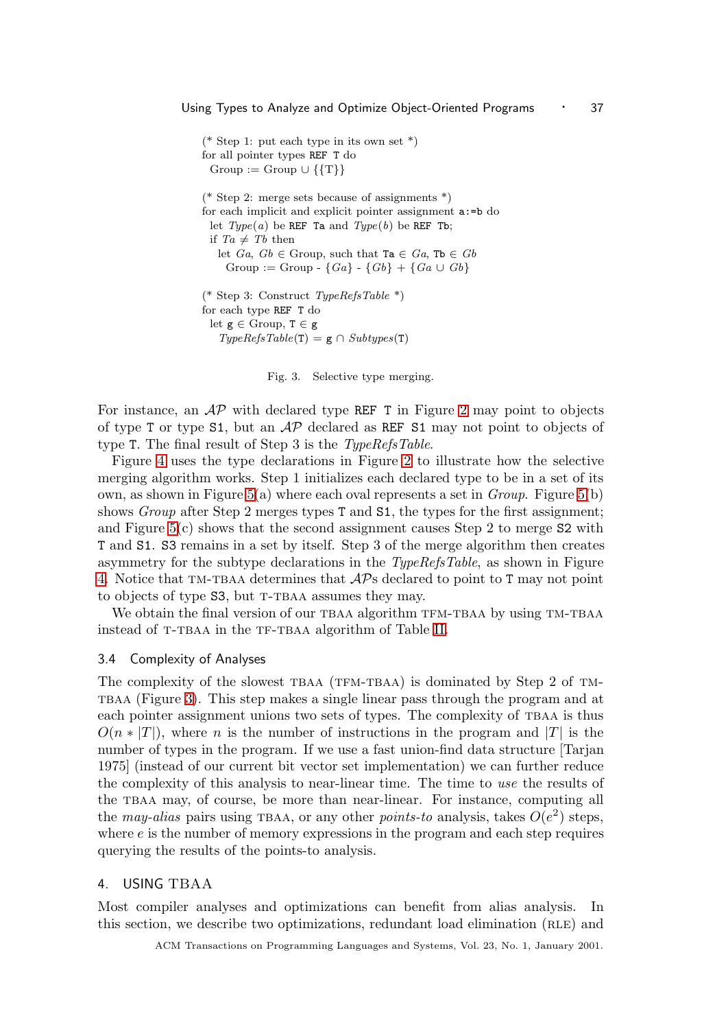```
(* Step 1: put each type in its own set *)
for all pointer types REF T do
  Group := Group ∪ {{T}}

(* Step 2: merge sets because of assignments *)
for each implicit and explicit pointer assignment a:=b do
  let Type(a) be REF Ta and Type(b) be REF Tb;
  if Ta ≠ Tb then
    let Ga, Gb ∈ Group, such that Ta ∈ Ga, Tb ∈ Gb
      Group := Group - {Ga} - {Gb} + {Ga ∪ Gb}

(* Step 3: Construct TypeRefsTable *)
for each type REF T do
  let g ∈ Group, T ∈ g
    TypeRefsTable(T) = g ∩ Subtypes(T)
```

Fig. 3. Selective type merging.

For instance, an $\mathcal{AP}$ with declared type `REF T` in Figure 2 may point to objects of type `T` or type `S1`, but an $\mathcal{AP}$ declared as `REF S1` may not point to objects of type `T`. The final result of Step 3 is the *TypeRefsTable*.

Figure 4 uses the type declarations in Figure 2 to illustrate how the selective merging algorithm works. Step 1 initializes each declared type to be in a set of its own, as shown in Figure 5(a) where each oval represents a set in *Group*. Figure 5(b) shows *Group* after Step 2 merges types `T` and `S1`, the types for the first assignment; and Figure 5(c) shows that the second assignment causes Step 2 to merge `S2` with `T` and `S1`. `S3` remains in a set by itself. Step 3 of the merge algorithm then creates asymmetry for the subtype declarations in the *TypeRefsTable*, as shown in Figure 4. Notice that TM-TBAA determines that $\mathcal{AP}$s declared to point to `T` may not point to objects of type `S3`, but T-TBAA assumes they may.

We obtain the final version of our TBAA algorithm TFM-TBAA by using TM-TBAA instead of T-TBAA in the TF-TBAA algorithm of Table II.

### 3.4 Complexity of Analyses

The complexity of the slowest TBAA (TFM-TBAA) is dominated by Step 2 of TM-TBAA (Figure 3). This step makes a single linear pass through the program and at each pointer assignment unions two sets of types. The complexity of TBAA is thus $O(n * |T|)$, where $n$ is the number of instructions in the program and $|T|$ is the number of types in the program. If we use a fast union-find data structure [Tarjan 1975] (instead of our current bit vector set implementation) we can further reduce the complexity of this analysis to near-linear time. The time to *use* the results of the TBAA may, of course, be more than near-linear. For instance, computing all the *may-alias* pairs using TBAA, or any other *points-to* analysis, takes $O(e^2)$ steps, where $e$ is the number of memory expressions in the program and each step requires querying the results of the points-to analysis.

## 4. USING TBAA

Most compiler analyses and optimizations can benefit from alias analysis. In this section, we describe two optimizations, redundant load elimination (RLE) and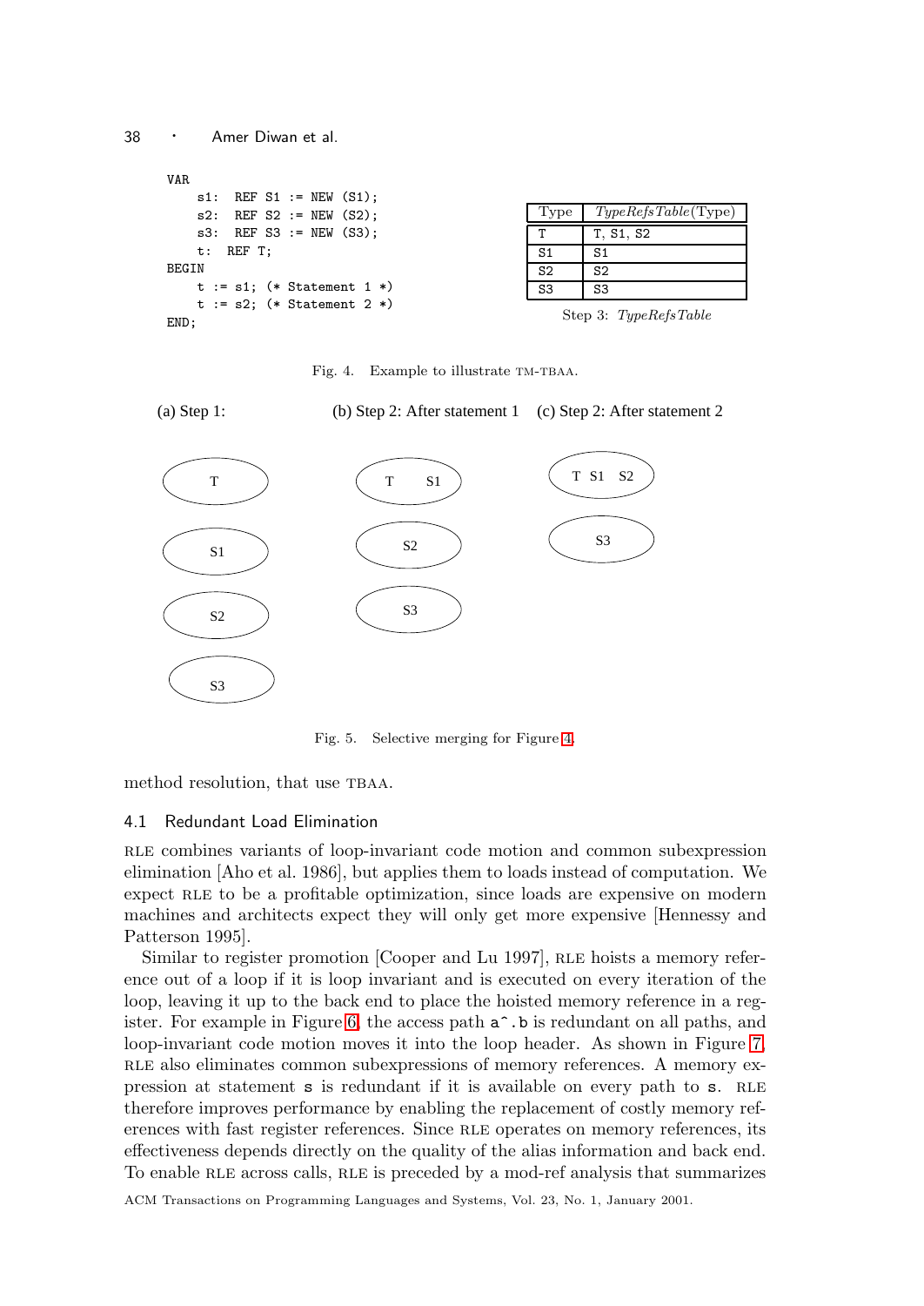```
VAR
    s1:  REF S1 := NEW (S1);
    s2:  REF S2 := NEW (S2);
    s3:  REF S3 := NEW (S3);
    t:  REF T;
BEGIN
    t := s1; (* Statement 1 *)
    t := s2; (* Statement 2 *)
END;
```

| Type | *TypeRefsTable*(Type) |
|---|---|
| T | T, S1, S2 |
| S1 | S1 |
| S2 | S2 |
| S3 | S3 |

Step 3: *TypeRefsTable*

Fig. 4. Example to illustrate TM-TBAA.

(a) Step 1: {T}, {S1}, {S2}, {S3}

(b) Step 2: After statement 1: {T S1}, {S2}, {S3}

(c) Step 2: After statement 2: {T S1 S2}, {S3}

Fig. 5. Selective merging for Figure 4.

method resolution, that use TBAA.

### 4.1 Redundant Load Elimination

RLE combines variants of loop-invariant code motion and common subexpression elimination [Aho et al. 1986], but applies them to loads instead of computation. We expect RLE to be a profitable optimization, since loads are expensive on modern machines and architects expect they will only get more expensive [Hennessy and Patterson 1995].

Similar to register promotion [Cooper and Lu 1997], RLE hoists a memory reference out of a loop if it is loop invariant and is executed on every iteration of the loop, leaving it up to the back end to place the hoisted memory reference in a register. For example in Figure 6, the access path `a^.b` is redundant on all paths, and loop-invariant code motion moves it into the loop header. As shown in Figure 7, RLE also eliminates common subexpressions of memory references. A memory expression at statement `s` is redundant if it is available on every path to `s`. RLE therefore improves performance by enabling the replacement of costly memory references with fast register references. Since RLE operates on memory references, its effectiveness depends directly on the quality of the alias information and back end. To enable RLE across calls, RLE is preceded by a mod-ref analysis that summarizes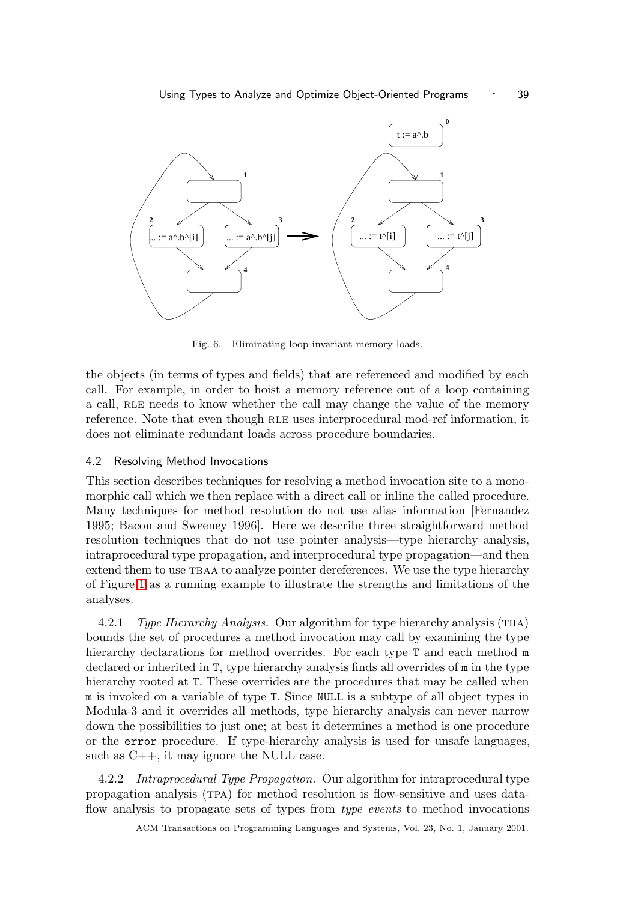Fig. 6. Eliminating loop-invariant memory loads.

the objects (in terms of types and fields) that are referenced and modified by each call. For example, in order to hoist a memory reference out of a loop containing a call, RLE needs to know whether the call may change the value of the memory reference. Note that even though RLE uses interprocedural mod-ref information, it does not eliminate redundant loads across procedure boundaries.

### 4.2 Resolving Method Invocations

This section describes techniques for resolving a method invocation site to a monomorphic call which we then replace with a direct call or inline the called procedure. Many techniques for method resolution do not use alias information [Fernandez 1995; Bacon and Sweeney 1996]. Here we describe three straightforward method resolution techniques that do not use pointer analysis—type hierarchy analysis, intraprocedural type propagation, and interprocedural type propagation—and then extend them to use TBAA to analyze pointer dereferences. We use the type hierarchy of Figure 1 as a running example to illustrate the strengths and limitations of the analyses.

4.2.1 *Type Hierarchy Analysis.* Our algorithm for type hierarchy analysis (THA) bounds the set of procedures a method invocation may call by examining the type hierarchy declarations for method overrides. For each type `T` and each method `m` declared or inherited in `T`, type hierarchy analysis finds all overrides of `m` in the type hierarchy rooted at `T`. These overrides are the procedures that may be called when `m` is invoked on a variable of type `T`. Since `NULL` is a subtype of all object types in Modula-3 and it overrides all methods, type hierarchy analysis can never narrow down the possibilities to just one; at best it determines a method is one procedure or the `error` procedure. If type-hierarchy analysis is used for unsafe languages, such as C++, it may ignore the NULL case.

4.2.2 *Intraprocedural Type Propagation.* Our algorithm for intraprocedural type propagation analysis (TPA) for method resolution is flow-sensitive and uses dataflow analysis to propagate sets of types from *type events* to method invocations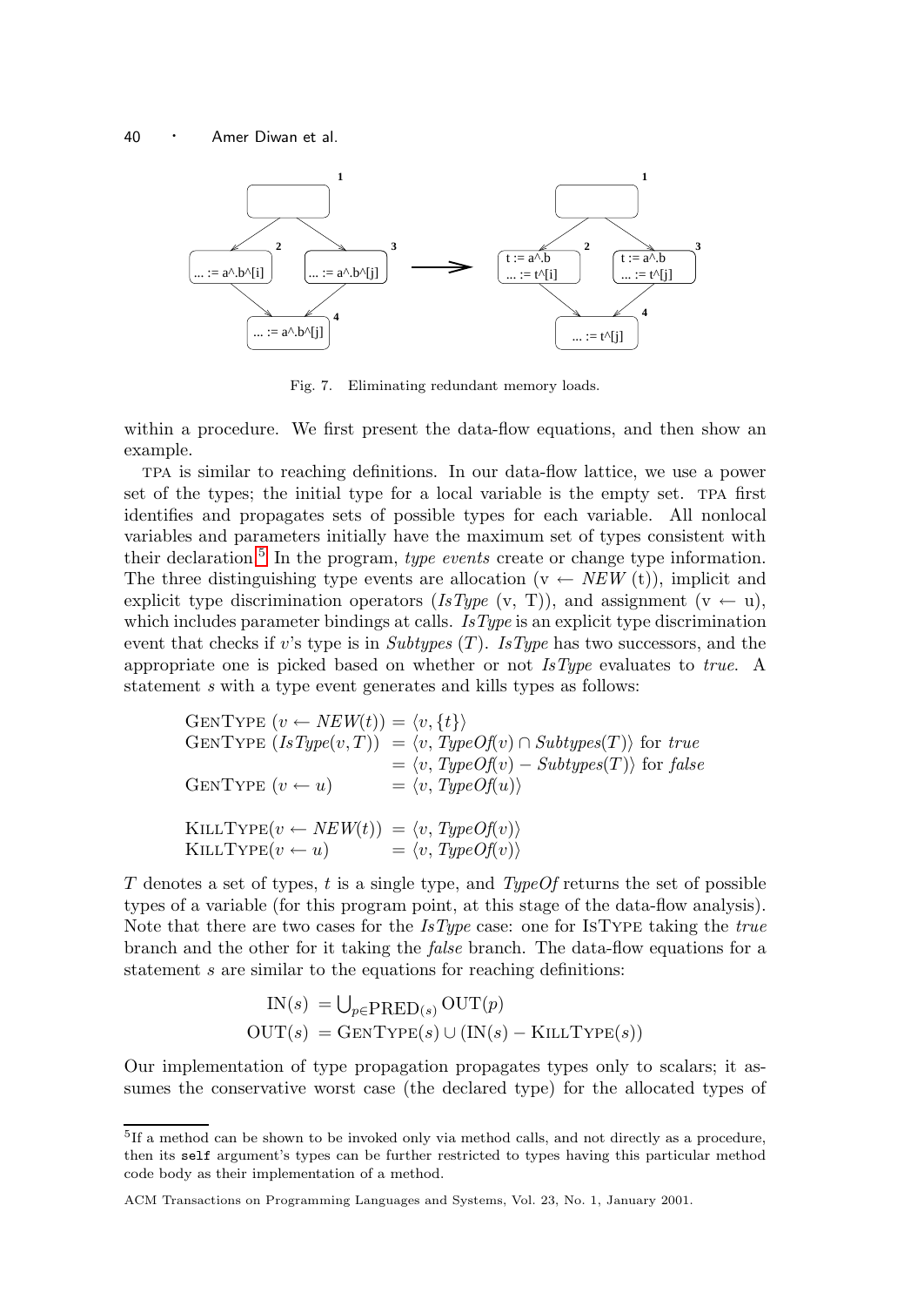Fig. 7. Eliminating redundant memory loads.

within a procedure. We first present the data-flow equations, and then show an example.

TPA is similar to reaching definitions. In our data-flow lattice, we use a power set of the types; the initial type for a local variable is the empty set. TPA first identifies and propagates sets of possible types for each variable. All nonlocal variables and parameters initially have the maximum set of types consistent with their declaration.[5] In the program, *type events* create or change type information. The three distinguishing type events are allocation (v ← *NEW* (t)), implicit and explicit type discrimination operators (*IsType* (v, T)), and assignment (v ← u), which includes parameter bindings at calls. *IsType* is an explicit type discrimination event that checks if $v$'s type is in *Subtypes* ($T$). *IsType* has two successors, and the appropriate one is picked based on whether or not *IsType* evaluates to *true*. A statement $s$ with a type event generates and kills types as follows:

$$
\begin{aligned}
\text{GenType}\ (v \leftarrow \mathit{NEW}(t)) &= \langle v, \{t\}\rangle \\
\text{GenType}\ (\mathit{IsType}(v, T)) &= \langle v, \mathit{TypeOf}(v) \cap \mathit{Subtypes}(T)\rangle \text{ for } \mathit{true} \\
&= \langle v, \mathit{TypeOf}(v) - \mathit{Subtypes}(T)\rangle \text{ for } \mathit{false} \\
\text{GenType}\ (v \leftarrow u) &= \langle v, \mathit{TypeOf}(u)\rangle \\
\\
\text{KillType}(v \leftarrow \mathit{NEW}(t)) &= \langle v, \mathit{TypeOf}(v)\rangle \\
\text{KillType}(v \leftarrow u) &= \langle v, \mathit{TypeOf}(v)\rangle
\end{aligned}
$$

$T$ denotes a set of types, $t$ is a single type, and *TypeOf* returns the set of possible types of a variable (for this program point, at this stage of the data-flow analysis). Note that there are two cases for the *IsType* case: one for IsType taking the *true* branch and the other for it taking the *false* branch. The data-flow equations for a statement $s$ are similar to the equations for reaching definitions:

$$
\begin{aligned}
\text{IN}(s) &= \textstyle\bigcup_{p \in \text{PRED}(s)} \text{OUT}(p) \\
\text{OUT}(s) &= \text{GenType}(s) \cup (\text{IN}(s) - \text{KillType}(s))
\end{aligned}
$$

Our implementation of type propagation propagates types only to scalars; it assumes the conservative worst case (the declared type) for the allocated types of

[5] If a method can be shown to be invoked only via method calls, and not directly as a procedure, then its `self` argument's types can be further restricted to types having this particular method code body as their implementation of a method.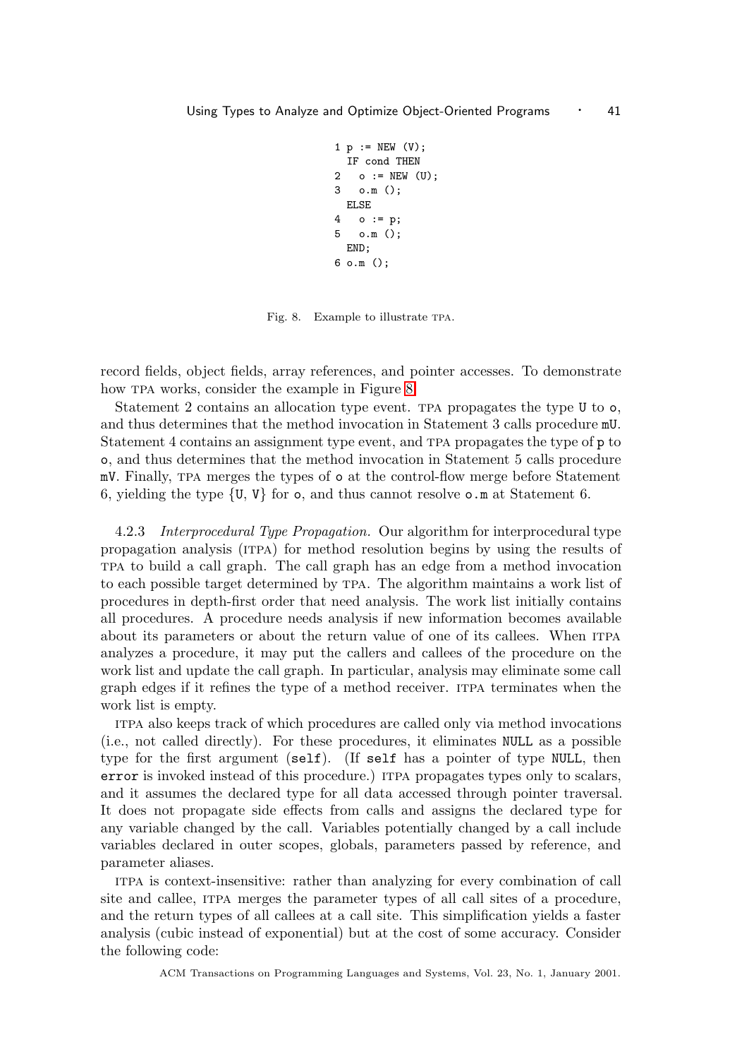```
1 p := NEW (V);
  IF cond THEN
2   o := NEW (U);
3   o.m ();
  ELSE
4   o := p;
5   o.m ();
  END;
6 o.m ();
```

Fig. 8. Example to illustrate TPA.

record fields, object fields, array references, and pointer accesses. To demonstrate how TPA works, consider the example in Figure 8.

Statement 2 contains an allocation type event. TPA propagates the type `U` to `o`, and thus determines that the method invocation in Statement 3 calls procedure `mU`. Statement 4 contains an assignment type event, and TPA propagates the type of `p` to `o`, and thus determines that the method invocation in Statement 5 calls procedure `mV`. Finally, TPA merges the types of `o` at the control-flow merge before Statement 6, yielding the type {`U`, `V`} for `o`, and thus cannot resolve `o.m` at Statement 6.

4.2.3 *Interprocedural Type Propagation.* Our algorithm for interprocedural type propagation analysis (ITPA) for method resolution begins by using the results of TPA to build a call graph. The call graph has an edge from a method invocation to each possible target determined by TPA. The algorithm maintains a work list of procedures in depth-first order that need analysis. The work list initially contains all procedures. A procedure needs analysis if new information becomes available about its parameters or about the return value of one of its callees. When ITPA analyzes a procedure, it may put the callers and callees of the procedure on the work list and update the call graph. In particular, analysis may eliminate some call graph edges if it refines the type of a method receiver. ITPA terminates when the work list is empty.

ITPA also keeps track of which procedures are called only via method invocations (i.e., not called directly). For these procedures, it eliminates `NULL` as a possible type for the first argument (`self`). (If `self` has a pointer of type `NULL`, then `error` is invoked instead of this procedure.) ITPA propagates types only to scalars, and it assumes the declared type for all data accessed through pointer traversal. It does not propagate side effects from calls and assigns the declared type for any variable changed by the call. Variables potentially changed by a call include variables declared in outer scopes, globals, parameters passed by reference, and parameter aliases.

ITPA is context-insensitive: rather than analyzing for every combination of call site and callee, ITPA merges the parameter types of all call sites of a procedure, and the return types of all callees at a call site. This simplification yields a faster analysis (cubic instead of exponential) but at the cost of some accuracy. Consider the following code: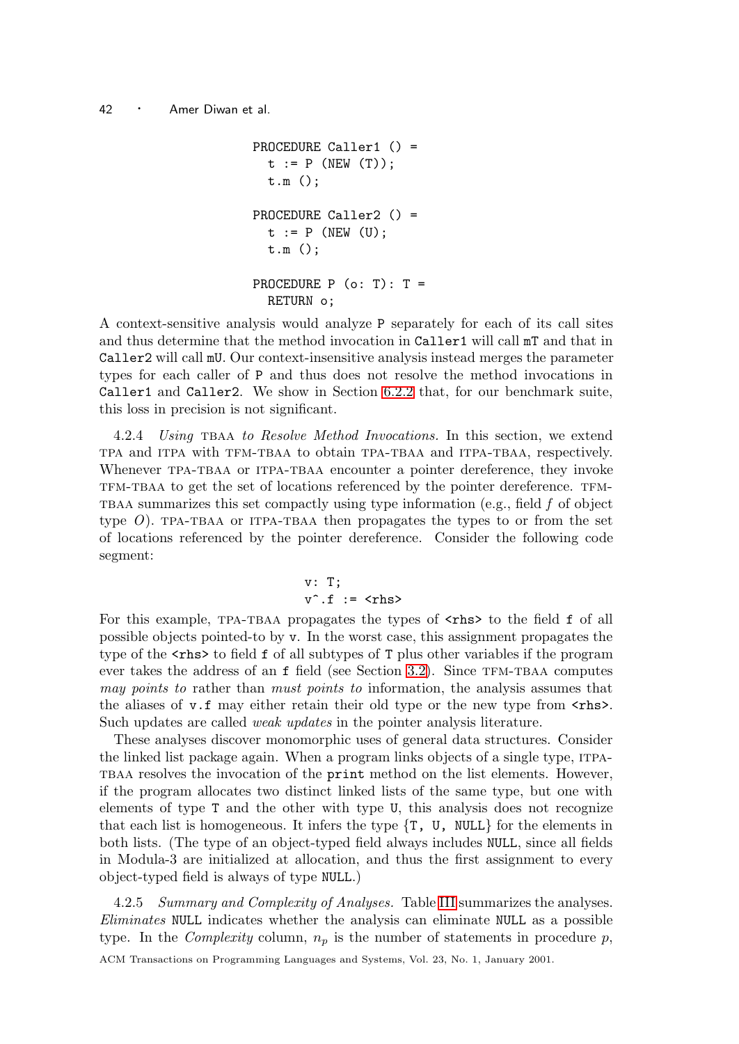```
PROCEDURE Caller1 () =
  t := P (NEW (T));
  t.m ();

PROCEDURE Caller2 () =
  t := P (NEW (U);
  t.m ();

PROCEDURE P (o: T): T =
  RETURN o;
```

A context-sensitive analysis would analyze `P` separately for each of its call sites and thus determine that the method invocation in `Caller1` will call `mT` and that in `Caller2` will call `mU`. Our context-insensitive analysis instead merges the parameter types for each caller of `P` and thus does not resolve the method invocations in `Caller1` and `Caller2`. We show in Section 6.2.2 that, for our benchmark suite, this loss in precision is not significant.

4.2.4 *Using* TBAA *to Resolve Method Invocations.* In this section, we extend TPA and ITPA with TFM-TBAA to obtain TPA-TBAA and ITPA-TBAA, respectively. Whenever TPA-TBAA or ITPA-TBAA encounter a pointer dereference, they invoke TFM-TBAA to get the set of locations referenced by the pointer dereference. TFM-TBAA summarizes this set compactly using type information (e.g., field $f$ of object type $O$). TPA-TBAA or ITPA-TBAA then propagates the types to or from the set of locations referenced by the pointer dereference. Consider the following code segment:

```
v: T;
v^.f := <rhs>
```

For this example, TPA-TBAA propagates the types of `<rhs>` to the field `f` of all possible objects pointed-to by `v`. In the worst case, this assignment propagates the type of the `<rhs>` to field `f` of all subtypes of `T` plus other variables if the program ever takes the address of an `f` field (see Section 3.2). Since TFM-TBAA computes *may points to* rather than *must points to* information, the analysis assumes that the aliases of `v.f` may either retain their old type or the new type from `<rhs>`. Such updates are called *weak updates* in the pointer analysis literature.

These analyses discover monomorphic uses of general data structures. Consider the linked list package again. When a program links objects of a single type, ITPA-TBAA resolves the invocation of the `print` method on the list elements. However, if the program allocates two distinct linked lists of the same type, but one with elements of type `T` and the other with type `U`, this analysis does not recognize that each list is homogeneous. It infers the type {`T, U, NULL`} for the elements in both lists. (The type of an object-typed field always includes `NULL`, since all fields in Modula-3 are initialized at allocation, and thus the first assignment to every object-typed field is always of type `NULL`.)

4.2.5 *Summary and Complexity of Analyses.* Table III summarizes the analyses. *Eliminates* `NULL` indicates whether the analysis can eliminate `NULL` as a possible type. In the *Complexity* column, $n_p$ is the number of statements in procedure $p$,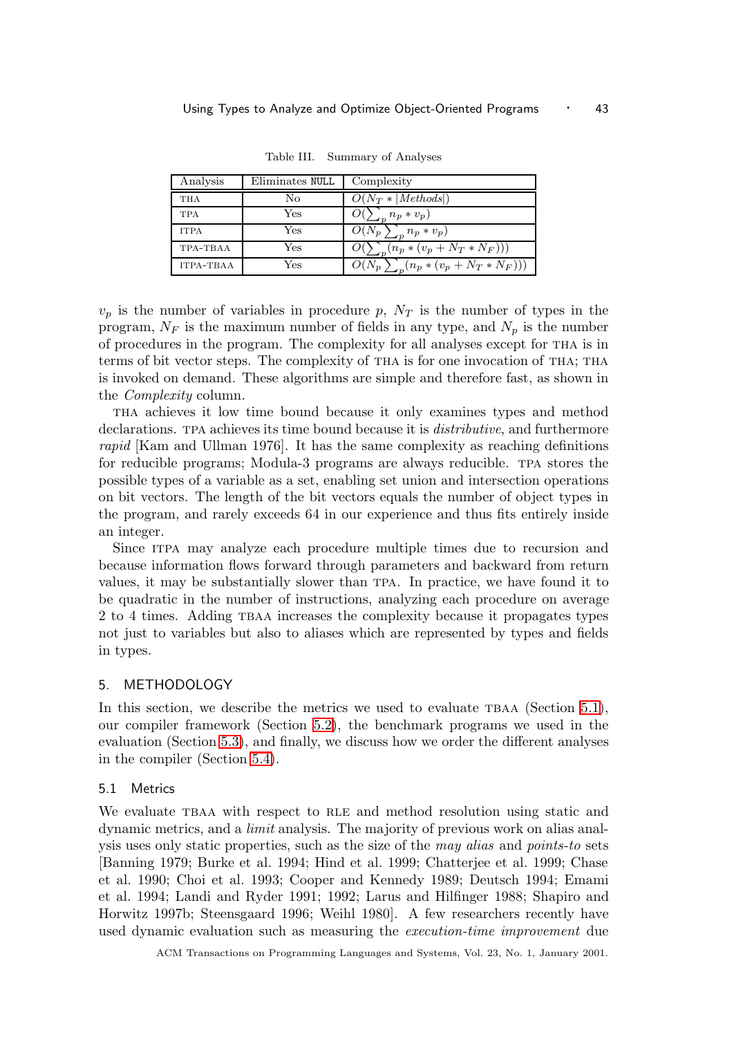Table III. Summary of Analyses

| Analysis | Eliminates `NULL` | Complexity |
| --- | --- | --- |
| THA | No | $O(N_T * \|Methods\|)$ |
| TPA | Yes | $O(\sum_p n_p * v_p)$ |
| ITPA | Yes | $O(N_p \sum_p n_p * v_p)$ |
| TPA-TBAA | Yes | $O(\sum_p (n_p * (v_p + N_T * N_F)))$ |
| ITPA-TBAA | Yes | $O(N_p \sum_p (n_p * (v_p + N_T * N_F)))$ |

$v_p$ is the number of variables in procedure $p$, $N_T$ is the number of types in the program, $N_F$ is the maximum number of fields in any type, and $N_p$ is the number of procedures in the program. The complexity for all analyses except for THA is in terms of bit vector steps. The complexity of THA is for one invocation of THA; THA is invoked on demand. These algorithms are simple and therefore fast, as shown in the *Complexity* column.

THA achieves it low time bound because it only examines types and method declarations. TPA achieves its time bound because it is *distributive*, and furthermore *rapid* [Kam and Ullman 1976]. It has the same complexity as reaching definitions for reducible programs; Modula-3 programs are always reducible. TPA stores the possible types of a variable as a set, enabling set union and intersection operations on bit vectors. The length of the bit vectors equals the number of object types in the program, and rarely exceeds 64 in our experience and thus fits entirely inside an integer.

Since ITPA may analyze each procedure multiple times due to recursion and because information flows forward through parameters and backward from return values, it may be substantially slower than TPA. In practice, we have found it to be quadratic in the number of instructions, analyzing each procedure on average 2 to 4 times. Adding TBAA increases the complexity because it propagates types not just to variables but also to aliases which are represented by types and fields in types.

## 5. METHODOLOGY

In this section, we describe the metrics we used to evaluate TBAA (Section 5.1), our compiler framework (Section 5.2), the benchmark programs we used in the evaluation (Section 5.3), and finally, we discuss how we order the different analyses in the compiler (Section 5.4).

### 5.1 Metrics

We evaluate TBAA with respect to RLE and method resolution using static and dynamic metrics, and a *limit* analysis. The majority of previous work on alias analysis uses only static properties, such as the size of the *may alias* and *points-to* sets [Banning 1979; Burke et al. 1994; Hind et al. 1999; Chatterjee et al. 1999; Chase et al. 1990; Choi et al. 1993; Cooper and Kennedy 1989; Deutsch 1994; Emami et al. 1994; Landi and Ryder 1991; 1992; Larus and Hilfinger 1988; Shapiro and Horwitz 1997b; Steensgaard 1996; Weihl 1980]. A few researchers recently have used dynamic evaluation such as measuring the *execution-time improvement* due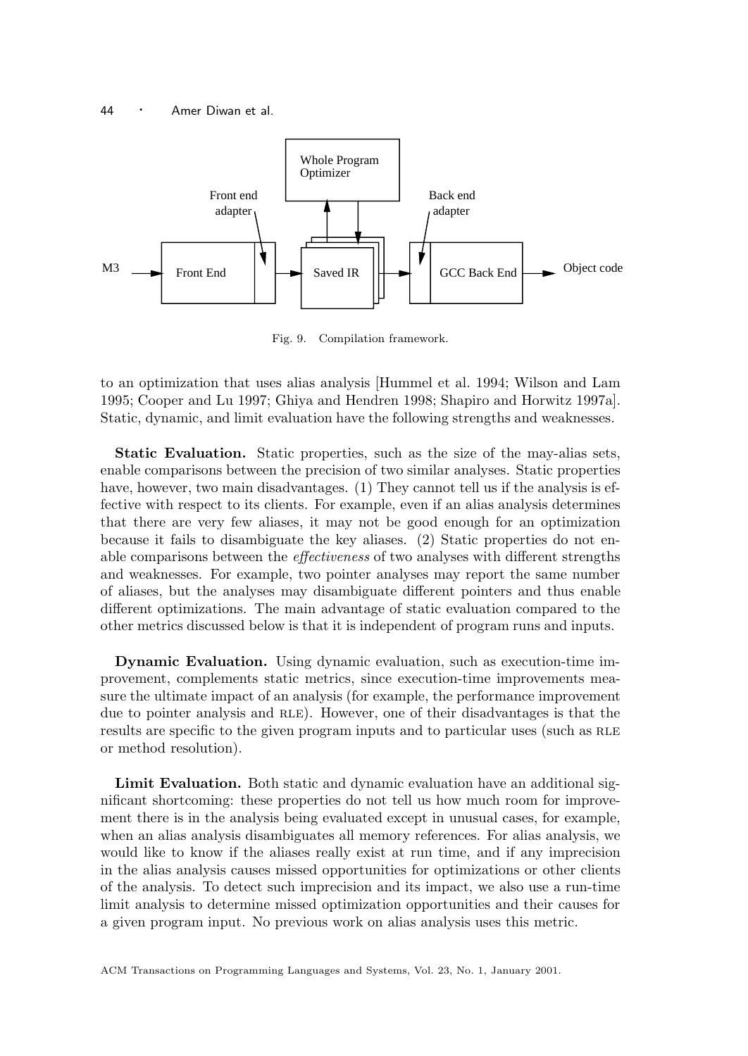Whole Program Optimizer

Front end adapter

Back end adapter

M3

Front End

Saved IR

GCC Back End

Object code

Fig. 9. Compilation framework.

to an optimization that uses alias analysis [Hummel et al. 1994; Wilson and Lam 1995; Cooper and Lu 1997; Ghiya and Hendren 1998; Shapiro and Horwitz 1997a]. Static, dynamic, and limit evaluation have the following strengths and weaknesses.

**Static Evaluation.** Static properties, such as the size of the may-alias sets, enable comparisons between the precision of two similar analyses. Static properties have, however, two main disadvantages. (1) They cannot tell us if the analysis is effective with respect to its clients. For example, even if an alias analysis determines that there are very few aliases, it may not be good enough for an optimization because it fails to disambiguate the key aliases. (2) Static properties do not enable comparisons between the *effectiveness* of two analyses with different strengths and weaknesses. For example, two pointer analyses may report the same number of aliases, but the analyses may disambiguate different pointers and thus enable different optimizations. The main advantage of static evaluation compared to the other metrics discussed below is that it is independent of program runs and inputs.

**Dynamic Evaluation.** Using dynamic evaluation, such as execution-time improvement, complements static metrics, since execution-time improvements measure the ultimate impact of an analysis (for example, the performance improvement due to pointer analysis and RLE). However, one of their disadvantages is that the results are specific to the given program inputs and to particular uses (such as RLE or method resolution).

**Limit Evaluation.** Both static and dynamic evaluation have an additional significant shortcoming: these properties do not tell us how much room for improvement there is in the analysis being evaluated except in unusual cases, for example, when an alias analysis disambiguates all memory references. For alias analysis, we would like to know if the aliases really exist at run time, and if any imprecision in the alias analysis causes missed opportunities for optimizations or other clients of the analysis. To detect such imprecision and its impact, we also use a run-time limit analysis to determine missed optimization opportunities and their causes for a given program input. No previous work on alias analysis uses this metric.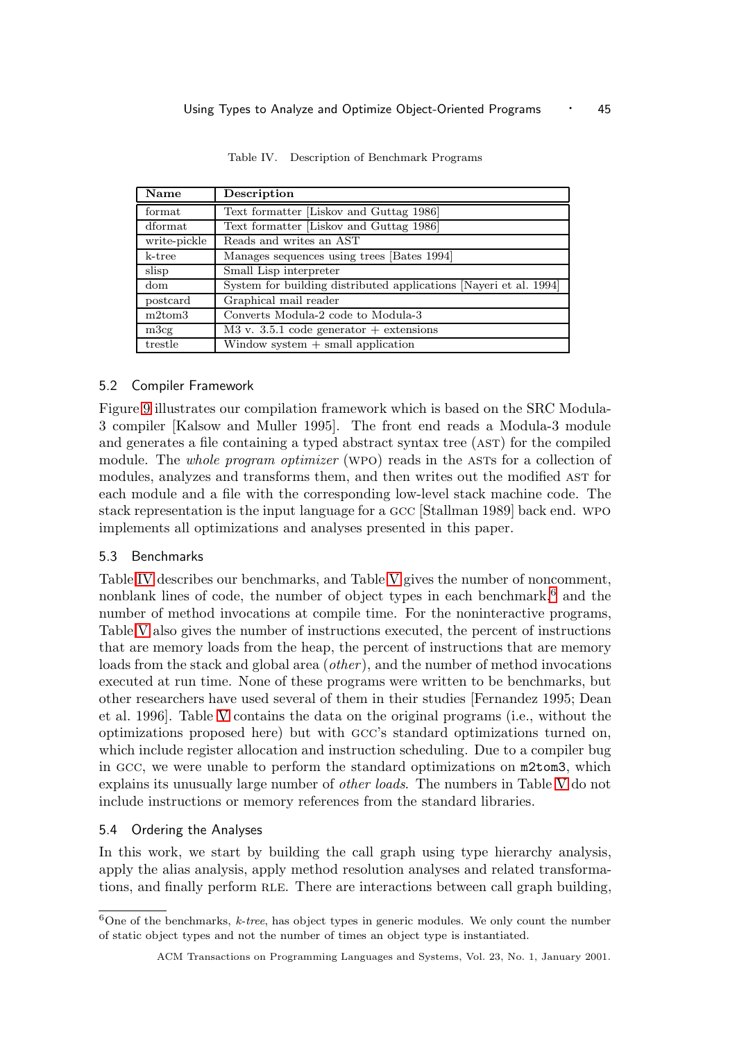Table IV. Description of Benchmark Programs

| Name | Description |
|---|---|
| format | Text formatter [Liskov and Guttag 1986] |
| dformat | Text formatter [Liskov and Guttag 1986] |
| write-pickle | Reads and writes an AST |
| k-tree | Manages sequences using trees [Bates 1994] |
| slisp | Small Lisp interpreter |
| dom | System for building distributed applications [Nayeri et al. 1994] |
| postcard | Graphical mail reader |
| m2tom3 | Converts Modula-2 code to Modula-3 |
| m3cg | M3 v. 3.5.1 code generator + extensions |
| trestle | Window system + small application |

### 5.2 Compiler Framework

Figure 9 illustrates our compilation framework which is based on the SRC Modula-3 compiler [Kalsow and Muller 1995]. The front end reads a Modula-3 module and generates a file containing a typed abstract syntax tree (AST) for the compiled module. The *whole program optimizer* (WPO) reads in the ASTs for a collection of modules, analyzes and transforms them, and then writes out the modified AST for each module and a file with the corresponding low-level stack machine code. The stack representation is the input language for a GCC [Stallman 1989] back end. WPO implements all optimizations and analyses presented in this paper.

### 5.3 Benchmarks

Table IV describes our benchmarks, and Table V gives the number of noncomment, nonblank lines of code, the number of object types in each benchmark,[6] and the number of method invocations at compile time. For the noninteractive programs, Table V also gives the number of instructions executed, the percent of instructions that are memory loads from the heap, the percent of instructions that are memory loads from the stack and global area (*other*), and the number of method invocations executed at run time. None of these programs were written to be benchmarks, but other researchers have used several of them in their studies [Fernandez 1995; Dean et al. 1996]. Table V contains the data on the original programs (i.e., without the optimizations proposed here) but with GCC's standard optimizations turned on, which include register allocation and instruction scheduling. Due to a compiler bug in GCC, we were unable to perform the standard optimizations on `m2tom3`, which explains its unusually large number of *other loads*. The numbers in Table V do not include instructions or memory references from the standard libraries.

### 5.4 Ordering the Analyses

In this work, we start by building the call graph using type hierarchy analysis, apply the alias analysis, apply method resolution analyses and related transformations, and finally perform RLE. There are interactions between call graph building,

[6] One of the benchmarks, *k-tree*, has object types in generic modules. We only count the number of static object types and not the number of times an object type is instantiated.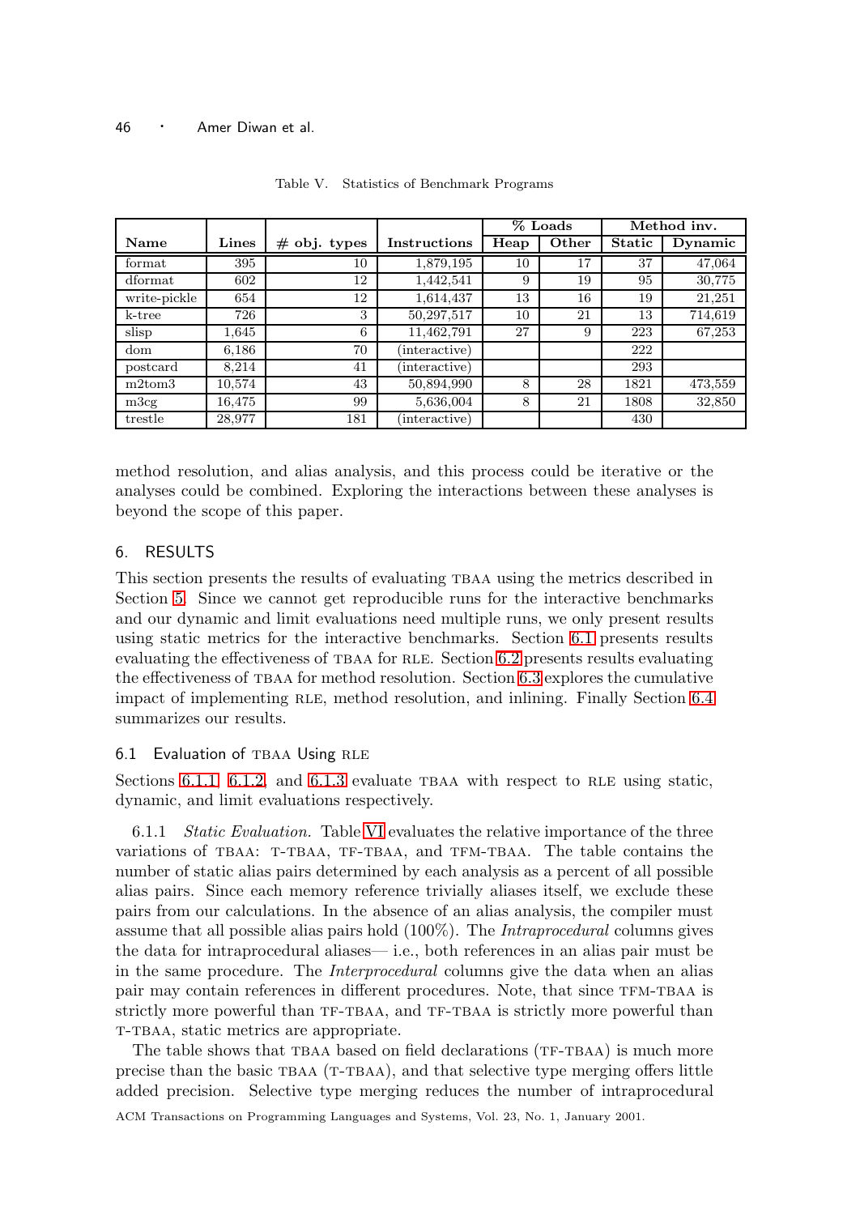Table V. Statistics of Benchmark Programs

| Name | Lines | # obj. types | Instructions | % Loads | | Method inv. | |
|---|---|---|---|---|---|---|---|
| | | | | Heap | Other | Static | Dynamic |
| format | 395 | 10 | 1,879,195 | 10 | 17 | 37 | 47,064 |
| dformat | 602 | 12 | 1,442,541 | 9 | 19 | 95 | 30,775 |
| write-pickle | 654 | 12 | 1,614,437 | 13 | 16 | 19 | 21,251 |
| k-tree | 726 | 3 | 50,297,517 | 10 | 21 | 13 | 714,619 |
| slisp | 1,645 | 6 | 11,462,791 | 27 | 9 | 223 | 67,253 |
| dom | 6,186 | 70 | (interactive) | | | 222 | |
| postcard | 8,214 | 41 | (interactive) | | | 293 | |
| m2tom3 | 10,574 | 43 | 50,894,990 | 8 | 28 | 1821 | 473,559 |
| m3cg | 16,475 | 99 | 5,636,004 | 8 | 21 | 1808 | 32,850 |
| trestle | 28,977 | 181 | (interactive) | | | 430 | |

method resolution, and alias analysis, and this process could be iterative or the analyses could be combined. Exploring the interactions between these analyses is beyond the scope of this paper.

## 6. RESULTS

This section presents the results of evaluating TBAA using the metrics described in Section 5. Since we cannot get reproducible runs for the interactive benchmarks and our dynamic and limit evaluations need multiple runs, we only present results using static metrics for the interactive benchmarks. Section 6.1 presents results evaluating the effectiveness of TBAA for RLE. Section 6.2 presents results evaluating the effectiveness of TBAA for method resolution. Section 6.3 explores the cumulative impact of implementing RLE, method resolution, and inlining. Finally Section 6.4 summarizes our results.

### 6.1 Evaluation of TBAA Using RLE

Sections 6.1.1, 6.1.2, and 6.1.3 evaluate TBAA with respect to RLE using static, dynamic, and limit evaluations respectively.

6.1.1 *Static Evaluation.* Table VI evaluates the relative importance of the three variations of TBAA: T-TBAA, TF-TBAA, and TFM-TBAA. The table contains the number of static alias pairs determined by each analysis as a percent of all possible alias pairs. Since each memory reference trivially aliases itself, we exclude these pairs from our calculations. In the absence of an alias analysis, the compiler must assume that all possible alias pairs hold (100%). The *Intraprocedural* columns gives the data for intraprocedural aliases— i.e., both references in an alias pair must be in the same procedure. The *Interprocedural* columns give the data when an alias pair may contain references in different procedures. Note, that since TFM-TBAA is strictly more powerful than TF-TBAA, and TF-TBAA is strictly more powerful than T-TBAA, static metrics are appropriate.

The table shows that TBAA based on field declarations (TF-TBAA) is much more precise than the basic TBAA (T-TBAA), and that selective type merging offers little added precision. Selective type merging reduces the number of intraprocedural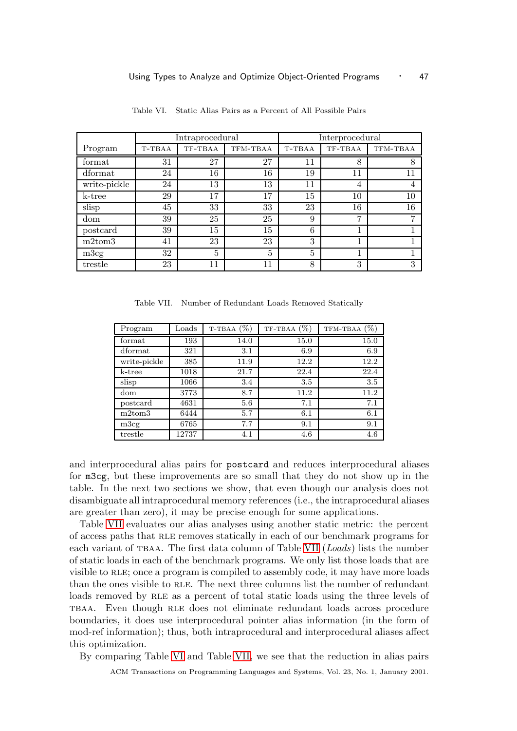Table VI. Static Alias Pairs as a Percent of All Possible Pairs

| Program | Intraprocedural | | | Interprocedural | | |
|---|---|---|---|---|---|---|
| | T-TBAA | TF-TBAA | TFM-TBAA | T-TBAA | TF-TBAA | TFM-TBAA |
| format | 31 | 27 | 27 | 11 | 8 | 8 |
| dformat | 24 | 16 | 16 | 19 | 11 | 11 |
| write-pickle | 24 | 13 | 13 | 11 | 4 | 4 |
| k-tree | 29 | 17 | 17 | 15 | 10 | 10 |
| slisp | 45 | 33 | 33 | 23 | 16 | 16 |
| dom | 39 | 25 | 25 | 9 | 7 | 7 |
| postcard | 39 | 15 | 15 | 6 | 1 | 1 |
| m2tom3 | 41 | 23 | 23 | 3 | 1 | 1 |
| m3cg | 32 | 5 | 5 | 5 | 1 | 1 |
| trestle | 23 | 11 | 11 | 8 | 3 | 3 |

Table VII. Number of Redundant Loads Removed Statically

| Program | Loads | T-TBAA (%) | TF-TBAA (%) | TFM-TBAA (%) |
|---|---|---|---|---|
| format | 193 | 14.0 | 15.0 | 15.0 |
| dformat | 321 | 3.1 | 6.9 | 6.9 |
| write-pickle | 385 | 11.9 | 12.2 | 12.2 |
| k-tree | 1018 | 21.7 | 22.4 | 22.4 |
| slisp | 1066 | 3.4 | 3.5 | 3.5 |
| dom | 3773 | 8.7 | 11.2 | 11.2 |
| postcard | 4631 | 5.6 | 7.1 | 7.1 |
| m2tom3 | 6444 | 5.7 | 6.1 | 6.1 |
| m3cg | 6765 | 7.7 | 9.1 | 9.1 |
| trestle | 12737 | 4.1 | 4.6 | 4.6 |

and interprocedural alias pairs for `postcard` and reduces interprocedural aliases for `m3cg`, but these improvements are so small that they do not show up in the table. In the next two sections we show, that even though our analysis does not disambiguate all intraprocedural memory references (i.e., the intraprocedural aliases are greater than zero), it may be precise enough for some applications.

Table VII evaluates our alias analyses using another static metric: the percent of access paths that RLE removes statically in each of our benchmark programs for each variant of TBAA. The first data column of Table VII (*Loads*) lists the number of static loads in each of the benchmark programs. We only list those loads that are visible to RLE; once a program is compiled to assembly code, it may have more loads than the ones visible to RLE. The next three columns list the number of redundant loads removed by RLE as a percent of total static loads using the three levels of TBAA. Even though RLE does not eliminate redundant loads across procedure boundaries, it does use interprocedural pointer alias information (in the form of mod-ref information); thus, both intraprocedural and interprocedural aliases affect this optimization.

By comparing Table VI and Table VII, we see that the reduction in alias pairs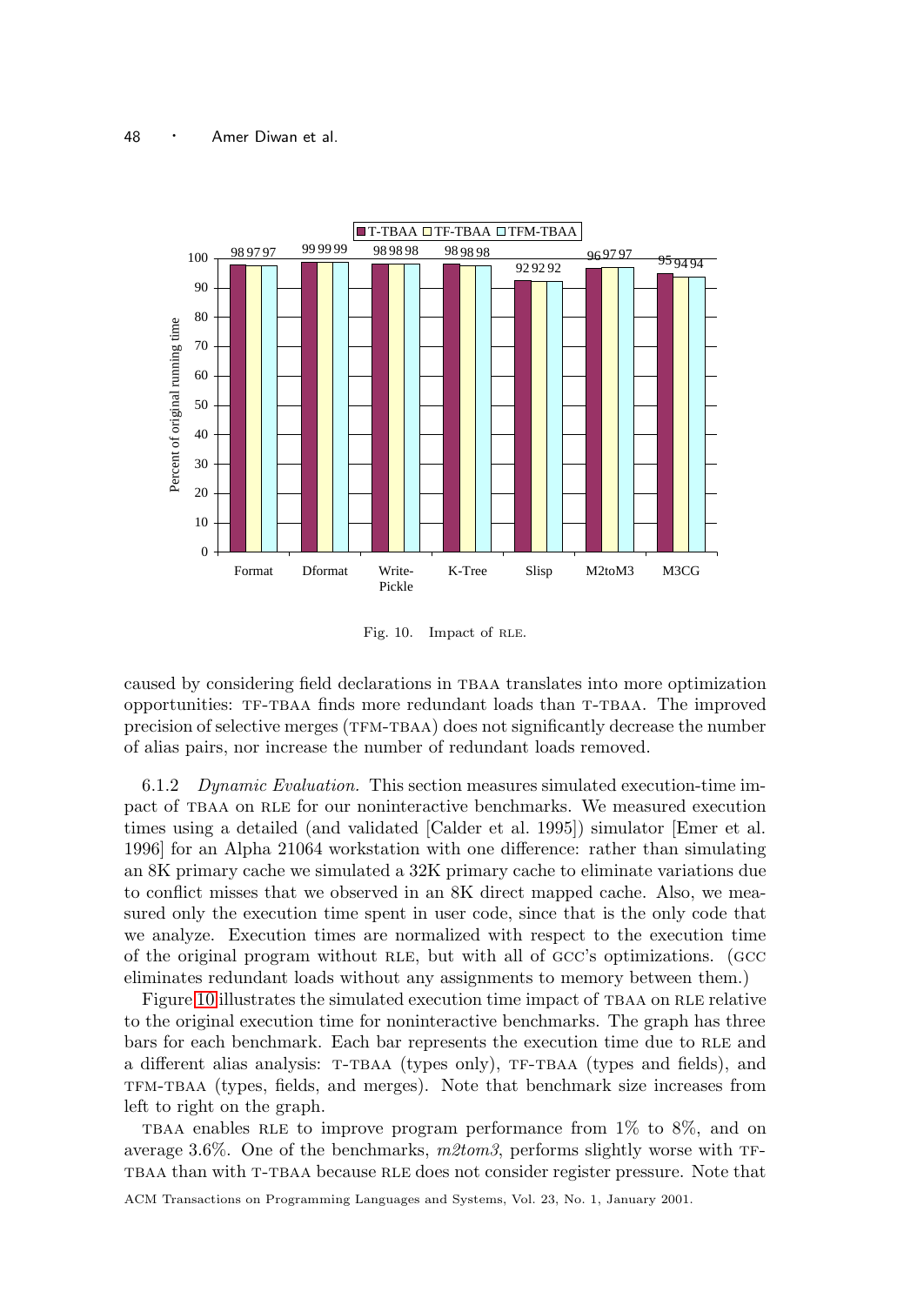Fig. 10. Impact of RLE.

caused by considering field declarations in TBAA translates into more optimization opportunities: TF-TBAA finds more redundant loads than T-TBAA. The improved precision of selective merges (TFM-TBAA) does not significantly decrease the number of alias pairs, nor increase the number of redundant loads removed.

6.1.2 *Dynamic Evaluation.* This section measures simulated execution-time impact of TBAA on RLE for our noninteractive benchmarks. We measured execution times using a detailed (and validated [Calder et al. 1995]) simulator [Emer et al. 1996] for an Alpha 21064 workstation with one difference: rather than simulating an 8K primary cache we simulated a 32K primary cache to eliminate variations due to conflict misses that we observed in an 8K direct mapped cache. Also, we measured only the execution time spent in user code, since that is the only code that we analyze. Execution times are normalized with respect to the execution time of the original program without RLE, but with all of GCC's optimizations. (GCC eliminates redundant loads without any assignments to memory between them.)

Figure 10 illustrates the simulated execution time impact of TBAA on RLE relative to the original execution time for noninteractive benchmarks. The graph has three bars for each benchmark. Each bar represents the execution time due to RLE and a different alias analysis: T-TBAA (types only), TF-TBAA (types and fields), and TFM-TBAA (types, fields, and merges). Note that benchmark size increases from left to right on the graph.

TBAA enables RLE to improve program performance from 1% to 8%, and on average 3.6%. One of the benchmarks, *m2tom3*, performs slightly worse with TF-TBAA than with T-TBAA because RLE does not consider register pressure. Note that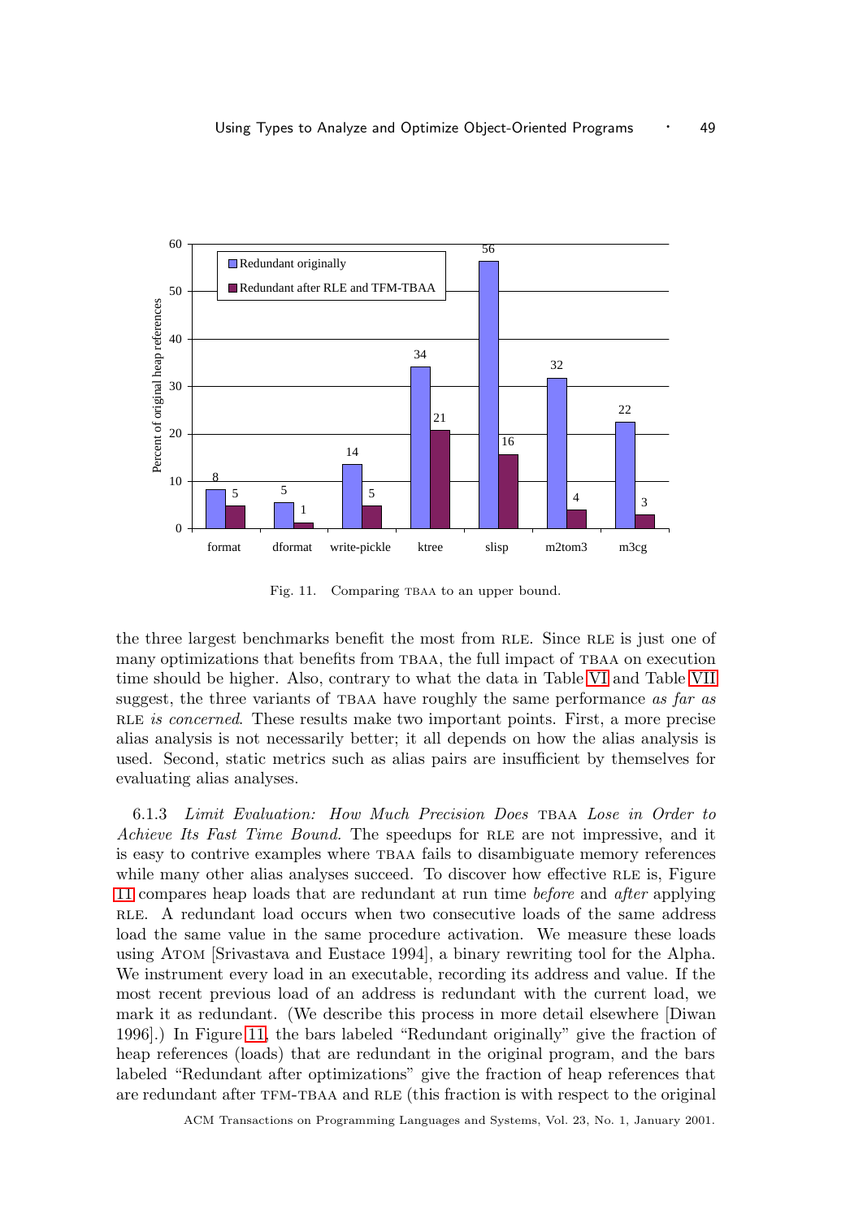Fig. 11. Comparing TBAA to an upper bound.

the three largest benchmarks benefit the most from RLE. Since RLE is just one of many optimizations that benefits from TBAA, the full impact of TBAA on execution time should be higher. Also, contrary to what the data in Table VI and Table VII suggest, the three variants of TBAA have roughly the same performance *as far as* RLE *is concerned*. These results make two important points. First, a more precise alias analysis is not necessarily better; it all depends on how the alias analysis is used. Second, static metrics such as alias pairs are insufficient by themselves for evaluating alias analyses.

6.1.3 *Limit Evaluation: How Much Precision Does* TBAA *Lose in Order to Achieve Its Fast Time Bound.* The speedups for RLE are not impressive, and it is easy to contrive examples where TBAA fails to disambiguate memory references while many other alias analyses succeed. To discover how effective RLE is, Figure 11 compares heap loads that are redundant at run time *before* and *after* applying RLE. A redundant load occurs when two consecutive loads of the same address load the same value in the same procedure activation. We measure these loads using ATOM [Srivastava and Eustace 1994], a binary rewriting tool for the Alpha. We instrument every load in an executable, recording its address and value. If the most recent previous load of an address is redundant with the current load, we mark it as redundant. (We describe this process in more detail elsewhere [Diwan 1996].) In Figure 11, the bars labeled "Redundant originally" give the fraction of heap references (loads) that are redundant in the original program, and the bars labeled "Redundant after optimizations" give the fraction of heap references that are redundant after TFM-TBAA and RLE (this fraction is with respect to the original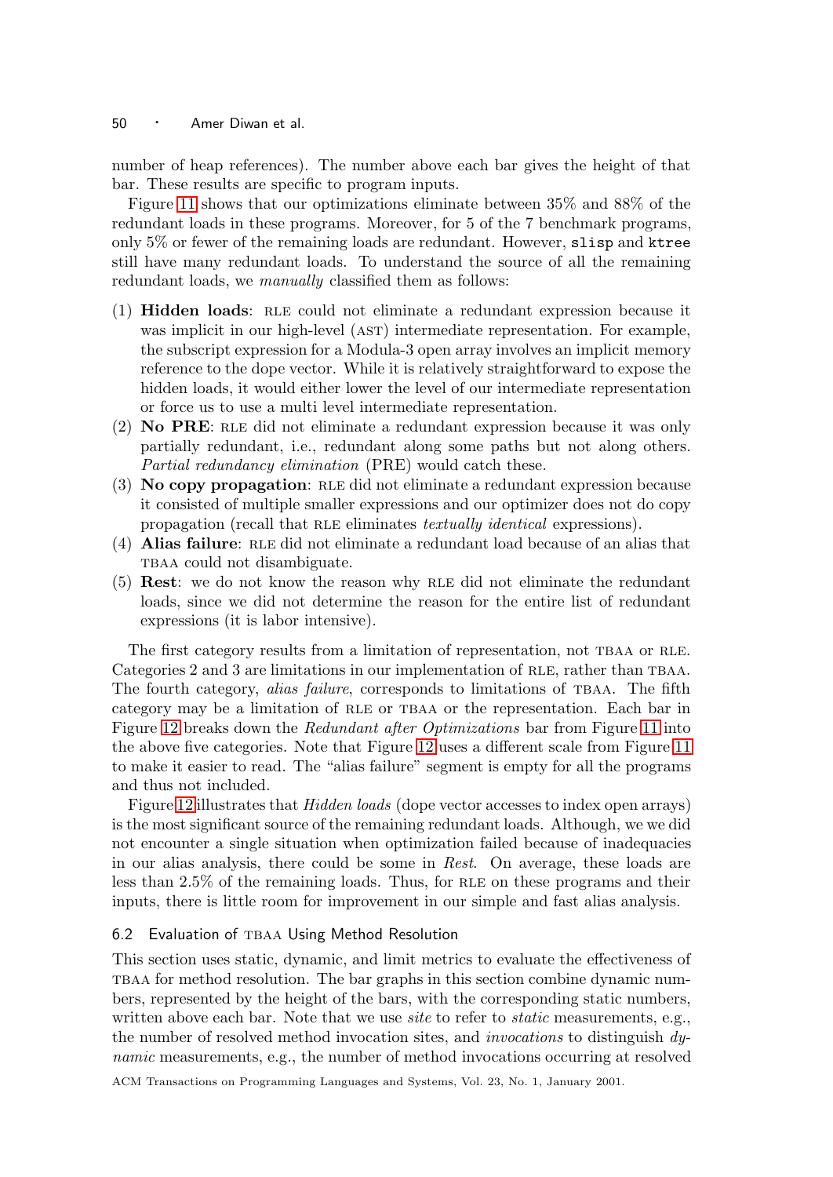number of heap references). The number above each bar gives the height of that bar. These results are specific to program inputs.

Figure 11 shows that our optimizations eliminate between 35% and 88% of the redundant loads in these programs. Moreover, for 5 of the 7 benchmark programs, only 5% or fewer of the remaining loads are redundant. However, `slisp` and `ktree` still have many redundant loads. To understand the source of all the remaining redundant loads, we *manually* classified them as follows:

1. **Hidden loads**: RLE could not eliminate a redundant expression because it was implicit in our high-level (AST) intermediate representation. For example, the subscript expression for a Modula-3 open array involves an implicit memory reference to the dope vector. While it is relatively straightforward to expose the hidden loads, it would either lower the level of our intermediate representation or force us to use a multi level intermediate representation.
2. **No PRE**: RLE did not eliminate a redundant expression because it was only partially redundant, i.e., redundant along some paths but not along others. *Partial redundancy elimination* (PRE) would catch these.
3. **No copy propagation**: RLE did not eliminate a redundant expression because it consisted of multiple smaller expressions and our optimizer does not do copy propagation (recall that RLE eliminates *textually identical* expressions).
4. **Alias failure**: RLE did not eliminate a redundant load because of an alias that TBAA could not disambiguate.
5. **Rest**: we do not know the reason why RLE did not eliminate the redundant loads, since we did not determine the reason for the entire list of redundant expressions (it is labor intensive).

The first category results from a limitation of representation, not TBAA or RLE. Categories 2 and 3 are limitations in our implementation of RLE, rather than TBAA. The fourth category, *alias failure*, corresponds to limitations of TBAA. The fifth category may be a limitation of RLE or TBAA or the representation. Each bar in Figure 12 breaks down the *Redundant after Optimizations* bar from Figure 11 into the above five categories. Note that Figure 12 uses a different scale from Figure 11 to make it easier to read. The "alias failure" segment is empty for all the programs and thus not included.

Figure 12 illustrates that *Hidden loads* (dope vector accesses to index open arrays) is the most significant source of the remaining redundant loads. Although, we we did not encounter a single situation when optimization failed because of inadequacies in our alias analysis, there could be some in *Rest*. On average, these loads are less than 2.5% of the remaining loads. Thus, for RLE on these programs and their inputs, there is little room for improvement in our simple and fast alias analysis.

### 6.2 Evaluation of TBAA Using Method Resolution

This section uses static, dynamic, and limit metrics to evaluate the effectiveness of TBAA for method resolution. The bar graphs in this section combine dynamic numbers, represented by the height of the bars, with the corresponding static numbers, written above each bar. Note that we use *site* to refer to *static* measurements, e.g., the number of resolved method invocation sites, and *invocations* to distinguish *dynamic* measurements, e.g., the number of method invocations occurring at resolved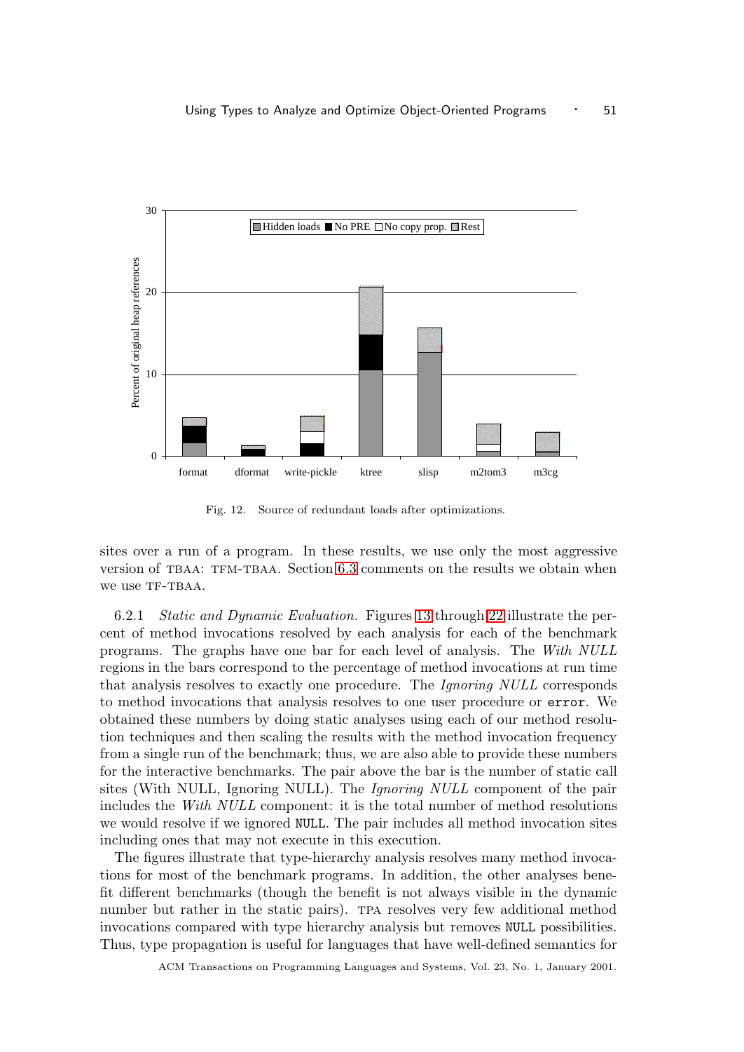Fig. 12. Source of redundant loads after optimizations.

sites over a run of a program. In these results, we use only the most aggressive version of TBAA: TFM-TBAA. Section 6.3 comments on the results we obtain when we use TF-TBAA.

6.2.1 *Static and Dynamic Evaluation.* Figures 13 through 22 illustrate the percent of method invocations resolved by each analysis for each of the benchmark programs. The graphs have one bar for each level of analysis. The *With NULL* regions in the bars correspond to the percentage of method invocations at run time that analysis resolves to exactly one procedure. The *Ignoring NULL* corresponds to method invocations that analysis resolves to one user procedure or `error`. We obtained these numbers by doing static analyses using each of our method resolution techniques and then scaling the results with the method invocation frequency from a single run of the benchmark; thus, we are also able to provide these numbers for the interactive benchmarks. The pair above the bar is the number of static call sites (With NULL, Ignoring NULL). The *Ignoring NULL* component of the pair includes the *With NULL* component: it is the total number of method resolutions we would resolve if we ignored `NULL`. The pair includes all method invocation sites including ones that may not execute in this execution.

The figures illustrate that type-hierarchy analysis resolves many method invocations for most of the benchmark programs. In addition, the other analyses benefit different benchmarks (though the benefit is not always visible in the dynamic number but rather in the static pairs). TPA resolves very few additional method invocations compared with type hierarchy analysis but removes `NULL` possibilities. Thus, type propagation is useful for languages that have well-defined semantics for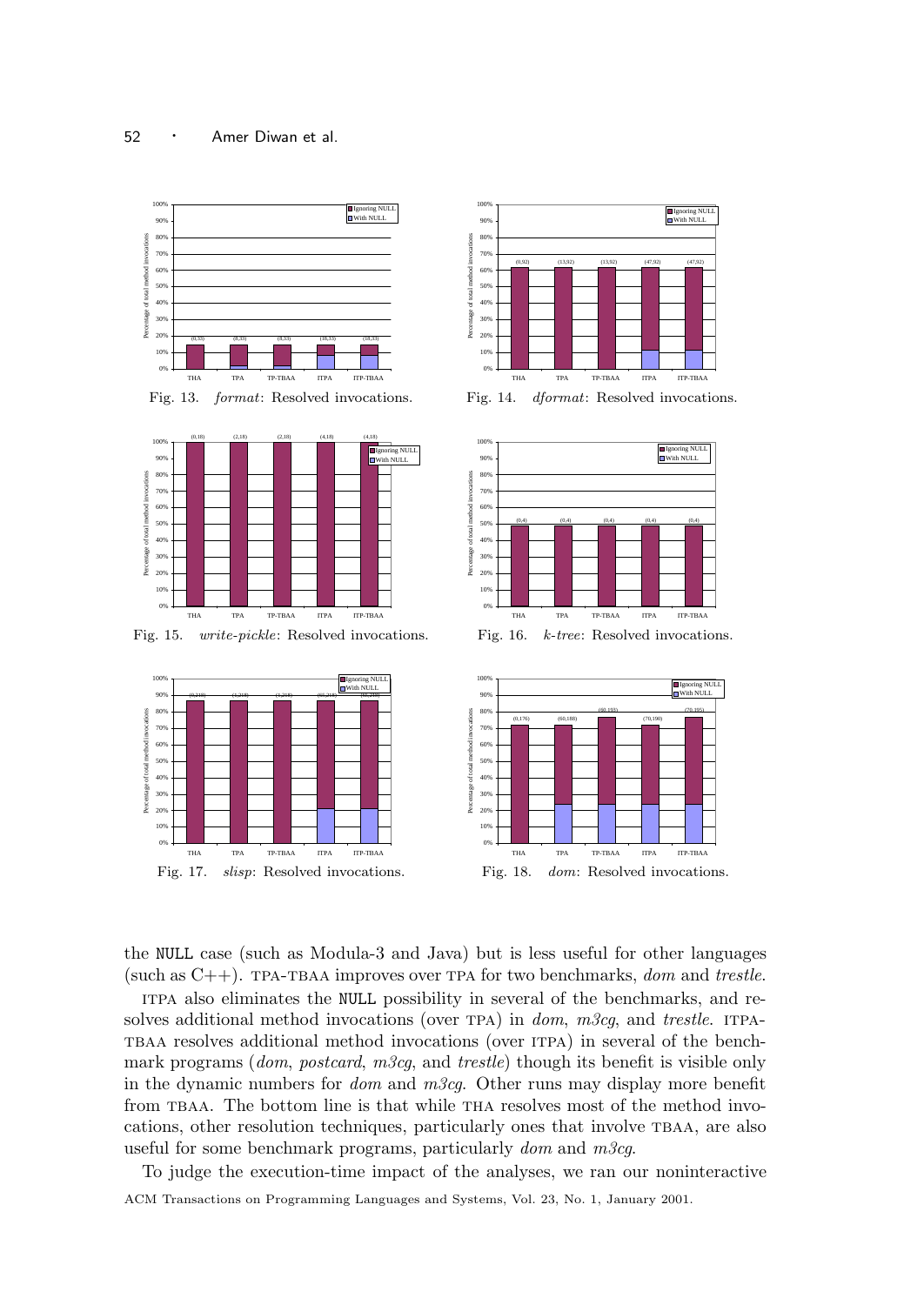Fig. 13. *format*: Resolved invocations.

Fig. 14. *dformat*: Resolved invocations.

Fig. 15. *write-pickle*: Resolved invocations.

Fig. 16. *k-tree*: Resolved invocations.

Fig. 17. *slisp*: Resolved invocations.

Fig. 18. *dom*: Resolved invocations.

the NULL case (such as Modula-3 and Java) but is less useful for other languages (such as C++). TPA-TBAA improves over TPA for two benchmarks, *dom* and *trestle*.

ITPA also eliminates the NULL possibility in several of the benchmarks, and resolves additional method invocations (over TPA) in *dom*, *m3cg*, and *trestle*. ITPA-TBAA resolves additional method invocations (over ITPA) in several of the benchmark programs (*dom*, *postcard*, *m3cg*, and *trestle*) though its benefit is visible only in the dynamic numbers for *dom* and *m3cg*. Other runs may display more benefit from TBAA. The bottom line is that while THA resolves most of the method invocations, other resolution techniques, particularly ones that involve TBAA, are also useful for some benchmark programs, particularly *dom* and *m3cg*.

To judge the execution-time impact of the analyses, we ran our noninteractive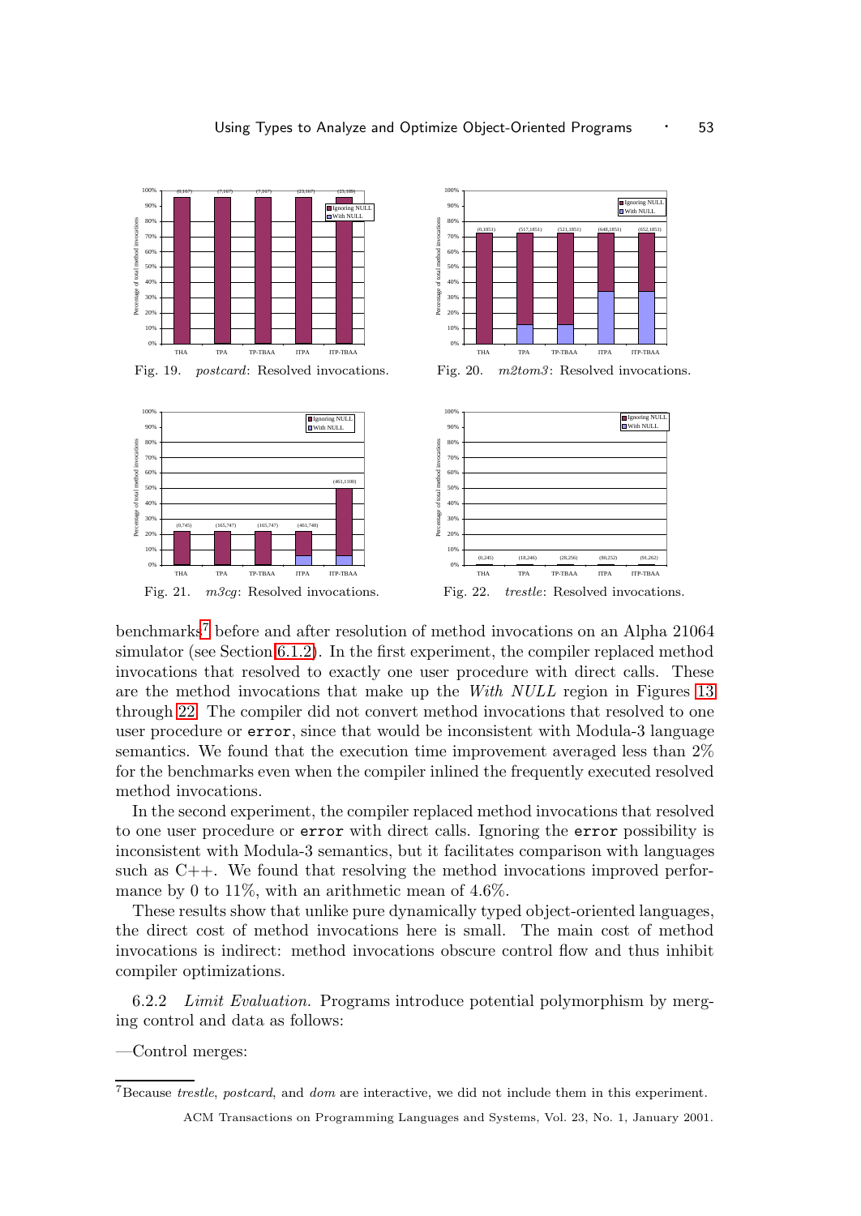Fig. 19. *postcard*: Resolved invocations.

Fig. 20. *m2tom3*: Resolved invocations.

Fig. 21. *m3cg*: Resolved invocations.

Fig. 22. *trestle*: Resolved invocations.

benchmarks[7] before and after resolution of method invocations on an Alpha 21064 simulator (see Section 6.1.2). In the first experiment, the compiler replaced method invocations that resolved to exactly one user procedure with direct calls. These are the method invocations that make up the *With NULL* region in Figures 13 through 22. The compiler did not convert method invocations that resolved to one user procedure or `error`, since that would be inconsistent with Modula-3 language semantics. We found that the execution time improvement averaged less than 2% for the benchmarks even when the compiler inlined the frequently executed resolved method invocations.

In the second experiment, the compiler replaced method invocations that resolved to one user procedure or `error` with direct calls. Ignoring the `error` possibility is inconsistent with Modula-3 semantics, but it facilitates comparison with languages such as C++. We found that resolving the method invocations improved performance by 0 to 11%, with an arithmetic mean of 4.6%.

These results show that unlike pure dynamically typed object-oriented languages, the direct cost of method invocations here is small. The main cost of method invocations is indirect: method invocations obscure control flow and thus inhibit compiler optimizations.

6.2.2 *Limit Evaluation.* Programs introduce potential polymorphism by merging control and data as follows:

—Control merges:

[7]Because *trestle*, *postcard*, and *dom* are interactive, we did not include them in this experiment.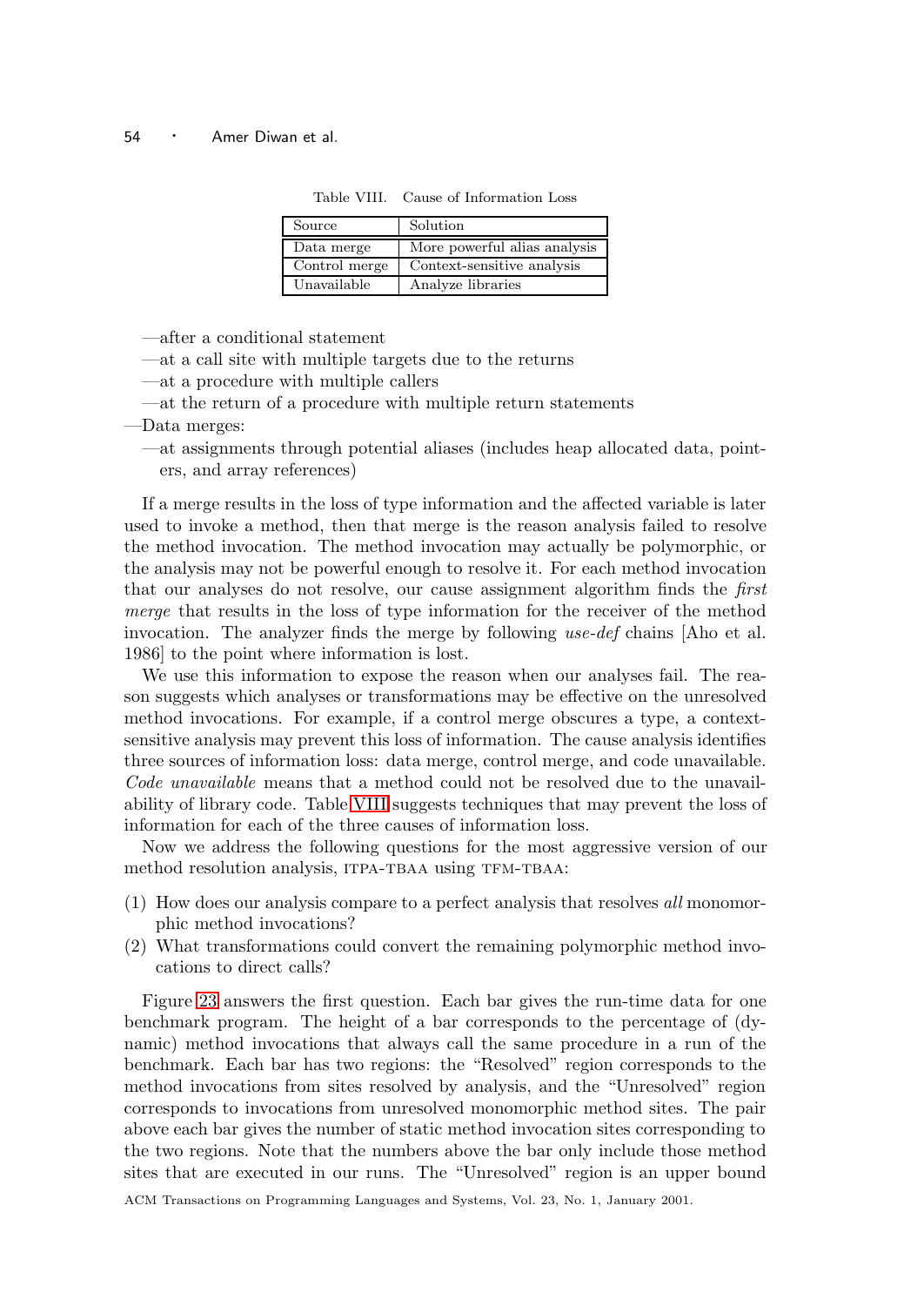Table VIII. Cause of Information Loss

| Source | Solution |
|---|---|
| Data merge | More powerful alias analysis |
| Control merge | Context-sensitive analysis |
| Unavailable | Analyze libraries |

- —after a conditional statement
- —at a call site with multiple targets due to the returns
- —at a procedure with multiple callers
- —at the return of a procedure with multiple return statements

—Data merges:

- —at assignments through potential aliases (includes heap allocated data, pointers, and array references)

If a merge results in the loss of type information and the affected variable is later used to invoke a method, then that merge is the reason analysis failed to resolve the method invocation. The method invocation may actually be polymorphic, or the analysis may not be powerful enough to resolve it. For each method invocation that our analyses do not resolve, our cause assignment algorithm finds the *first merge* that results in the loss of type information for the receiver of the method invocation. The analyzer finds the merge by following *use-def* chains [Aho et al. 1986] to the point where information is lost.

We use this information to expose the reason when our analyses fail. The reason suggests which analyses or transformations may be effective on the unresolved method invocations. For example, if a control merge obscures a type, a context-sensitive analysis may prevent this loss of information. The cause analysis identifies three sources of information loss: data merge, control merge, and code unavailable. *Code unavailable* means that a method could not be resolved due to the unavailability of library code. Table VIII suggests techniques that may prevent the loss of information for each of the three causes of information loss.

Now we address the following questions for the most aggressive version of our method resolution analysis, ITPA-TBAA using TFM-TBAA:

1. How does our analysis compare to a perfect analysis that resolves *all* monomorphic method invocations?
2. What transformations could convert the remaining polymorphic method invocations to direct calls?

Figure 23 answers the first question. Each bar gives the run-time data for one benchmark program. The height of a bar corresponds to the percentage of (dynamic) method invocations that always call the same procedure in a run of the benchmark. Each bar has two regions: the "Resolved" region corresponds to the method invocations from sites resolved by analysis, and the "Unresolved" region corresponds to invocations from unresolved monomorphic method sites. The pair above each bar gives the number of static method invocation sites corresponding to the two regions. Note that the numbers above the bar only include those method sites that are executed in our runs. The "Unresolved" region is an upper bound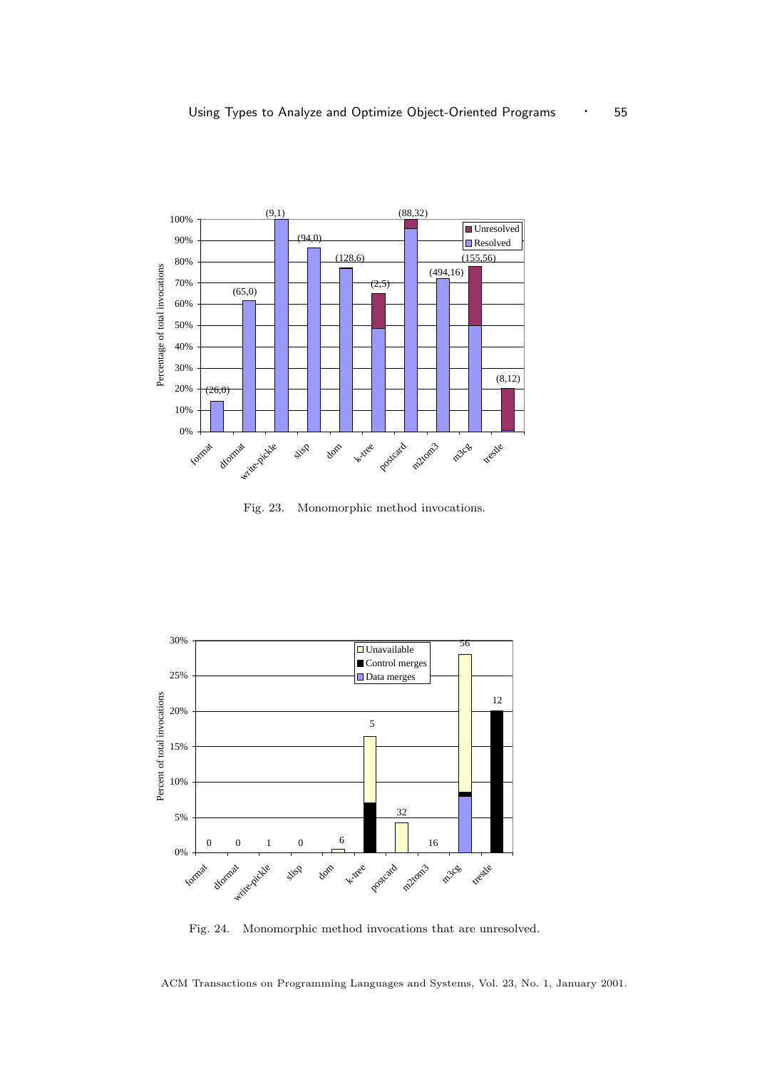Fig. 23. Monomorphic method invocations.

Fig. 24. Monomorphic method invocations that are unresolved.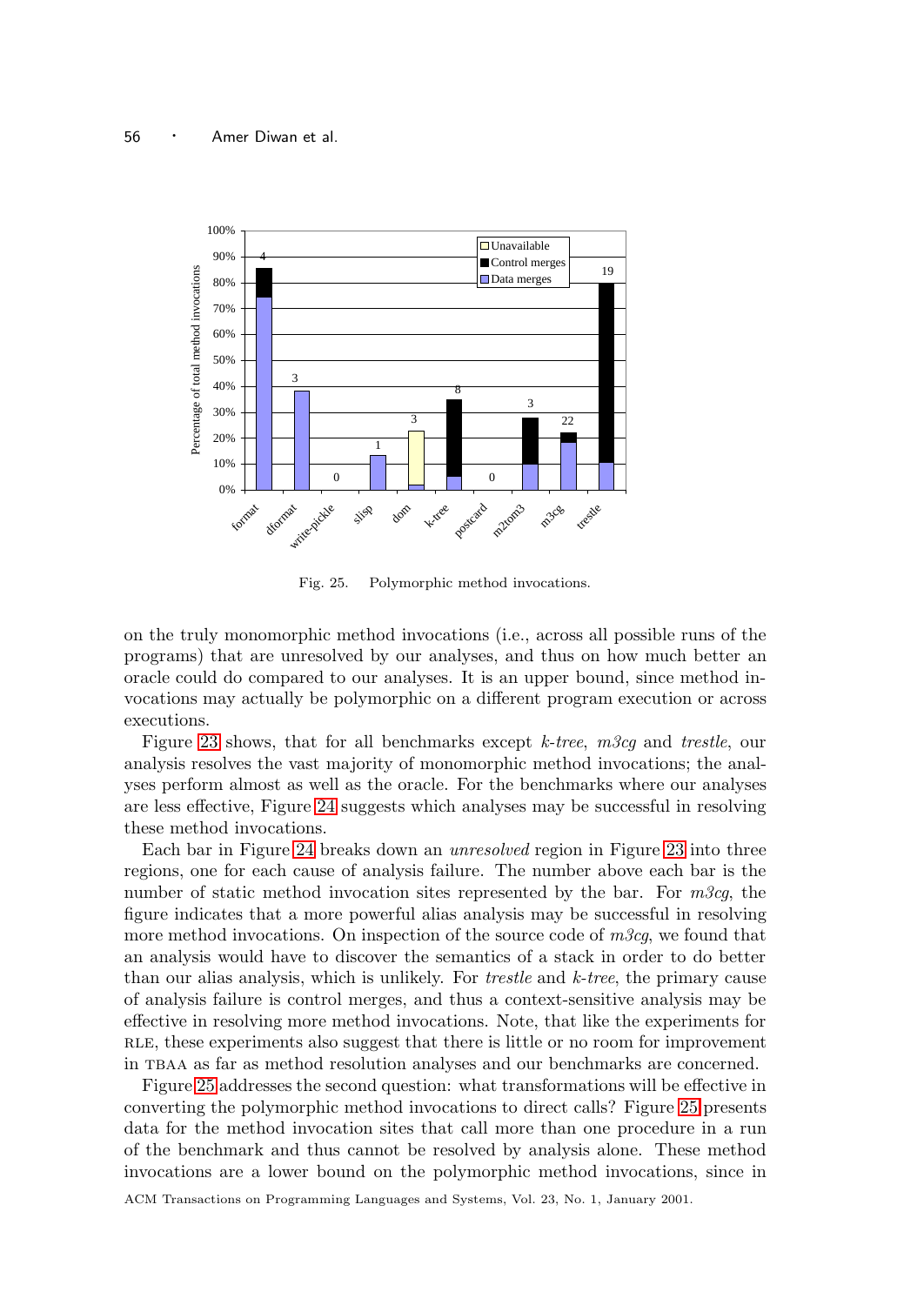Fig. 25. Polymorphic method invocations.

on the truly monomorphic method invocations (i.e., across all possible runs of the programs) that are unresolved by our analyses, and thus on how much better an oracle could do compared to our analyses. It is an upper bound, since method invocations may actually be polymorphic on a different program execution or across executions.

Figure 23 shows, that for all benchmarks except *k-tree*, *m3cg* and *trestle*, our analysis resolves the vast majority of monomorphic method invocations; the analyses perform almost as well as the oracle. For the benchmarks where our analyses are less effective, Figure 24 suggests which analyses may be successful in resolving these method invocations.

Each bar in Figure 24 breaks down an *unresolved* region in Figure 23 into three regions, one for each cause of analysis failure. The number above each bar is the number of static method invocation sites represented by the bar. For *m3cg*, the figure indicates that a more powerful alias analysis may be successful in resolving more method invocations. On inspection of the source code of *m3cg*, we found that an analysis would have to discover the semantics of a stack in order to do better than our alias analysis, which is unlikely. For *trestle* and *k-tree*, the primary cause of analysis failure is control merges, and thus a context-sensitive analysis may be effective in resolving more method invocations. Note, that like the experiments for RLE, these experiments also suggest that there is little or no room for improvement in TBAA as far as method resolution analyses and our benchmarks are concerned.

Figure 25 addresses the second question: what transformations will be effective in converting the polymorphic method invocations to direct calls? Figure 25 presents data for the method invocation sites that call more than one procedure in a run of the benchmark and thus cannot be resolved by analysis alone. These method invocations are a lower bound on the polymorphic method invocations, since in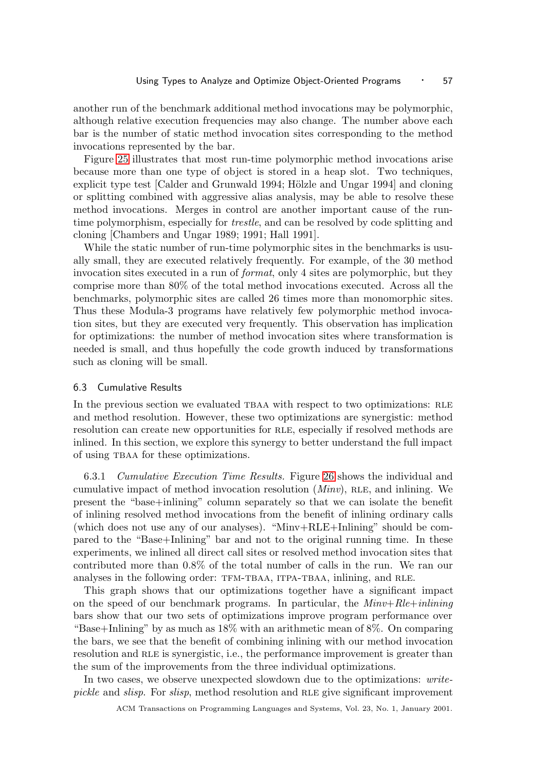another run of the benchmark additional method invocations may be polymorphic, although relative execution frequencies may also change. The number above each bar is the number of static method invocation sites corresponding to the method invocations represented by the bar.

Figure 25 illustrates that most run-time polymorphic method invocations arise because more than one type of object is stored in a heap slot. Two techniques, explicit type test [Calder and Grunwald 1994; Hölzle and Ungar 1994] and cloning or splitting combined with aggressive alias analysis, may be able to resolve these method invocations. Merges in control are another important cause of the run-time polymorphism, especially for *trestle*, and can be resolved by code splitting and cloning [Chambers and Ungar 1989; 1991; Hall 1991].

While the static number of run-time polymorphic sites in the benchmarks is usually small, they are executed relatively frequently. For example, of the 30 method invocation sites executed in a run of *format*, only 4 sites are polymorphic, but they comprise more than 80% of the total method invocations executed. Across all the benchmarks, polymorphic sites are called 26 times more than monomorphic sites. Thus these Modula-3 programs have relatively few polymorphic method invocation sites, but they are executed very frequently. This observation has implication for optimizations: the number of method invocation sites where transformation is needed is small, and thus hopefully the code growth induced by transformations such as cloning will be small.

### 6.3 Cumulative Results

In the previous section we evaluated TBAA with respect to two optimizations: RLE and method resolution. However, these two optimizations are synergistic: method resolution can create new opportunities for RLE, especially if resolved methods are inlined. In this section, we explore this synergy to better understand the full impact of using TBAA for these optimizations.

6.3.1 *Cumulative Execution Time Results.* Figure 26 shows the individual and cumulative impact of method invocation resolution (*Minv*), RLE, and inlining. We present the "base+inlining" column separately so that we can isolate the benefit of inlining resolved method invocations from the benefit of inlining ordinary calls (which does not use any of our analyses). "Minv+RLE+Inlining" should be compared to the "Base+Inlining" bar and not to the original running time. In these experiments, we inlined all direct call sites or resolved method invocation sites that contributed more than 0.8% of the total number of calls in the run. We ran our analyses in the following order: TFM-TBAA, ITPA-TBAA, inlining, and RLE.

This graph shows that our optimizations together have a significant impact on the speed of our benchmark programs. In particular, the *Minv+Rle+inlining* bars show that our two sets of optimizations improve program performance over "Base+Inlining" by as much as 18% with an arithmetic mean of 8%. On comparing the bars, we see that the benefit of combining inlining with our method invocation resolution and RLE is synergistic, i.e., the performance improvement is greater than the sum of the improvements from the three individual optimizations.

In two cases, we observe unexpected slowdown due to the optimizations: *write-pickle* and *slisp*. For *slisp*, method resolution and RLE give significant improvement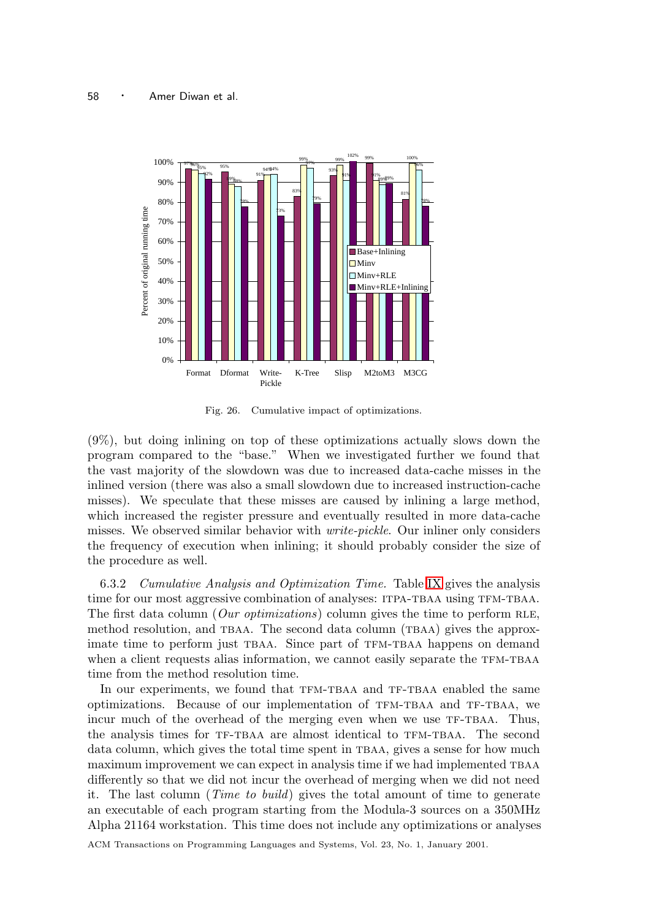100%
90%
80%
70%
60%
50%
40%
30%
20%
10%
0%

Percent of original running time

97% 96% 95% 92%
95% 89% 88% 78%
91% 94% 94% 73%
83% 99% 97% 79%
93% 99% 91% 102%
99% 91% 89% 89%
81% 100% 96% 78%

Format Dformat Write-Pickle K-Tree Slisp M2toM3 M3CG

Base+Inlining
Minv
Minv+RLE
Minv+RLE+Inlining

Fig. 26. Cumulative impact of optimizations.

(9%), but doing inlining on top of these optimizations actually slows down the program compared to the "base." When we investigated further we found that the vast majority of the slowdown was due to increased data-cache misses in the inlined version (there was also a small slowdown due to increased instruction-cache misses). We speculate that these misses are caused by inlining a large method, which increased the register pressure and eventually resulted in more data-cache misses. We observed similar behavior with *write-pickle*. Our inliner only considers the frequency of execution when inlining; it should probably consider the size of the procedure as well.

6.3.2 *Cumulative Analysis and Optimization Time.* Table IX gives the analysis time for our most aggressive combination of analyses: ITPA-TBAA using TFM-TBAA. The first data column (*Our optimizations*) column gives the time to perform RLE, method resolution, and TBAA. The second data column (TBAA) gives the approximate time to perform just TBAA. Since part of TFM-TBAA happens on demand when a client requests alias information, we cannot easily separate the TFM-TBAA time from the method resolution time.

In our experiments, we found that TFM-TBAA and TF-TBAA enabled the same optimizations. Because of our implementation of TFM-TBAA and TF-TBAA, we incur much of the overhead of the merging even when we use TF-TBAA. Thus, the analysis times for TF-TBAA are almost identical to TFM-TBAA. The second data column, which gives the total time spent in TBAA, gives a sense for how much maximum improvement we can expect in analysis time if we had implemented TBAA differently so that we did not incur the overhead of merging when we did not need it. The last column (*Time to build*) gives the total amount of time to generate an executable of each program starting from the Modula-3 sources on a 350MHz Alpha 21164 workstation. This time does not include any optimizations or analyses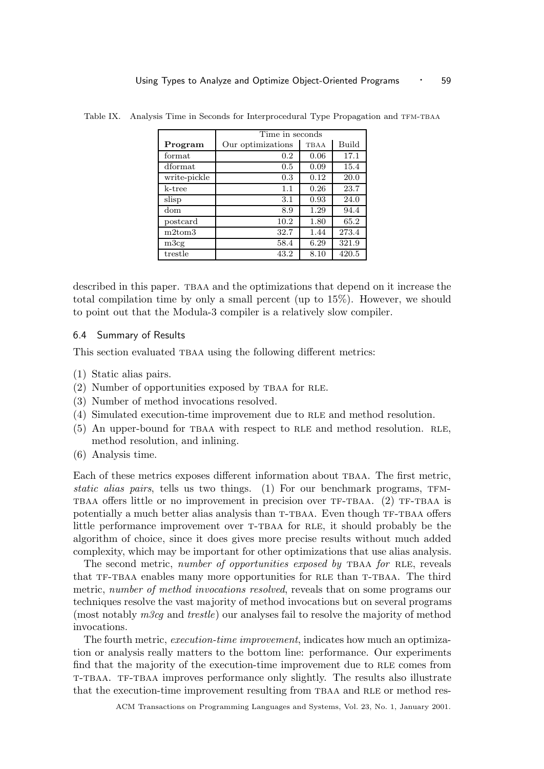Table IX. Analysis Time in Seconds for Interprocedural Type Propagation and TFM-TBAA

| | Time in seconds | | |
|---|---|---|---|
| **Program** | Our optimizations | TBAA | Build |
| format | 0.2 | 0.06 | 17.1 |
| dformat | 0.5 | 0.09 | 15.4 |
| write-pickle | 0.3 | 0.12 | 20.0 |
| k-tree | 1.1 | 0.26 | 23.7 |
| slisp | 3.1 | 0.93 | 24.0 |
| dom | 8.9 | 1.29 | 94.4 |
| postcard | 10.2 | 1.80 | 65.2 |
| m2tom3 | 32.7 | 1.44 | 273.4 |
| m3cg | 58.4 | 6.29 | 321.9 |
| trestle | 43.2 | 8.10 | 420.5 |

described in this paper. TBAA and the optimizations that depend on it increase the total compilation time by only a small percent (up to 15%). However, we should to point out that the Modula-3 compiler is a relatively slow compiler.

### 6.4 Summary of Results

This section evaluated TBAA using the following different metrics:

(1) Static alias pairs.
(2) Number of opportunities exposed by TBAA for RLE.
(3) Number of method invocations resolved.
(4) Simulated execution-time improvement due to RLE and method resolution.
(5) An upper-bound for TBAA with respect to RLE and method resolution. RLE, method resolution, and inlining.
(6) Analysis time.

Each of these metrics exposes different information about TBAA. The first metric, *static alias pairs*, tells us two things. (1) For our benchmark programs, TFM-TBAA offers little or no improvement in precision over TF-TBAA. (2) TF-TBAA is potentially a much better alias analysis than T-TBAA. Even though TF-TBAA offers little performance improvement over T-TBAA for RLE, it should probably be the algorithm of choice, since it does gives more precise results without much added complexity, which may be important for other optimizations that use alias analysis.

The second metric, *number of opportunities exposed by* TBAA *for* RLE, reveals that TF-TBAA enables many more opportunities for RLE than T-TBAA. The third metric, *number of method invocations resolved*, reveals that on some programs our techniques resolve the vast majority of method invocations but on several programs (most notably *m3cg* and *trestle*) our analyses fail to resolve the majority of method invocations.

The fourth metric, *execution-time improvement*, indicates how much an optimization or analysis really matters to the bottom line: performance. Our experiments find that the majority of the execution-time improvement due to RLE comes from T-TBAA. TF-TBAA improves performance only slightly. The results also illustrate that the execution-time improvement resulting from TBAA and RLE or method res-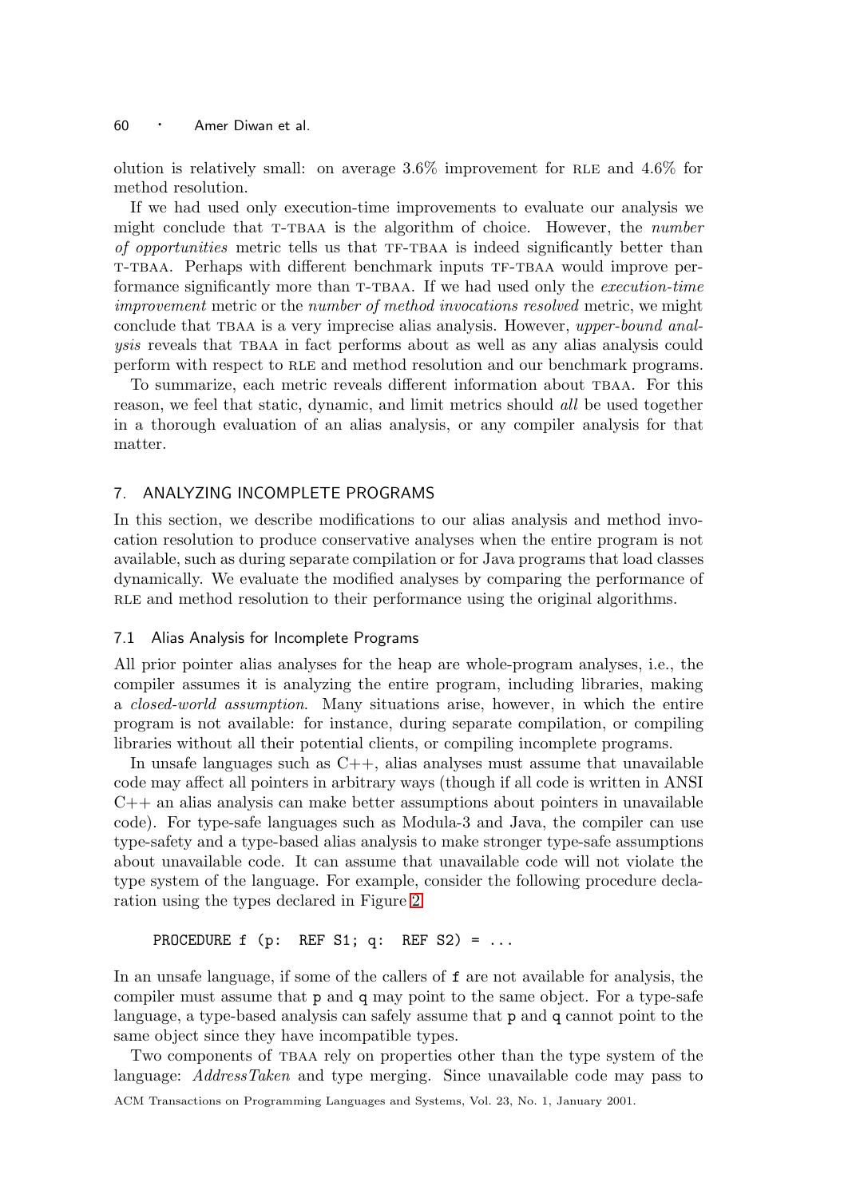olution is relatively small: on average 3.6% improvement for RLE and 4.6% for method resolution.

If we had used only execution-time improvements to evaluate our analysis we might conclude that T-TBAA is the algorithm of choice. However, the *number of opportunities* metric tells us that TF-TBAA is indeed significantly better than T-TBAA. Perhaps with different benchmark inputs TF-TBAA would improve performance significantly more than T-TBAA. If we had used only the *execution-time improvement* metric or the *number of method invocations resolved* metric, we might conclude that TBAA is a very imprecise alias analysis. However, *upper-bound analysis* reveals that TBAA in fact performs about as well as any alias analysis could perform with respect to RLE and method resolution and our benchmark programs.

To summarize, each metric reveals different information about TBAA. For this reason, we feel that static, dynamic, and limit metrics should *all* be used together in a thorough evaluation of an alias analysis, or any compiler analysis for that matter.

## 7. ANALYZING INCOMPLETE PROGRAMS

In this section, we describe modifications to our alias analysis and method invocation resolution to produce conservative analyses when the entire program is not available, such as during separate compilation or for Java programs that load classes dynamically. We evaluate the modified analyses by comparing the performance of RLE and method resolution to their performance using the original algorithms.

### 7.1 Alias Analysis for Incomplete Programs

All prior pointer alias analyses for the heap are whole-program analyses, i.e., the compiler assumes it is analyzing the entire program, including libraries, making a *closed-world assumption*. Many situations arise, however, in which the entire program is not available: for instance, during separate compilation, or compiling libraries without all their potential clients, or compiling incomplete programs.

In unsafe languages such as C++, alias analyses must assume that unavailable code may affect all pointers in arbitrary ways (though if all code is written in ANSI C++ an alias analysis can make better assumptions about pointers in unavailable code). For type-safe languages such as Modula-3 and Java, the compiler can use type-safety and a type-based alias analysis to make stronger type-safe assumptions about unavailable code. It can assume that unavailable code will not violate the type system of the language. For example, consider the following procedure declaration using the types declared in Figure 2.

```
PROCEDURE f (p: REF S1; q: REF S2) = ...
```

In an unsafe language, if some of the callers of f are not available for analysis, the compiler must assume that p and q may point to the same object. For a type-safe language, a type-based analysis can safely assume that p and q cannot point to the same object since they have incompatible types.

Two components of TBAA rely on properties other than the type system of the language: *AddressTaken* and type merging. Since unavailable code may pass to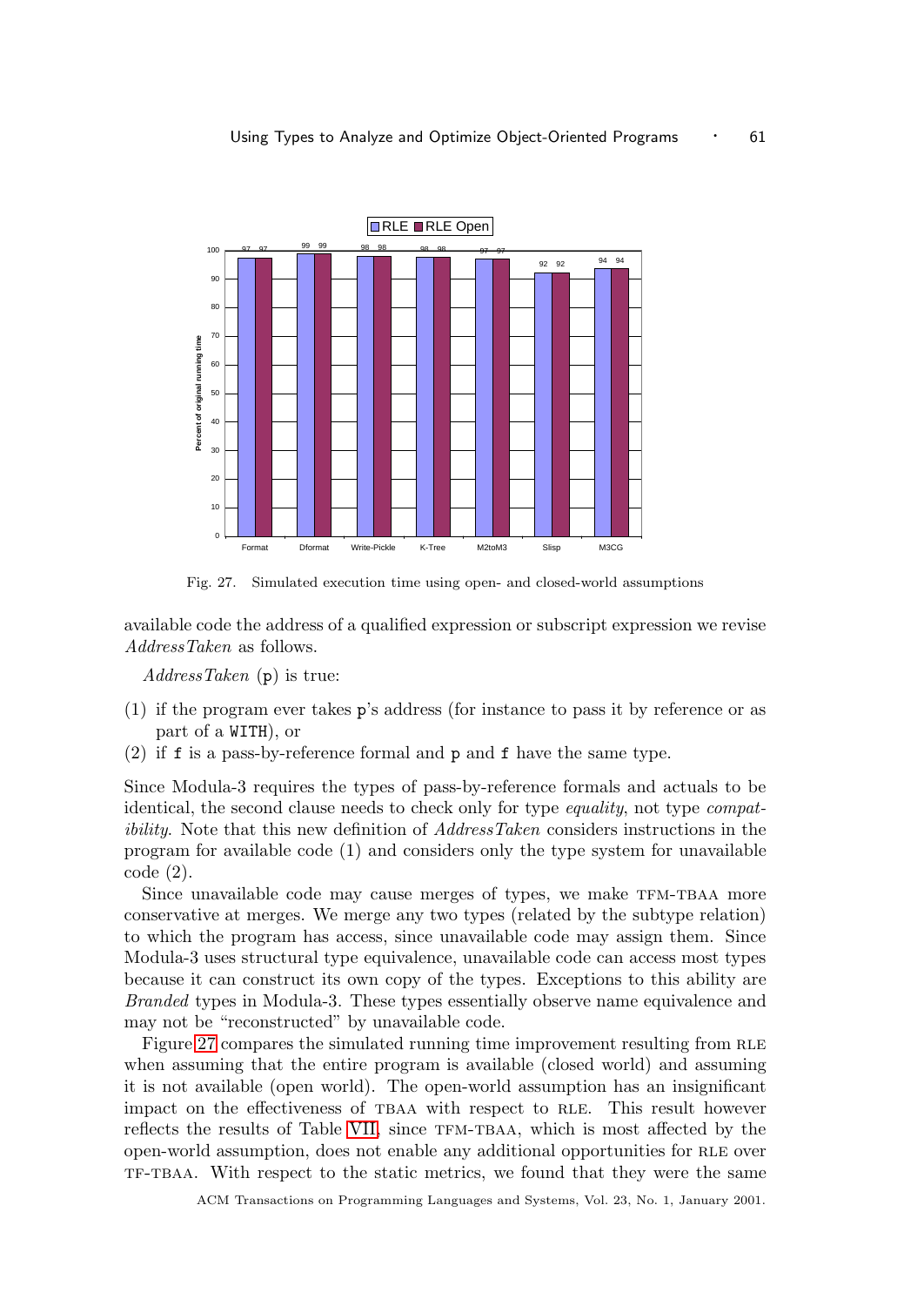Fig. 27. Simulated execution time using open- and closed-world assumptions

available code the address of a qualified expression or subscript expression we revise *AddressTaken* as follows.

*AddressTaken* (p) is true:

(1) if the program ever takes p's address (for instance to pass it by reference or as part of a `WITH`), or
(2) if f is a pass-by-reference formal and p and f have the same type.

Since Modula-3 requires the types of pass-by-reference formals and actuals to be identical, the second clause needs to check only for type *equality*, not type *compatibility*. Note that this new definition of *AddressTaken* considers instructions in the program for available code (1) and considers only the type system for unavailable code (2).

Since unavailable code may cause merges of types, we make TFM-TBAA more conservative at merges. We merge any two types (related by the subtype relation) to which the program has access, since unavailable code may assign them. Since Modula-3 uses structural type equivalence, unavailable code can access most types because it can construct its own copy of the types. Exceptions to this ability are *Branded* types in Modula-3. These types essentially observe name equivalence and may not be "reconstructed" by unavailable code.

Figure 27 compares the simulated running time improvement resulting from RLE when assuming that the entire program is available (closed world) and assuming it is not available (open world). The open-world assumption has an insignificant impact on the effectiveness of TBAA with respect to RLE. This result however reflects the results of Table VII, since TFM-TBAA, which is most affected by the open-world assumption, does not enable any additional opportunities for RLE over TF-TBAA. With respect to the static metrics, we found that they were the same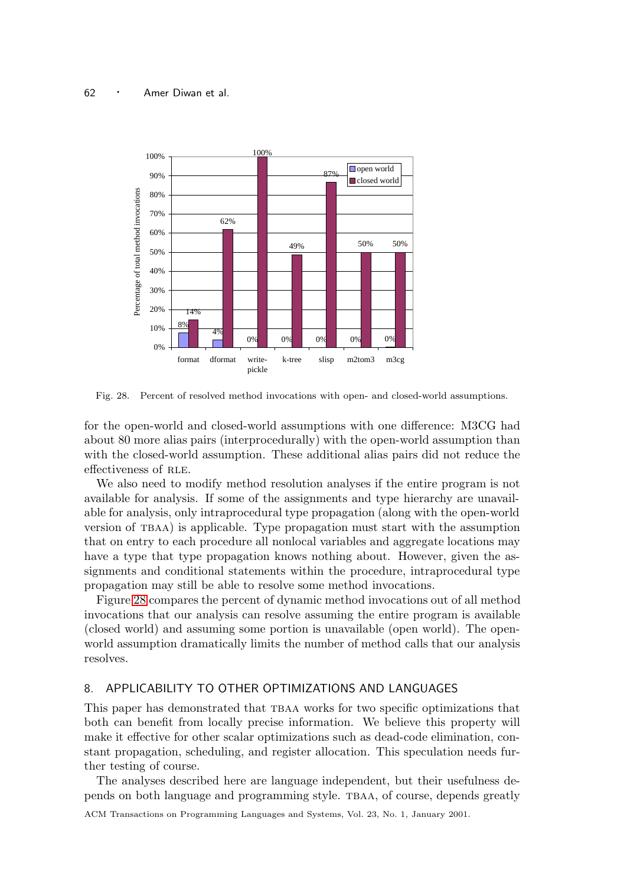Fig. 28. Percent of resolved method invocations with open- and closed-world assumptions.

for the open-world and closed-world assumptions with one difference: M3CG had about 80 more alias pairs (interprocedurally) with the open-world assumption than with the closed-world assumption. These additional alias pairs did not reduce the effectiveness of RLE.

We also need to modify method resolution analyses if the entire program is not available for analysis. If some of the assignments and type hierarchy are unavailable for analysis, only intraprocedural type propagation (along with the open-world version of TBAA) is applicable. Type propagation must start with the assumption that on entry to each procedure all nonlocal variables and aggregate locations may have a type that type propagation knows nothing about. However, given the assignments and conditional statements within the procedure, intraprocedural type propagation may still be able to resolve some method invocations.

Figure 28 compares the percent of dynamic method invocations out of all method invocations that our analysis can resolve assuming the entire program is available (closed world) and assuming some portion is unavailable (open world). The open-world assumption dramatically limits the number of method calls that our analysis resolves.

## 8. APPLICABILITY TO OTHER OPTIMIZATIONS AND LANGUAGES

This paper has demonstrated that TBAA works for two specific optimizations that both can benefit from locally precise information. We believe this property will make it effective for other scalar optimizations such as dead-code elimination, constant propagation, scheduling, and register allocation. This speculation needs further testing of course.

The analyses described here are language independent, but their usefulness depends on both language and programming style. TBAA, of course, depends greatly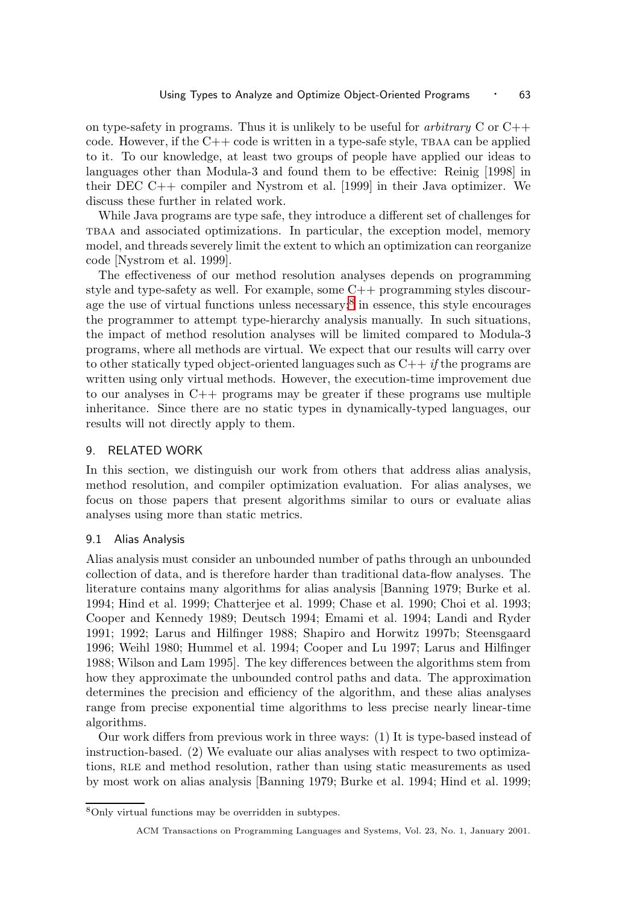on type-safety in programs. Thus it is unlikely to be useful for *arbitrary* C or C++ code. However, if the C++ code is written in a type-safe style, TBAA can be applied to it. To our knowledge, at least two groups of people have applied our ideas to languages other than Modula-3 and found them to be effective: Reinig [1998] in their DEC C++ compiler and Nystrom et al. [1999] in their Java optimizer. We discuss these further in related work.

While Java programs are type safe, they introduce a different set of challenges for TBAA and associated optimizations. In particular, the exception model, memory model, and threads severely limit the extent to which an optimization can reorganize code [Nystrom et al. 1999].

The effectiveness of our method resolution analyses depends on programming style and type-safety as well. For example, some C++ programming styles discourage the use of virtual functions unless necessary;[8] in essence, this style encourages the programmer to attempt type-hierarchy analysis manually. In such situations, the impact of method resolution analyses will be limited compared to Modula-3 programs, where all methods are virtual. We expect that our results will carry over to other statically typed object-oriented languages such as C++ *if* the programs are written using only virtual methods. However, the execution-time improvement due to our analyses in C++ programs may be greater if these programs use multiple inheritance. Since there are no static types in dynamically-typed languages, our results will not directly apply to them.

## 9. RELATED WORK

In this section, we distinguish our work from others that address alias analysis, method resolution, and compiler optimization evaluation. For alias analyses, we focus on those papers that present algorithms similar to ours or evaluate alias analyses using more than static metrics.

### 9.1 Alias Analysis

Alias analysis must consider an unbounded number of paths through an unbounded collection of data, and is therefore harder than traditional data-flow analyses. The literature contains many algorithms for alias analysis [Banning 1979; Burke et al. 1994; Hind et al. 1999; Chatterjee et al. 1999; Chase et al. 1990; Choi et al. 1993; Cooper and Kennedy 1989; Deutsch 1994; Emami et al. 1994; Landi and Ryder 1991; 1992; Larus and Hilfinger 1988; Shapiro and Horwitz 1997b; Steensgaard 1996; Weihl 1980; Hummel et al. 1994; Cooper and Lu 1997; Larus and Hilfinger 1988; Wilson and Lam 1995]. The key differences between the algorithms stem from how they approximate the unbounded control paths and data. The approximation determines the precision and efficiency of the algorithm, and these alias analyses range from precise exponential time algorithms to less precise nearly linear-time algorithms.

Our work differs from previous work in three ways: (1) It is type-based instead of instruction-based. (2) We evaluate our alias analyses with respect to two optimizations, RLE and method resolution, rather than using static measurements as used by most work on alias analysis [Banning 1979; Burke et al. 1994; Hind et al. 1999;

[8] Only virtual functions may be overridden in subtypes.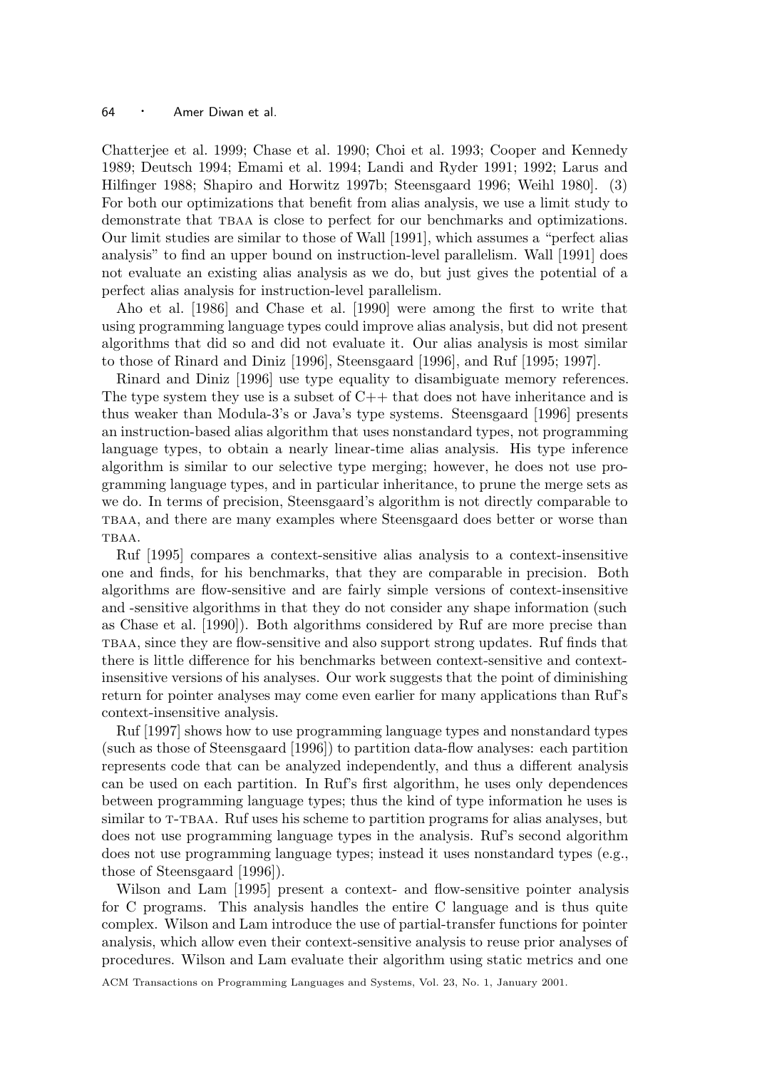Chatterjee et al. 1999; Chase et al. 1990; Choi et al. 1993; Cooper and Kennedy 1989; Deutsch 1994; Emami et al. 1994; Landi and Ryder 1991; 1992; Larus and Hilfinger 1988; Shapiro and Horwitz 1997b; Steensgaard 1996; Weihl 1980]. (3) For both our optimizations that benefit from alias analysis, we use a limit study to demonstrate that TBAA is close to perfect for our benchmarks and optimizations. Our limit studies are similar to those of Wall [1991], which assumes a "perfect alias analysis" to find an upper bound on instruction-level parallelism. Wall [1991] does not evaluate an existing alias analysis as we do, but just gives the potential of a perfect alias analysis for instruction-level parallelism.

Aho et al. [1986] and Chase et al. [1990] were among the first to write that using programming language types could improve alias analysis, but did not present algorithms that did so and did not evaluate it. Our alias analysis is most similar to those of Rinard and Diniz [1996], Steensgaard [1996], and Ruf [1995; 1997].

Rinard and Diniz [1996] use type equality to disambiguate memory references. The type system they use is a subset of C++ that does not have inheritance and is thus weaker than Modula-3's or Java's type systems. Steensgaard [1996] presents an instruction-based alias algorithm that uses nonstandard types, not programming language types, to obtain a nearly linear-time alias analysis. His type inference algorithm is similar to our selective type merging; however, he does not use programming language types, and in particular inheritance, to prune the merge sets as we do. In terms of precision, Steensgaard's algorithm is not directly comparable to TBAA, and there are many examples where Steensgaard does better or worse than TBAA.

Ruf [1995] compares a context-sensitive alias analysis to a context-insensitive one and finds, for his benchmarks, that they are comparable in precision. Both algorithms are flow-sensitive and are fairly simple versions of context-insensitive and -sensitive algorithms in that they do not consider any shape information (such as Chase et al. [1990]). Both algorithms considered by Ruf are more precise than TBAA, since they are flow-sensitive and also support strong updates. Ruf finds that there is little difference for his benchmarks between context-sensitive and context-insensitive versions of his analyses. Our work suggests that the point of diminishing return for pointer analyses may come even earlier for many applications than Ruf's context-insensitive analysis.

Ruf [1997] shows how to use programming language types and nonstandard types (such as those of Steensgaard [1996]) to partition data-flow analyses: each partition represents code that can be analyzed independently, and thus a different analysis can be used on each partition. In Ruf's first algorithm, he uses only dependences between programming language types; thus the kind of type information he uses is similar to T-TBAA. Ruf uses his scheme to partition programs for alias analyses, but does not use programming language types in the analysis. Ruf's second algorithm does not use programming language types; instead it uses nonstandard types (e.g., those of Steensgaard [1996]).

Wilson and Lam [1995] present a context- and flow-sensitive pointer analysis for C programs. This analysis handles the entire C language and is thus quite complex. Wilson and Lam introduce the use of partial-transfer functions for pointer analysis, which allow even their context-sensitive analysis to reuse prior analyses of procedures. Wilson and Lam evaluate their algorithm using static metrics and one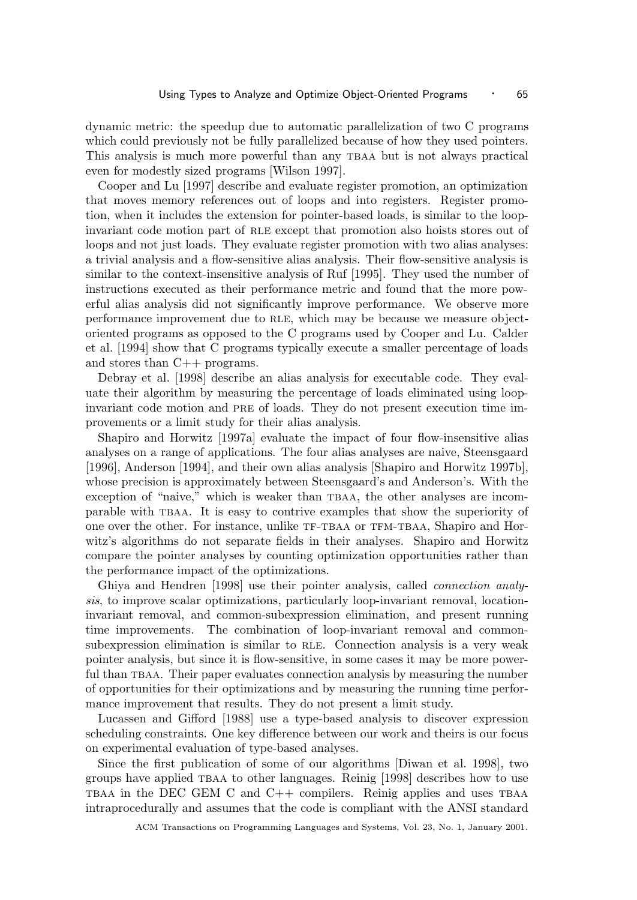dynamic metric: the speedup due to automatic parallelization of two C programs which could previously not be fully parallelized because of how they used pointers. This analysis is much more powerful than any TBAA but is not always practical even for modestly sized programs [Wilson 1997].

Cooper and Lu [1997] describe and evaluate register promotion, an optimization that moves memory references out of loops and into registers. Register promotion, when it includes the extension for pointer-based loads, is similar to the loop-invariant code motion part of RLE except that promotion also hoists stores out of loops and not just loads. They evaluate register promotion with two alias analyses: a trivial analysis and a flow-sensitive alias analysis. Their flow-sensitive analysis is similar to the context-insensitive analysis of Ruf [1995]. They used the number of instructions executed as their performance metric and found that the more powerful alias analysis did not significantly improve performance. We observe more performance improvement due to RLE, which may be because we measure object-oriented programs as opposed to the C programs used by Cooper and Lu. Calder et al. [1994] show that C programs typically execute a smaller percentage of loads and stores than C++ programs.

Debray et al. [1998] describe an alias analysis for executable code. They evaluate their algorithm by measuring the percentage of loads eliminated using loop-invariant code motion and PRE of loads. They do not present execution time improvements or a limit study for their alias analysis.

Shapiro and Horwitz [1997a] evaluate the impact of four flow-insensitive alias analyses on a range of applications. The four alias analyses are naive, Steensgaard [1996], Anderson [1994], and their own alias analysis [Shapiro and Horwitz 1997b], whose precision is approximately between Steensgaard's and Anderson's. With the exception of "naive," which is weaker than TBAA, the other analyses are incomparable with TBAA. It is easy to contrive examples that show the superiority of one over the other. For instance, unlike TF-TBAA or TFM-TBAA, Shapiro and Horwitz's algorithms do not separate fields in their analyses. Shapiro and Horwitz compare the pointer analyses by counting optimization opportunities rather than the performance impact of the optimizations.

Ghiya and Hendren [1998] use their pointer analysis, called *connection analysis*, to improve scalar optimizations, particularly loop-invariant removal, location-invariant removal, and common-subexpression elimination, and present running time improvements. The combination of loop-invariant removal and common-subexpression elimination is similar to RLE. Connection analysis is a very weak pointer analysis, but since it is flow-sensitive, in some cases it may be more powerful than TBAA. Their paper evaluates connection analysis by measuring the number of opportunities for their optimizations and by measuring the running time performance improvement that results. They do not present a limit study.

Lucassen and Gifford [1988] use a type-based analysis to discover expression scheduling constraints. One key difference between our work and theirs is our focus on experimental evaluation of type-based analyses.

Since the first publication of some of our algorithms [Diwan et al. 1998], two groups have applied TBAA to other languages. Reinig [1998] describes how to use TBAA in the DEC GEM C and C++ compilers. Reinig applies and uses TBAA intraprocedurally and assumes that the code is compliant with the ANSI standard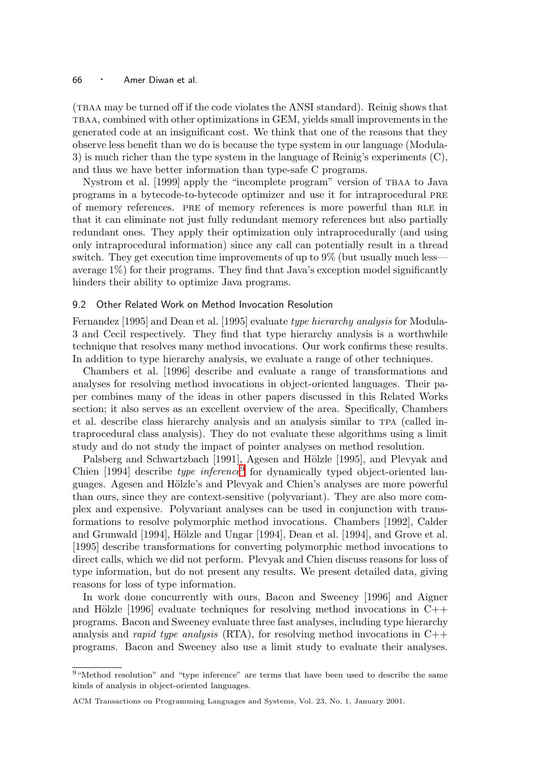(TBAA may be turned off if the code violates the ANSI standard). Reinig shows that TBAA, combined with other optimizations in GEM, yields small improvements in the generated code at an insignificant cost. We think that one of the reasons that they observe less benefit than we do is because the type system in our language (Modula-3) is much richer than the type system in the language of Reinig's experiments (C), and thus we have better information than type-safe C programs.

Nystrom et al. [1999] apply the "incomplete program" version of TBAA to Java programs in a bytecode-to-bytecode optimizer and use it for intraprocedural PRE of memory references. PRE of memory references is more powerful than RLE in that it can eliminate not just fully redundant memory references but also partially redundant ones. They apply their optimization only intraprocedurally (and using only intraprocedural information) since any call can potentially result in a thread switch. They get execution time improvements of up to 9% (but usually much less—average 1%) for their programs. They find that Java's exception model significantly hinders their ability to optimize Java programs.

## 9.2 Other Related Work on Method Invocation Resolution

Fernandez [1995] and Dean et al. [1995] evaluate *type hierarchy analysis* for Modula-3 and Cecil respectively. They find that type hierarchy analysis is a worthwhile technique that resolves many method invocations. Our work confirms these results. In addition to type hierarchy analysis, we evaluate a range of other techniques.

Chambers et al. [1996] describe and evaluate a range of transformations and analyses for resolving method invocations in object-oriented languages. Their paper combines many of the ideas in other papers discussed in this Related Works section; it also serves as an excellent overview of the area. Specifically, Chambers et al. describe class hierarchy analysis and an analysis similar to TPA (called intraprocedural class analysis). They do not evaluate these algorithms using a limit study and do not study the impact of pointer analyses on method resolution.

Palsberg and Schwartzbach [1991], Agesen and Hölzle [1995], and Plevyak and Chien [1994] describe *type inference*[9] for dynamically typed object-oriented languages. Agesen and Hölzle's and Plevyak and Chien's analyses are more powerful than ours, since they are context-sensitive (polyvariant). They are also more complex and expensive. Polyvariant analyses can be used in conjunction with transformations to resolve polymorphic method invocations. Chambers [1992], Calder and Grunwald [1994], Hölzle and Ungar [1994], Dean et al. [1994], and Grove et al. [1995] describe transformations for converting polymorphic method invocations to direct calls, which we did not perform. Plevyak and Chien discuss reasons for loss of type information, but do not present any results. We present detailed data, giving reasons for loss of type information.

In work done concurrently with ours, Bacon and Sweeney [1996] and Aigner and Hölzle [1996] evaluate techniques for resolving method invocations in C++ programs. Bacon and Sweeney evaluate three fast analyses, including type hierarchy analysis and *rapid type analysis* (RTA), for resolving method invocations in C++ programs. Bacon and Sweeney also use a limit study to evaluate their analyses.

[9] "Method resolution" and "type inference" are terms that have been used to describe the same kinds of analysis in object-oriented languages.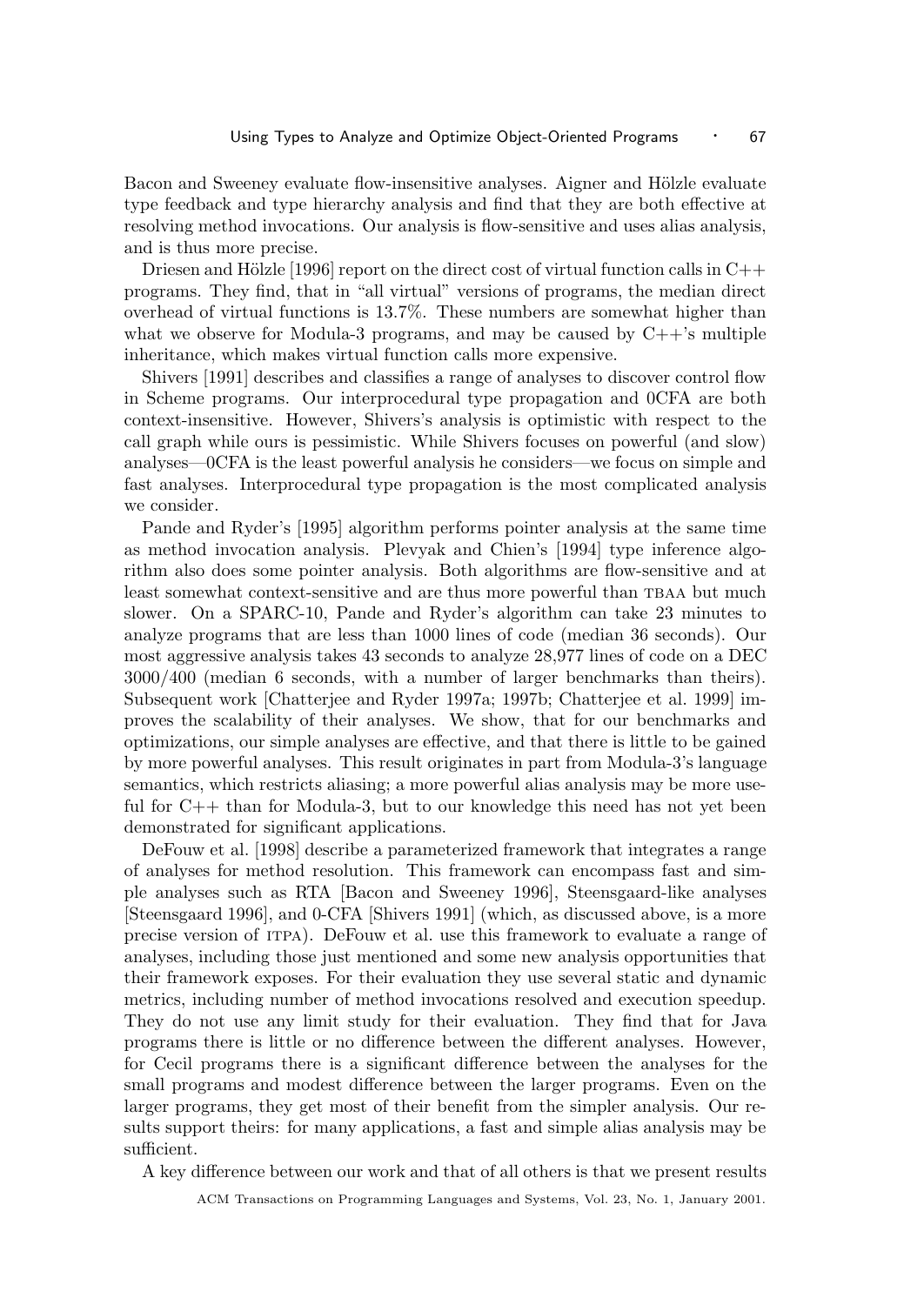Bacon and Sweeney evaluate flow-insensitive analyses. Aigner and Hölzle evaluate type feedback and type hierarchy analysis and find that they are both effective at resolving method invocations. Our analysis is flow-sensitive and uses alias analysis, and is thus more precise.

Driesen and Hölzle [1996] report on the direct cost of virtual function calls in C++ programs. They find, that in "all virtual" versions of programs, the median direct overhead of virtual functions is 13.7%. These numbers are somewhat higher than what we observe for Modula-3 programs, and may be caused by C++'s multiple inheritance, which makes virtual function calls more expensive.

Shivers [1991] describes and classifies a range of analyses to discover control flow in Scheme programs. Our interprocedural type propagation and 0CFA are both context-insensitive. However, Shivers's analysis is optimistic with respect to the call graph while ours is pessimistic. While Shivers focuses on powerful (and slow) analyses—0CFA is the least powerful analysis he considers—we focus on simple and fast analyses. Interprocedural type propagation is the most complicated analysis we consider.

Pande and Ryder's [1995] algorithm performs pointer analysis at the same time as method invocation analysis. Plevyak and Chien's [1994] type inference algorithm also does some pointer analysis. Both algorithms are flow-sensitive and at least somewhat context-sensitive and are thus more powerful than TBAA but much slower. On a SPARC-10, Pande and Ryder's algorithm can take 23 minutes to analyze programs that are less than 1000 lines of code (median 36 seconds). Our most aggressive analysis takes 43 seconds to analyze 28,977 lines of code on a DEC 3000/400 (median 6 seconds, with a number of larger benchmarks than theirs). Subsequent work [Chatterjee and Ryder 1997a; 1997b; Chatterjee et al. 1999] improves the scalability of their analyses. We show, that for our benchmarks and optimizations, our simple analyses are effective, and that there is little to be gained by more powerful analyses. This result originates in part from Modula-3's language semantics, which restricts aliasing; a more powerful alias analysis may be more useful for C++ than for Modula-3, but to our knowledge this need has not yet been demonstrated for significant applications.

DeFouw et al. [1998] describe a parameterized framework that integrates a range of analyses for method resolution. This framework can encompass fast and simple analyses such as RTA [Bacon and Sweeney 1996], Steensgaard-like analyses [Steensgaard 1996], and 0-CFA [Shivers 1991] (which, as discussed above, is a more precise version of ITPA). DeFouw et al. use this framework to evaluate a range of analyses, including those just mentioned and some new analysis opportunities that their framework exposes. For their evaluation they use several static and dynamic metrics, including number of method invocations resolved and execution speedup. They do not use any limit study for their evaluation. They find that for Java programs there is little or no difference between the different analyses. However, for Cecil programs there is a significant difference between the analyses for the small programs and modest difference between the larger programs. Even on the larger programs, they get most of their benefit from the simpler analysis. Our results support theirs: for many applications, a fast and simple alias analysis may be sufficient.

A key difference between our work and that of all others is that we present results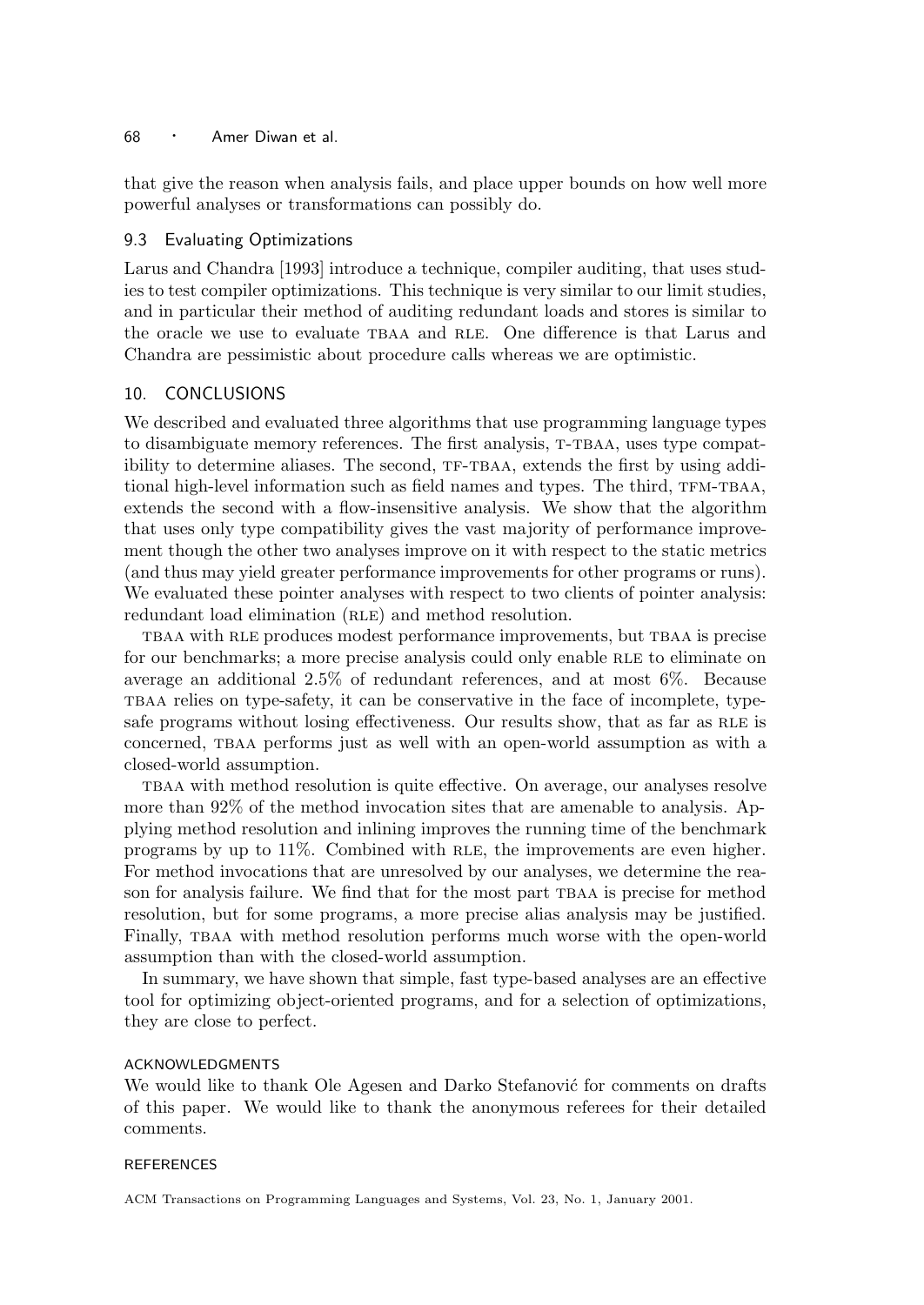that give the reason when analysis fails, and place upper bounds on how well more powerful analyses or transformations can possibly do.

### 9.3 Evaluating Optimizations

Larus and Chandra [1993] introduce a technique, compiler auditing, that uses studies to test compiler optimizations. This technique is very similar to our limit studies, and in particular their method of auditing redundant loads and stores is similar to the oracle we use to evaluate TBAA and RLE. One difference is that Larus and Chandra are pessimistic about procedure calls whereas we are optimistic.

## 10. CONCLUSIONS

We described and evaluated three algorithms that use programming language types to disambiguate memory references. The first analysis, T-TBAA, uses type compatibility to determine aliases. The second, TF-TBAA, extends the first by using additional high-level information such as field names and types. The third, TFM-TBAA, extends the second with a flow-insensitive analysis. We show that the algorithm that uses only type compatibility gives the vast majority of performance improvement though the other two analyses improve on it with respect to the static metrics (and thus may yield greater performance improvements for other programs or runs). We evaluated these pointer analyses with respect to two clients of pointer analysis: redundant load elimination (RLE) and method resolution.

TBAA with RLE produces modest performance improvements, but TBAA is precise for our benchmarks; a more precise analysis could only enable RLE to eliminate on average an additional 2.5% of redundant references, and at most 6%. Because TBAA relies on type-safety, it can be conservative in the face of incomplete, type-safe programs without losing effectiveness. Our results show, that as far as RLE is concerned, TBAA performs just as well with an open-world assumption as with a closed-world assumption.

TBAA with method resolution is quite effective. On average, our analyses resolve more than 92% of the method invocation sites that are amenable to analysis. Applying method resolution and inlining improves the running time of the benchmark programs by up to 11%. Combined with RLE, the improvements are even higher. For method invocations that are unresolved by our analyses, we determine the reason for analysis failure. We find that for the most part TBAA is precise for method resolution, but for some programs, a more precise alias analysis may be justified. Finally, TBAA with method resolution performs much worse with the open-world assumption than with the closed-world assumption.

In summary, we have shown that simple, fast type-based analyses are an effective tool for optimizing object-oriented programs, and for a selection of optimizations, they are close to perfect.

#### ACKNOWLEDGMENTS

We would like to thank Ole Agesen and Darko Stefanović for comments on drafts of this paper. We would like to thank the anonymous referees for their detailed comments.

#### REFERENCES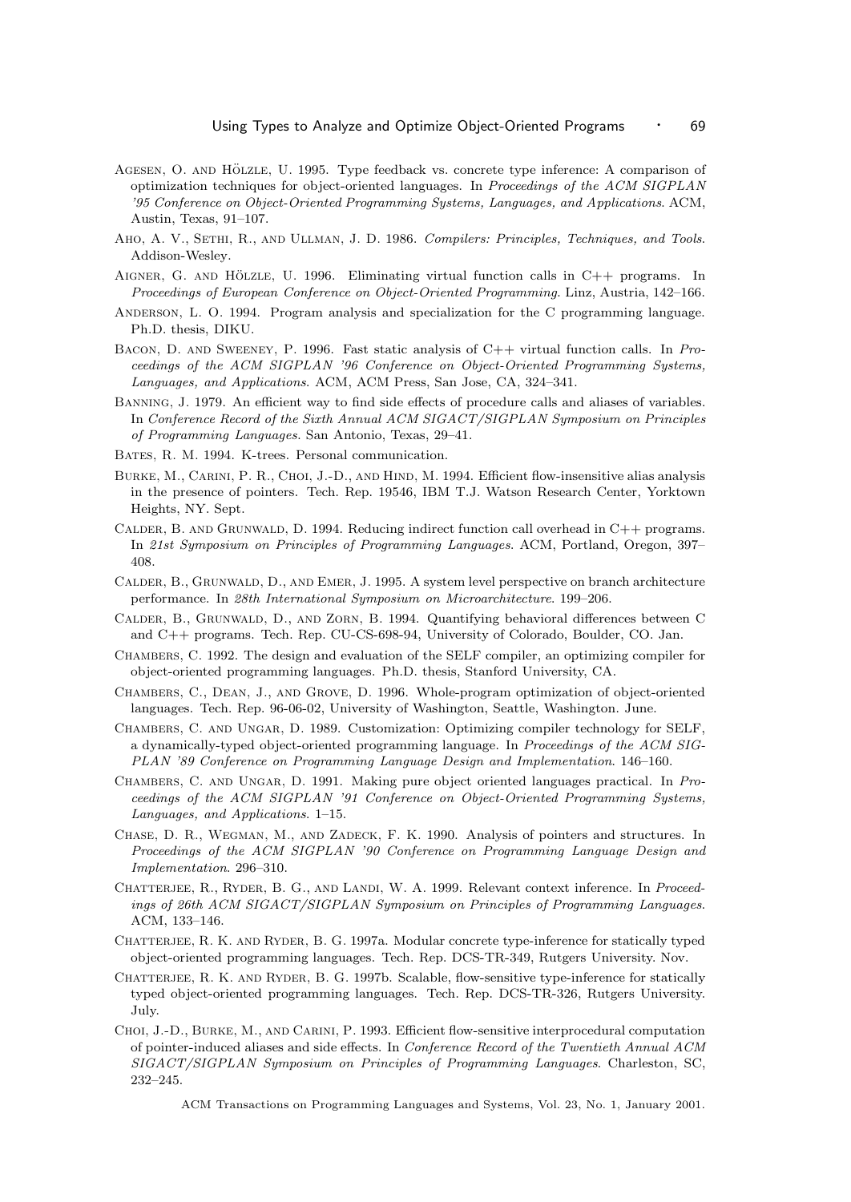Agesen, O. and Hölzle, U. 1995. Type feedback vs. concrete type inference: A comparison of optimization techniques for object-oriented languages. In *Proceedings of the ACM SIGPLAN '95 Conference on Object-Oriented Programming Systems, Languages, and Applications*. ACM, Austin, Texas, 91–107.

Aho, A. V., Sethi, R., and Ullman, J. D. 1986. *Compilers: Principles, Techniques, and Tools.* Addison-Wesley.

Aigner, G. and Hölzle, U. 1996. Eliminating virtual function calls in C++ programs. In *Proceedings of European Conference on Object-Oriented Programming.* Linz, Austria, 142–166.

Anderson, L. O. 1994. Program analysis and specialization for the C programming language. Ph.D. thesis, DIKU.

Bacon, D. and Sweeney, P. 1996. Fast static analysis of C++ virtual function calls. In *Proceedings of the ACM SIGPLAN '96 Conference on Object-Oriented Programming Systems, Languages, and Applications*. ACM, ACM Press, San Jose, CA, 324–341.

Banning, J. 1979. An efficient way to find side effects of procedure calls and aliases of variables. In *Conference Record of the Sixth Annual ACM SIGACT/SIGPLAN Symposium on Principles of Programming Languages.* San Antonio, Texas, 29–41.

Bates, R. M. 1994. K-trees. Personal communication.

Burke, M., Carini, P. R., Choi, J.-D., and Hind, M. 1994. Efficient flow-insensitive alias analysis in the presence of pointers. Tech. Rep. 19546, IBM T.J. Watson Research Center, Yorktown Heights, NY. Sept.

Calder, B. and Grunwald, D. 1994. Reducing indirect function call overhead in C++ programs. In *21st Symposium on Principles of Programming Languages*. ACM, Portland, Oregon, 397–408.

Calder, B., Grunwald, D., and Emer, J. 1995. A system level perspective on branch architecture performance. In *28th International Symposium on Microarchitecture*. 199–206.

Calder, B., Grunwald, D., and Zorn, B. 1994. Quantifying behavioral differences between C and C++ programs. Tech. Rep. CU-CS-698-94, University of Colorado, Boulder, CO. Jan.

Chambers, C. 1992. The design and evaluation of the SELF compiler, an optimizing compiler for object-oriented programming languages. Ph.D. thesis, Stanford University, CA.

Chambers, C., Dean, J., and Grove, D. 1996. Whole-program optimization of object-oriented languages. Tech. Rep. 96-06-02, University of Washington, Seattle, Washington. June.

Chambers, C. and Ungar, D. 1989. Customization: Optimizing compiler technology for SELF, a dynamically-typed object-oriented programming language. In *Proceedings of the ACM SIGPLAN '89 Conference on Programming Language Design and Implementation*. 146–160.

Chambers, C. and Ungar, D. 1991. Making pure object oriented languages practical. In *Proceedings of the ACM SIGPLAN '91 Conference on Object-Oriented Programming Systems, Languages, and Applications*. 1–15.

Chase, D. R., Wegman, M., and Zadeck, F. K. 1990. Analysis of pointers and structures. In *Proceedings of the ACM SIGPLAN '90 Conference on Programming Language Design and Implementation*. 296–310.

Chatterjee, R., Ryder, B. G., and Landi, W. A. 1999. Relevant context inference. In *Proceedings of 26th ACM SIGACT/SIGPLAN Symposium on Principles of Programming Languages*. ACM, 133–146.

Chatterjee, R. K. and Ryder, B. G. 1997a. Modular concrete type-inference for statically typed object-oriented programming languages. Tech. Rep. DCS-TR-349, Rutgers University. Nov.

Chatterjee, R. K. and Ryder, B. G. 1997b. Scalable, flow-sensitive type-inference for statically typed object-oriented programming languages. Tech. Rep. DCS-TR-326, Rutgers University. July.

Choi, J.-D., Burke, M., and Carini, P. 1993. Efficient flow-sensitive interprocedural computation of pointer-induced aliases and side effects. In *Conference Record of the Twentieth Annual ACM SIGACT/SIGPLAN Symposium on Principles of Programming Languages*. Charleston, SC, 232–245.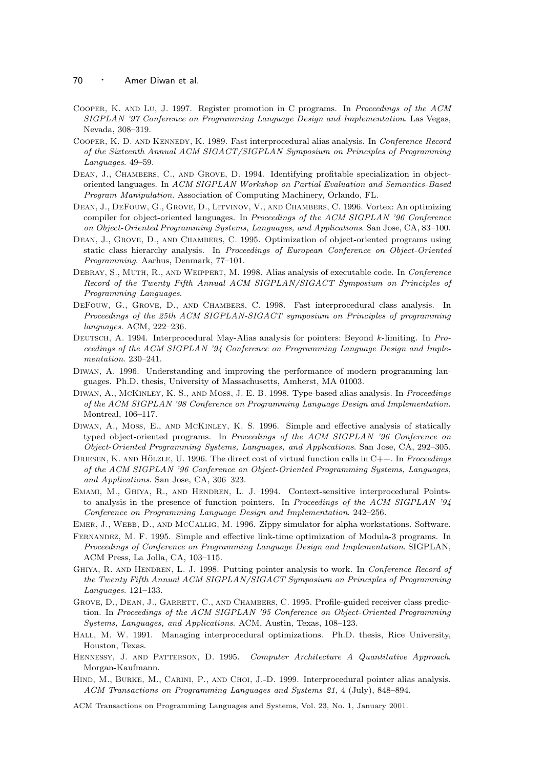Cooper, K. and Lu, J. 1997. Register promotion in C programs. In *Proceedings of the ACM SIGPLAN '97 Conference on Programming Language Design and Implementation*. Las Vegas, Nevada, 308–319.

Cooper, K. D. and Kennedy, K. 1989. Fast interprocedural alias analysis. In *Conference Record of the Sixteenth Annual ACM SIGACT/SIGPLAN Symposium on Principles of Programming Languages*. 49–59.

Dean, J., Chambers, C., and Grove, D. 1994. Identifying profitable specialization in object-oriented languages. In *ACM SIGPLAN Workshop on Partial Evaluation and Semantics-Based Program Manipulation*. Association of Computing Machinery, Orlando, FL.

Dean, J., DeFouw, G., Grove, D., Litvinov, V., and Chambers, C. 1996. Vortex: An optimizing compiler for object-oriented languages. In *Proceedings of the ACM SIGPLAN '96 Conference on Object-Oriented Programming Systems, Languages, and Applications*. San Jose, CA, 83–100.

Dean, J., Grove, D., and Chambers, C. 1995. Optimization of object-oriented programs using static class hierarchy analysis. In *Proceedings of European Conference on Object-Oriented Programming*. Aarhus, Denmark, 77–101.

Debray, S., Muth, R., and Weippert, M. 1998. Alias analysis of executable code. In *Conference Record of the Twenty Fifth Annual ACM SIGPLAN/SIGACT Symposium on Principles of Programming Languages*.

DeFouw, G., Grove, D., and Chambers, C. 1998. Fast interprocedural class analysis. In *Proceedings of the 25th ACM SIGPLAN-SIGACT symposium on Principles of programming languages*. ACM, 222–236.

Deutsch, A. 1994. Interprocedural May-Alias analysis for pointers: Beyond $k$-limiting. In *Proceedings of the ACM SIGPLAN '94 Conference on Programming Language Design and Implementation*. 230–241.

Diwan, A. 1996. Understanding and improving the performance of modern programming languages. Ph.D. thesis, University of Massachusetts, Amherst, MA 01003.

Diwan, A., McKinley, K. S., and Moss, J. E. B. 1998. Type-based alias analysis. In *Proceedings of the ACM SIGPLAN '98 Conference on Programming Language Design and Implementation*. Montreal, 106–117.

Diwan, A., Moss, E., and McKinley, K. S. 1996. Simple and effective analysis of statically typed object-oriented programs. In *Proceedings of the ACM SIGPLAN '96 Conference on Object-Oriented Programming Systems, Languages, and Applications*. San Jose, CA, 292–305.

Driesen, K. and Hölzle, U. 1996. The direct cost of virtual function calls in C++. In *Proceedings of the ACM SIGPLAN '96 Conference on Object-Oriented Programming Systems, Languages, and Applications*. San Jose, CA, 306–323.

Emami, M., Ghiya, R., and Hendren, L. J. 1994. Context-sensitive interprocedural Points-to analysis in the presence of function pointers. In *Proceedings of the ACM SIGPLAN '94 Conference on Programming Language Design and Implementation*. 242–256.

Emer, J., Webb, D., and McCallig, M. 1996. Zippy simulator for alpha workstations. Software.

Fernandez, M. F. 1995. Simple and effective link-time optimization of Modula-3 programs. In *Proceedings of Conference on Programming Language Design and Implementation*. SIGPLAN, ACM Press, La Jolla, CA, 103–115.

Ghiya, R. and Hendren, L. J. 1998. Putting pointer analysis to work. In *Conference Record of the Twenty Fifth Annual ACM SIGPLAN/SIGACT Symposium on Principles of Programming Languages*. 121–133.

Grove, D., Dean, J., Garrett, C., and Chambers, C. 1995. Profile-guided receiver class prediction. In *Proceedings of the ACM SIGPLAN '95 Conference on Object-Oriented Programming Systems, Languages, and Applications*. ACM, Austin, Texas, 108–123.

Hall, M. W. 1991. Managing interprocedural optimizations. Ph.D. thesis, Rice University, Houston, Texas.

Hennessy, J. and Patterson, D. 1995. *Computer Architecture A Quantitative Approach*. Morgan-Kaufmann.

Hind, M., Burke, M., Carini, P., and Choi, J.-D. 1999. Interprocedural pointer alias analysis. *ACM Transactions on Programming Languages and Systems 21,* 4 (July), 848–894.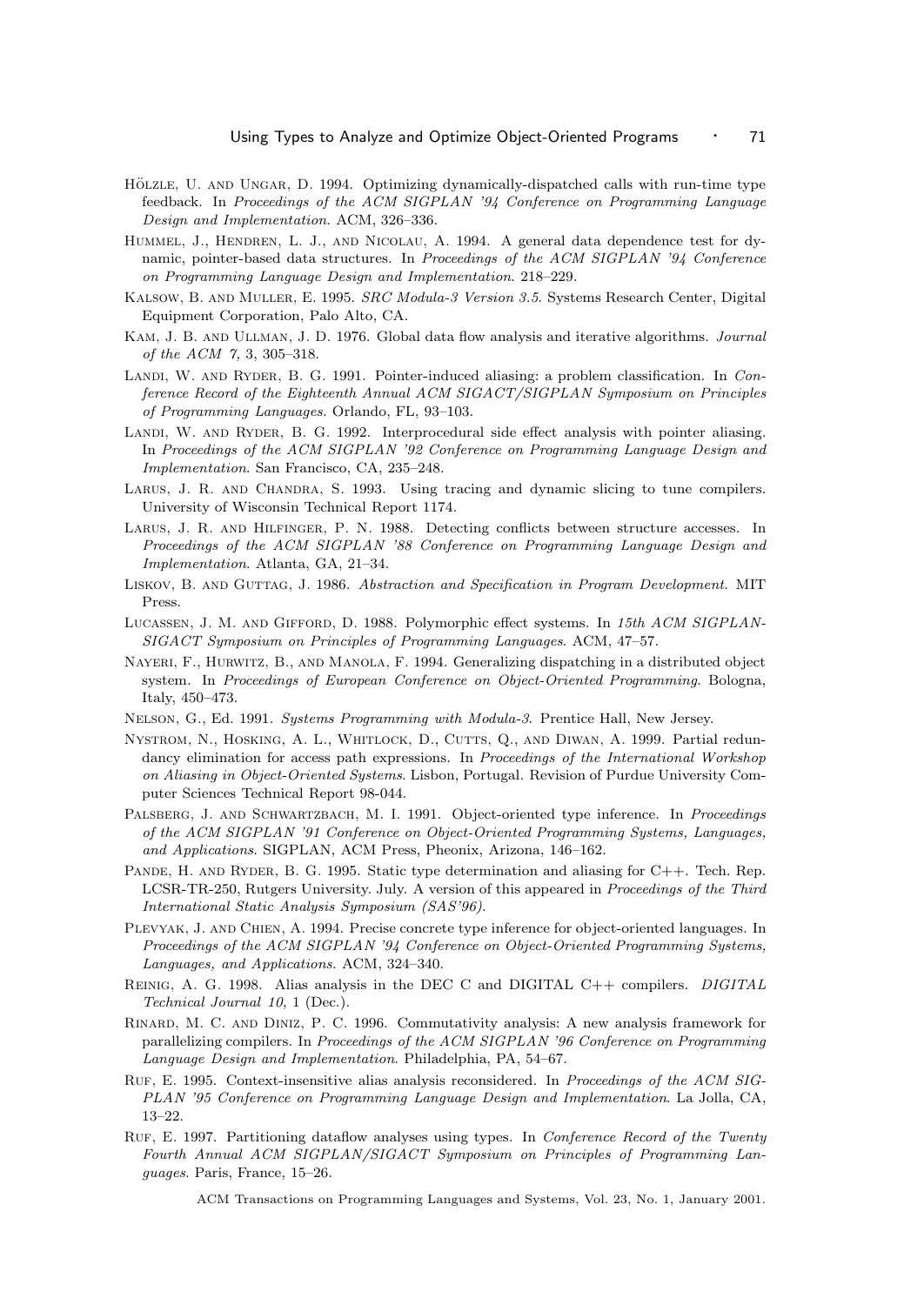Hölzle, U. and Ungar, D. 1994. Optimizing dynamically-dispatched calls with run-time type feedback. In *Proceedings of the ACM SIGPLAN '94 Conference on Programming Language Design and Implementation*. ACM, 326–336.

Hummel, J., Hendren, L. J., and Nicolau, A. 1994. A general data dependence test for dynamic, pointer-based data structures. In *Proceedings of the ACM SIGPLAN '94 Conference on Programming Language Design and Implementation*. 218–229.

Kalsow, B. and Muller, E. 1995. *SRC Modula-3 Version 3.5*. Systems Research Center, Digital Equipment Corporation, Palo Alto, CA.

Kam, J. B. and Ullman, J. D. 1976. Global data flow analysis and iterative algorithms. *Journal of the ACM 7,* 3, 305–318.

Landi, W. and Ryder, B. G. 1991. Pointer-induced aliasing: a problem classification. In *Conference Record of the Eighteenth Annual ACM SIGACT/SIGPLAN Symposium on Principles of Programming Languages*. Orlando, FL, 93–103.

Landi, W. and Ryder, B. G. 1992. Interprocedural side effect analysis with pointer aliasing. In *Proceedings of the ACM SIGPLAN '92 Conference on Programming Language Design and Implementation*. San Francisco, CA, 235–248.

Larus, J. R. and Chandra, S. 1993. Using tracing and dynamic slicing to tune compilers. University of Wisconsin Technical Report 1174.

Larus, J. R. and Hilfinger, P. N. 1988. Detecting conflicts between structure accesses. In *Proceedings of the ACM SIGPLAN '88 Conference on Programming Language Design and Implementation*. Atlanta, GA, 21–34.

Liskov, B. and Guttag, J. 1986. *Abstraction and Specification in Program Development*. MIT Press.

Lucassen, J. M. and Gifford, D. 1988. Polymorphic effect systems. In *15th ACM SIGPLAN-SIGACT Symposium on Principles of Programming Languages*. ACM, 47–57.

Nayeri, F., Hurwitz, B., and Manola, F. 1994. Generalizing dispatching in a distributed object system. In *Proceedings of European Conference on Object-Oriented Programming*. Bologna, Italy, 450–473.

Nelson, G., Ed. 1991. *Systems Programming with Modula-3*. Prentice Hall, New Jersey.

Nystrom, N., Hosking, A. L., Whitlock, D., Cutts, Q., and Diwan, A. 1999. Partial redundancy elimination for access path expressions. In *Proceedings of the International Workshop on Aliasing in Object-Oriented Systems*. Lisbon, Portugal. Revision of Purdue University Computer Sciences Technical Report 98-044.

Palsberg, J. and Schwartzbach, M. I. 1991. Object-oriented type inference. In *Proceedings of the ACM SIGPLAN '91 Conference on Object-Oriented Programming Systems, Languages, and Applications*. SIGPLAN, ACM Press, Pheonix, Arizona, 146–162.

Pande, H. and Ryder, B. G. 1995. Static type determination and aliasing for C++. Tech. Rep. LCSR-TR-250, Rutgers University. July. A version of this appeared in *Proceedings of the Third International Static Analysis Symposium (SAS'96)*.

Plevyak, J. and Chien, A. 1994. Precise concrete type inference for object-oriented languages. In *Proceedings of the ACM SIGPLAN '94 Conference on Object-Oriented Programming Systems, Languages, and Applications*. ACM, 324–340.

Reinig, A. G. 1998. Alias analysis in the DEC C and DIGITAL C++ compilers. *DIGITAL Technical Journal 10,* 1 (Dec.).

Rinard, M. C. and Diniz, P. C. 1996. Commutativity analysis: A new analysis framework for parallelizing compilers. In *Proceedings of the ACM SIGPLAN '96 Conference on Programming Language Design and Implementation*. Philadelphia, PA, 54–67.

Ruf, E. 1995. Context-insensitive alias analysis reconsidered. In *Proceedings of the ACM SIGPLAN '95 Conference on Programming Language Design and Implementation*. La Jolla, CA, 13–22.

Ruf, E. 1997. Partitioning dataflow analyses using types. In *Conference Record of the Twenty Fourth Annual ACM SIGPLAN/SIGACT Symposium on Principles of Programming Languages*. Paris, France, 15–26.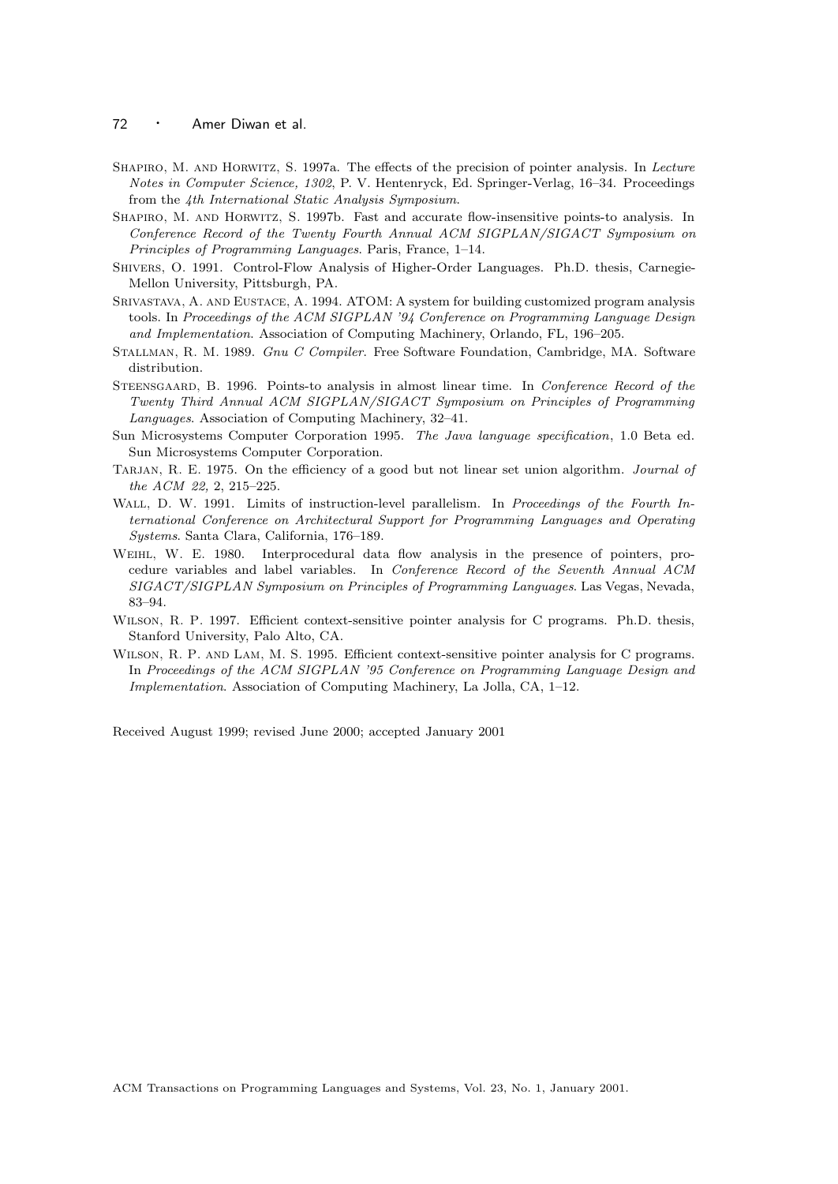Shapiro, M. and Horwitz, S. 1997a. The effects of the precision of pointer analysis. In *Lecture Notes in Computer Science, 1302*, P. V. Hentenryck, Ed. Springer-Verlag, 16–34. Proceedings from the *4th International Static Analysis Symposium*.

Shapiro, M. and Horwitz, S. 1997b. Fast and accurate flow-insensitive points-to analysis. In *Conference Record of the Twenty Fourth Annual ACM SIGPLAN/SIGACT Symposium on Principles of Programming Languages*. Paris, France, 1–14.

Shivers, O. 1991. Control-Flow Analysis of Higher-Order Languages. Ph.D. thesis, Carnegie-Mellon University, Pittsburgh, PA.

Srivastava, A. and Eustace, A. 1994. ATOM: A system for building customized program analysis tools. In *Proceedings of the ACM SIGPLAN '94 Conference on Programming Language Design and Implementation*. Association of Computing Machinery, Orlando, FL, 196–205.

Stallman, R. M. 1989. *Gnu C Compiler*. Free Software Foundation, Cambridge, MA. Software distribution.

Steensgaard, B. 1996. Points-to analysis in almost linear time. In *Conference Record of the Twenty Third Annual ACM SIGPLAN/SIGACT Symposium on Principles of Programming Languages*. Association of Computing Machinery, 32–41.

Sun Microsystems Computer Corporation 1995. *The Java language specification*, 1.0 Beta ed. Sun Microsystems Computer Corporation.

Tarjan, R. E. 1975. On the efficiency of a good but not linear set union algorithm. *Journal of the ACM 22,* 2, 215–225.

Wall, D. W. 1991. Limits of instruction-level parallelism. In *Proceedings of the Fourth International Conference on Architectural Support for Programming Languages and Operating Systems*. Santa Clara, California, 176–189.

Weihl, W. E. 1980. Interprocedural data flow analysis in the presence of pointers, procedure variables and label variables. In *Conference Record of the Seventh Annual ACM SIGACT/SIGPLAN Symposium on Principles of Programming Languages*. Las Vegas, Nevada, 83–94.

Wilson, R. P. 1997. Efficient context-sensitive pointer analysis for C programs. Ph.D. thesis, Stanford University, Palo Alto, CA.

Wilson, R. P. and Lam, M. S. 1995. Efficient context-sensitive pointer analysis for C programs. In *Proceedings of the ACM SIGPLAN '95 Conference on Programming Language Design and Implementation*. Association of Computing Machinery, La Jolla, CA, 1–12.

Received August 1999; revised June 2000; accepted January 2001